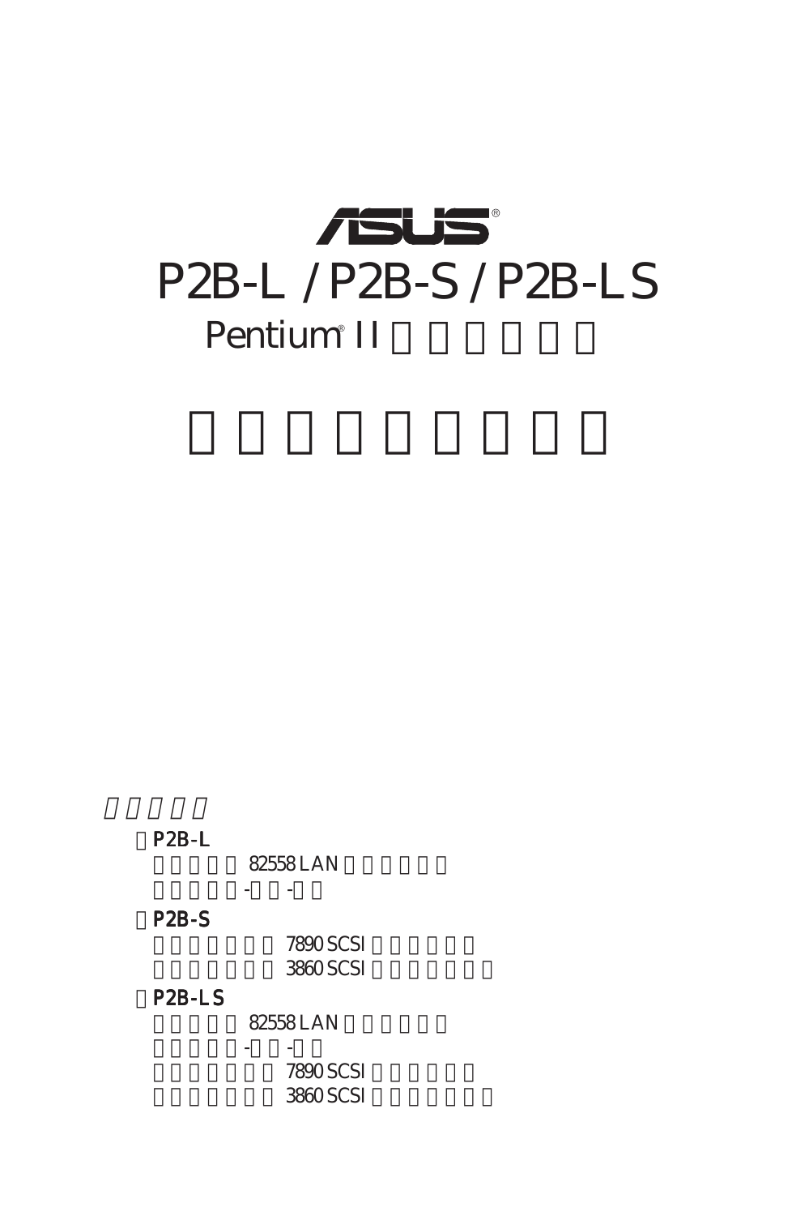ASUS®

# P2B-L / P2B-S / P2B-LS

## Pentium® II

- P2B-L
  - 82558 LAN
  - - -
- P2B-S
  - 7890 SCSI
  - 3860 SCSI
- P2B-LS
  - 82558 LAN
  - - -
  - 7890 SCSI
  - 3860 SCSI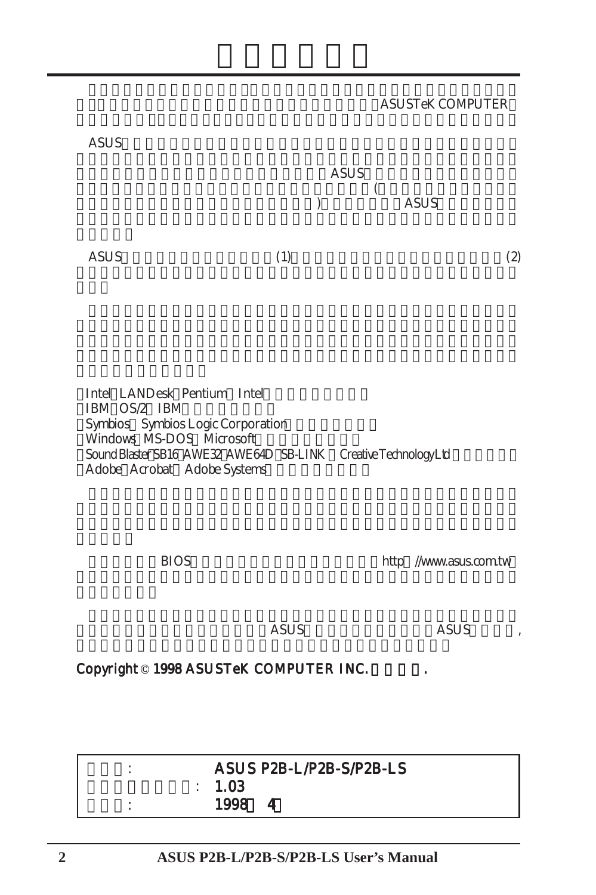ASUSTeK COMPUTER

ASUS

ASUS

(

) ASUS

ASUS (1) (2)

Intel LANDesk Pentium Intel
IBM OS/2 IBM
Symbios Symbios Logic Corporation
Windows MS-DOS Microsoft
Sound Blaster SB16 AWE32 AWE64D SB-LINK Creative Technology Ltd
Adobe Acrobat Adobe Systems

BIOS http //www.asus.com.tw

ASUS ASUS ,

**Copyright © 1998 ASUSTeK COMPUTER INC. .**

| | |
|---|---|
| : | **ASUS P2B-L/P2B-S/P2B-LS** |
| : | **1.03** |
| : | **1998 4** |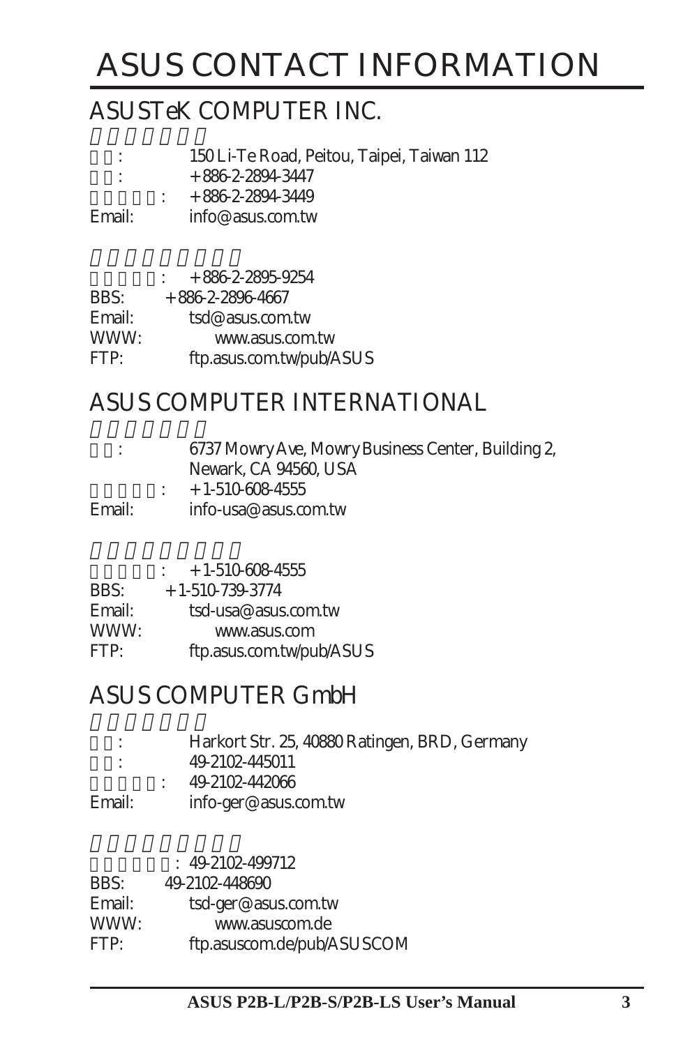# ASUS CONTACT INFORMATION

## ASUSTeK COMPUTER INC.

: 150 Li-Te Road, Peitou, Taipei, Taiwan 112
: +886-2-2894-3447
: +886-2-2894-3449
Email: info@asus.com.tw

: +886-2-2895-9254
BBS: +886-2-2896-4667
Email: tsd@asus.com.tw
WWW: www.asus.com.tw
FTP: ftp.asus.com.tw/pub/ASUS

## ASUS COMPUTER INTERNATIONAL

: 6737 Mowry Ave, Mowry Business Center, Building 2, Newark, CA 94560, USA
: +1-510-608-4555
Email: info-usa@asus.com.tw

: +1-510-608-4555
BBS: +1-510-739-3774
Email: tsd-usa@asus.com.tw
WWW: www.asus.com
FTP: ftp.asus.com.tw/pub/ASUS

## ASUS COMPUTER GmbH

: Harkort Str. 25, 40880 Ratingen, BRD, Germany
: 49-2102-445011
: 49-2102-442066
Email: info-ger@asus.com.tw

: 49-2102-499712
BBS: 49-2102-448690
Email: tsd-ger@asus.com.tw
WWW: www.asuscom.de
FTP: ftp.asuscom.de/pub/ASUSCOM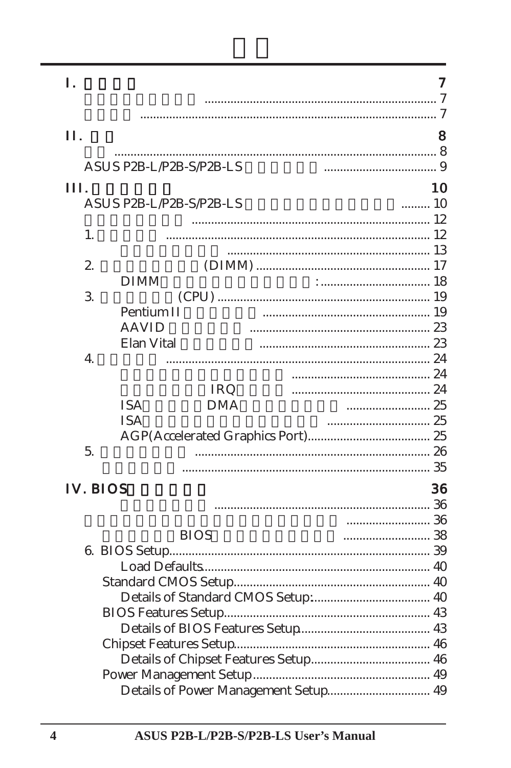# 目录

**I. 产品介绍 7**

产品包装内容清单 ... 7

特别声明 ... 7

**II. 特性 8**

特性 ... 8

ASUS P2B-L/P2B-S/P2B-LS 主板示意图 ... 9

**III. 硬件安装设定 10**

ASUS P2B-L/P2B-S/P2B-LS 主板元件位置与设定说明 ... 10

硬件安装设定步骤 ... 12

1. 跳线设定 ... 12

  跳线设定详细说明 ... 13

2. 系统内存模组 (DIMM) ... 17

  DIMM 内存模组的安装与拆卸 : ... 18

3. 中央处理器 (CPU) ... 19

  Pentium II 处理器安装 ... 19

  AAVID 散热片安装 ... 23

  Elan Vital 散热片安装 ... 23

4. 扩展卡 ... 24

  扩展卡的安装与设定步骤 ... 24

  扩展卡中断 IRQ 分配表 ... 24

  ISA 扩展卡 DMA 通道分配表 ... 25

  ISA 即插即用扩展卡设定说明 ... 25

  AGP(Accelerated Graphics Port) ... 25

5. 外部连接器 ... 26

  电源开启 ... 35

**IV. BIOS 软件设定 36**

  快速更新 ... 36

管理和更新您的主板设定 ... 36

  重新设定 BIOS ... 38

6. BIOS Setup ... 39

  Load Defaults ... 40

 Standard CMOS Setup ... 40

  Details of Standard CMOS Setup: ... 40

 BIOS Features Setup ... 43

  Details of BIOS Features Setup ... 43

 Chipset Features Setup ... 46

  Details of Chipset Features Setup ... 46

 Power Management Setup ... 49

  Details of Power Management Setup ... 49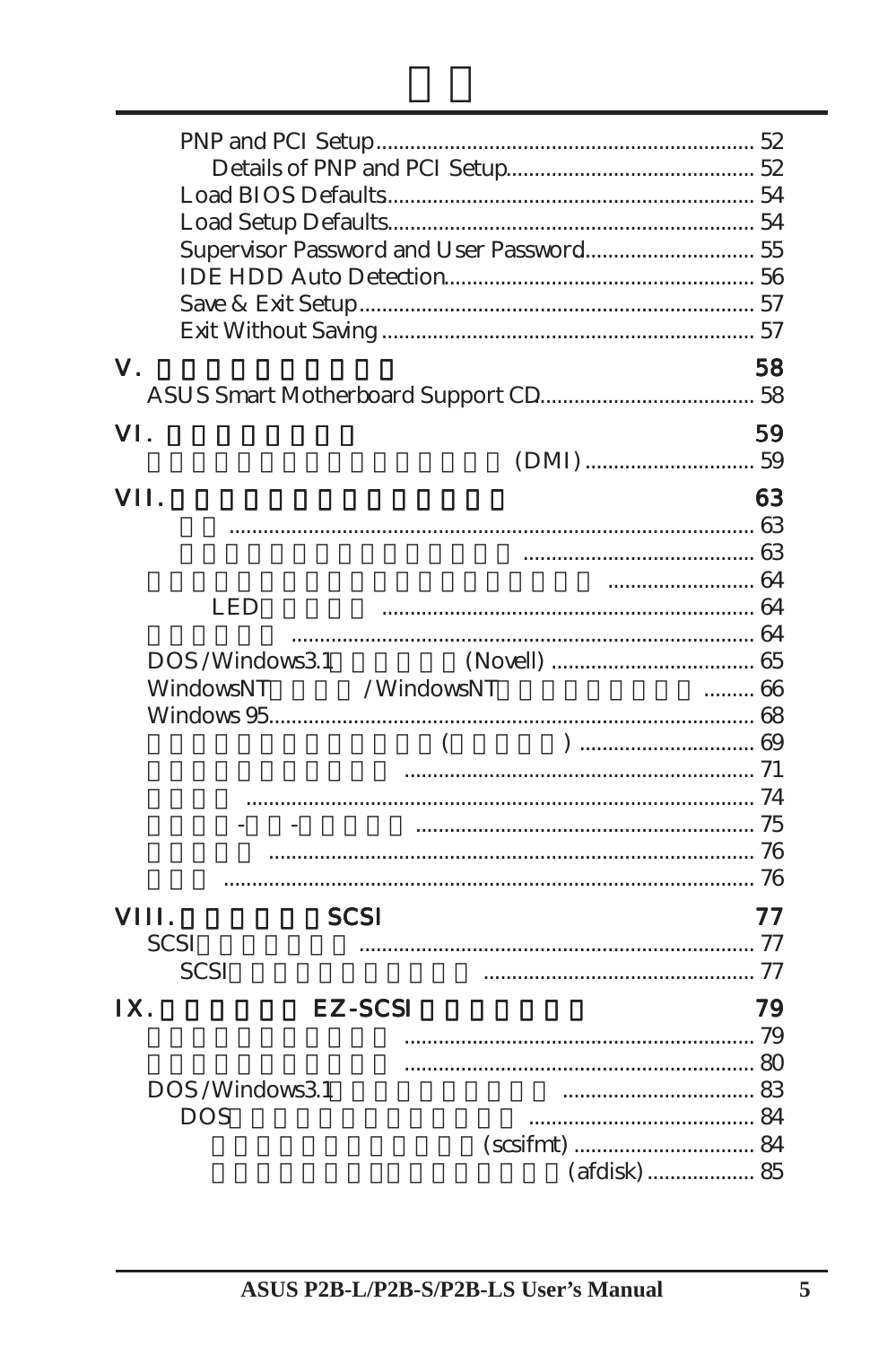PNP and PCI Setup .................................................................. 52
Details of PNP and PCI Setup ........................................... 52
Load BIOS Defaults ................................................................ 54
Load Setup Defaults ............................................................... 54
Supervisor Password and User Password ............................. 55
IDE HDD Auto Detection ...................................................... 56
Save & Exit Setup ................................................................... 57
Exit Without Saving ............................................................... 57

## V. 58

ASUS Smart Motherboard Support CD ..................................... 58

## VI. 59

(DMI) ............................. 59

## VII. 63

........................................................................................... 63
........................................ 63
.......................... 64
LED ................................................................. 64
................................................................................. 64
DOS/Windows3.1 (Novell) .................................... 65
WindowsNT /WindowsNT ......... 66
Windows 95 ................................................................................... 68
( ) .............................. 69
............................................................. 71
......................................................................................... 74
- - ........................................................... 75
..................................................................................... 76
............................................................................................. 76

## VIII. SCSI 77

SCSI ..................................................................... 77
SCSI ................................................ 77

## IX. EZ-SCSI 79

............................................................. 79
............................................................. 80
DOS/Windows3.1 .................................. 83
DOS ........................................ 84
(scsifmt) ................................ 84
(afdisk) ................... 85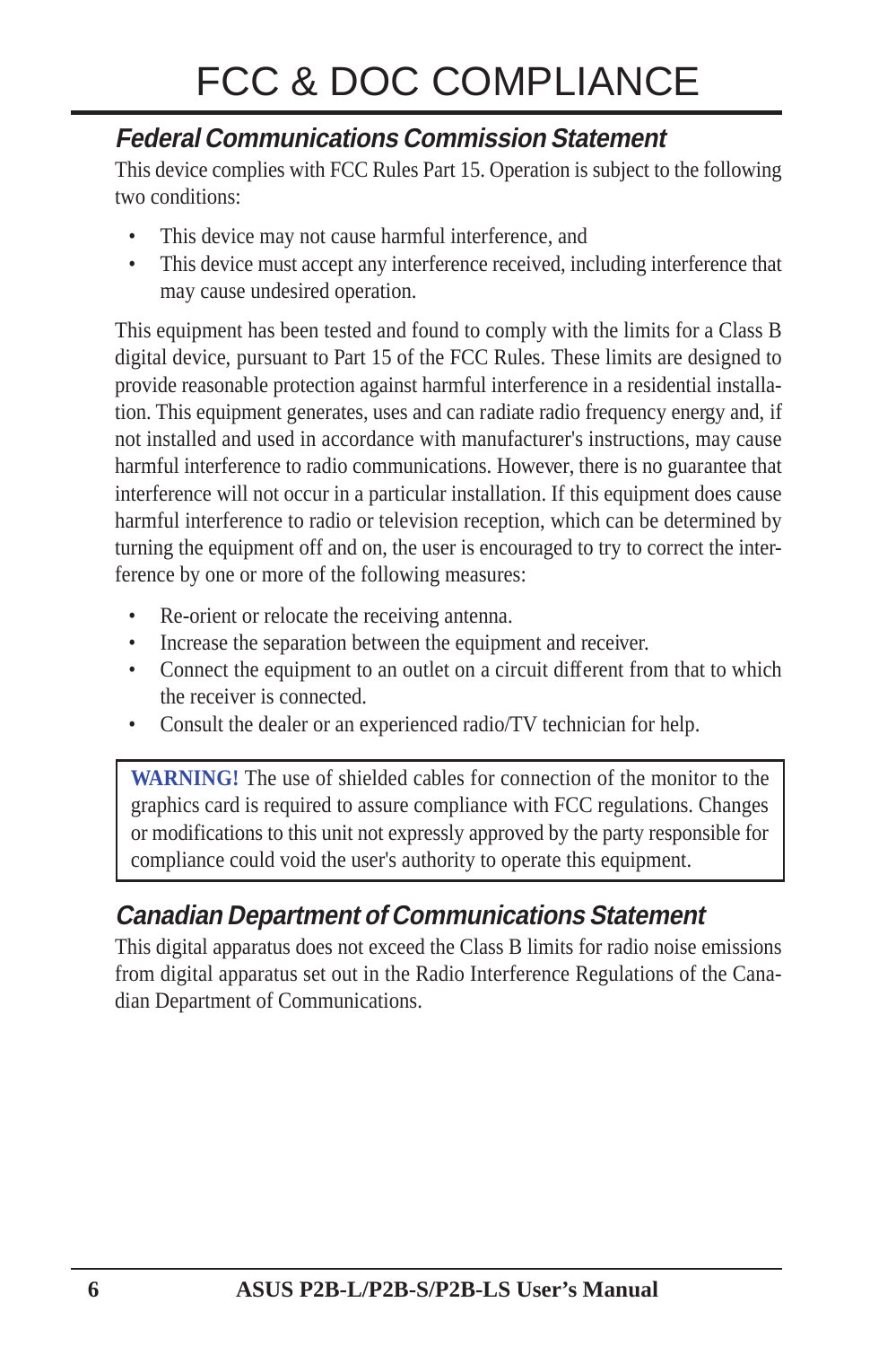# FCC & DOC COMPLIANCE

## *Federal Communications Commission Statement*

This device complies with FCC Rules Part 15. Operation is subject to the following two conditions:

- This device may not cause harmful interference, and
- This device must accept any interference received, including interference that may cause undesired operation.

This equipment has been tested and found to comply with the limits for a Class B digital device, pursuant to Part 15 of the FCC Rules. These limits are designed to provide reasonable protection against harmful interference in a residential installation. This equipment generates, uses and can radiate radio frequency energy and, if not installed and used in accordance with manufacturer's instructions, may cause harmful interference to radio communications. However, there is no guarantee that interference will not occur in a particular installation. If this equipment does cause harmful interference to radio or television reception, which can be determined by turning the equipment off and on, the user is encouraged to try to correct the interference by one or more of the following measures:

- Re-orient or relocate the receiving antenna.
- Increase the separation between the equipment and receiver.
- Connect the equipment to an outlet on a circuit different from that to which the receiver is connected.
- Consult the dealer or an experienced radio/TV technician for help.

> **WARNING!** The use of shielded cables for connection of the monitor to the graphics card is required to assure compliance with FCC regulations. Changes or modifications to this unit not expressly approved by the party responsible for compliance could void the user's authority to operate this equipment.

## *Canadian Department of Communications Statement*

This digital apparatus does not exceed the Class B limits for radio noise emissions from digital apparatus set out in the Radio Interference Regulations of the Canadian Department of Communications.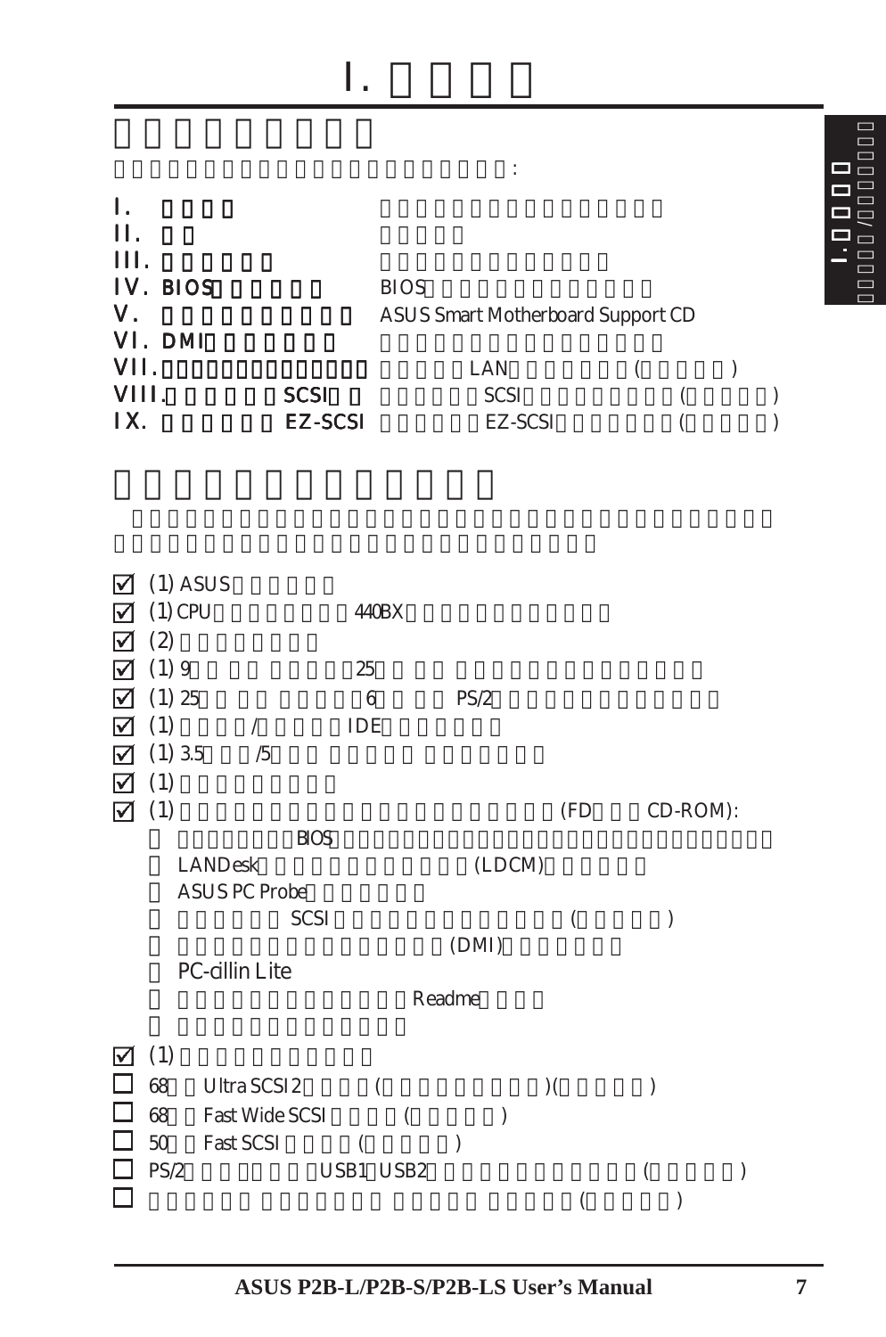# I. □□□□

## □□□□□□□□□

□□□□□□□□□□□□□□□□□□□□□□□:

| | |
|---|---|
| I. □□□□ | □□□□□□□□□□□□□□□□□ |
| II. □□ | □□□□□ |
| III. □□□□□□ | □□□□□□□□□□□□□□ |
| IV. BIOS□□□□□□ | BIOS□□□□□□□□□□□□□□ |
| V. □□□□□□□□□□ | ASUS Smart Motherboard Support CD |
| VI. DMI□□□□□□□ | □□□□□□□□□□□□□□□□□ |
| VII. □□□□□□□□□□□□□□ | □□□□□LAN□□□□□□□(□□□□□) |
| VIII. □□□□□□SCSI□□ | □□□□□SCSI□□□□□□□□□□(□□□□□) |
| IX. □□□□□EZ-SCSI | □□□□□EZ-SCSI□□□□□□□□(□□□□□) |

## □□□□□□□□□□□□□□

□□□□□□□□□□□□□□□□□□□□□□□□□□□□□□□□□□□□□□□□□□□□□□□□□□□□□□□

- ☑ (1) ASUS□□□□□□
- ☑ (1) CPU□□□□□□□□440BX□□□□□□□□□□□□□
- ☑ (2) □□□□□□□□
- ☑ (1) 9□□□□□□□□□25□□□□□□□□□□□□□□□□□
- ☑ (1) 25□□□□□□□□6□□□□PS/2□□□□□□□□□□□□□□
- ☑ (1) □□□□/□□□□□IDE□□□□□□□
- ☑ (1) 3.5□□□/5□□□□□□□□□□□□□
- ☑ (1) □□□□□□□□□
- ☑ (1) □□□□□□□□□□□□□□□□□□□□□□□□(FD□□□CD-ROM):
  - □□□□□□□□□BIOS□□□□□□□□□□□□□□□□□□□□□□□□□□□□□□
  - LANDesk□□□□□□□□□□□□□□(LDCM)□□□□□□
  - ASUS PC Probe□□□□□□
  - □□□□□SCSI□□□□□□□□□□□□□□□(□□□□□)
  - □□□□□□□□□□□□□□□□□(DMI)□□□□□□□
  - PC-cillin Lite
  - □□□□□□□□□□□□□□Readme□□□□
  - □□□□□□□□□□□□□□□
- ☑ (1) □□□□□□□□□□□
- ☐ 68□□Ultra SCSI 2□□□□(□□□□□□□□□□)(□□□□□)
- ☐ 68□□Fast Wide SCSI□□□□(□□□□□)
- ☐ 50□□Fast SCSI□□□□(□□□□□)
- ☐ PS/2□□□□□□□□USB1 USB2□□□□□□□□□□□□□(□□□□□)
- ☐ □□□□□□□□□□□□□□□□□□□□□□□□(□□□□□)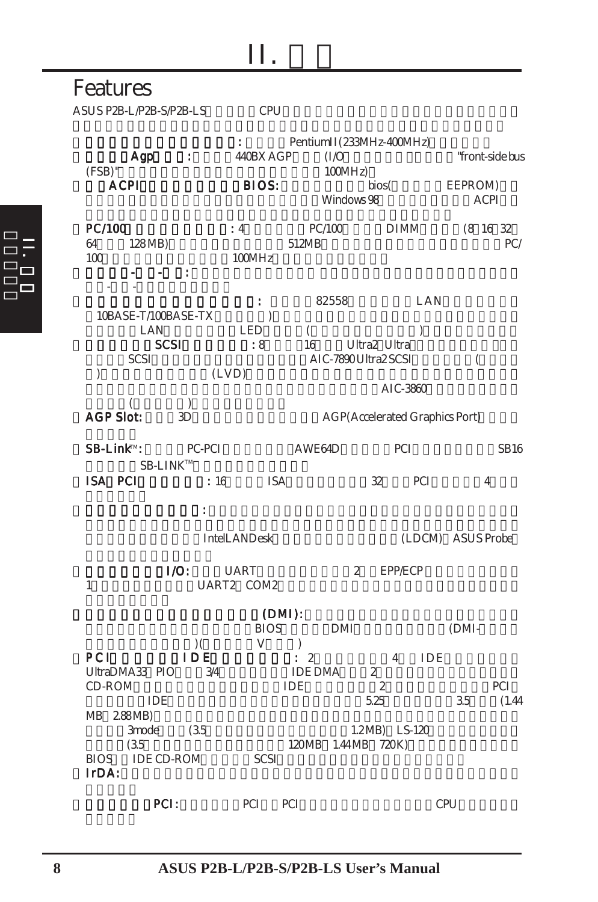# II.

## Features

ASUS P2B-L/P2B-S/P2B-LS CPU

: Pentium II (233MHz-400MHz)

**Agp** : 440BX AGP (I/O "front-side bus (FSB)" 100MHz)

**ACPI** **BIOS:** bios( EEPROM) Windows 98 ACPI

**PC/100** : 4 PC/100 DIMM (8 16 32 64 128 MB) 512MB PC/100 100MHz

**- - :**

- -

**:** 82558 LAN 10BASE-T/100BASE-TX ) LAN LED ( )

**SCSI** : 8 16 Ultra2 Ultra SCSI AIC-7890 Ultra2 SCSI ( ) (LVD) AIC-3860 ( )

**AGP Slot:** 3D AGP (Accelerated Graphics Port)

**SB-Link™:** PC-PCI AWE64D PCI SB16 SB-LINK™

**ISA PCI** : 16 ISA 32 PCI 4

**SCSI** **:**

Intel LANDesk (LDCM) ASUS Probe

**I/O:** UART 2 EPP/ECP 1 UART2 COM2

**(DMI):** BIOS DMI (DMI- )( V )

**PCI IDE** : 2 4 IDE UltraDMA33 PIO 3/4 IDE DMA 2 CD-ROM IDE 2 PCI IDE 5.25 3.5 (1.44 MB 2.88 MB) 3 mode (3.5 1.2 MB) LS-120 (3.5 120 MB 1.44 MB 720K) BIOS IDE CD-ROM SCSI

**IrDA:**

**PCI:** PCI PCI CPU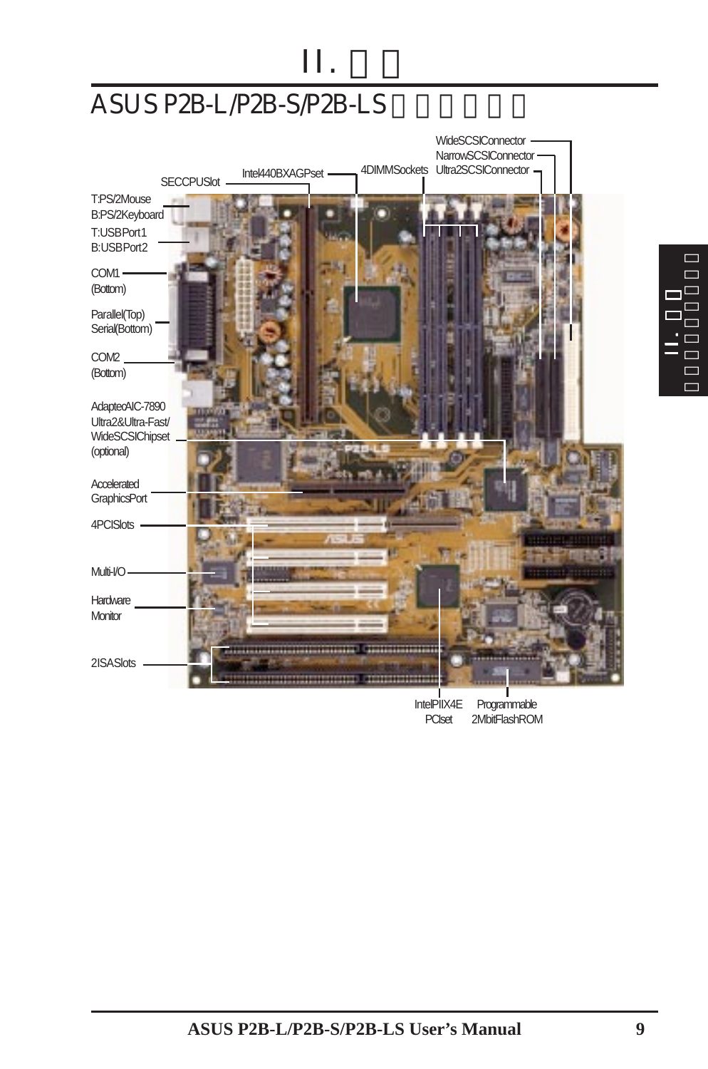# II. 功能

## ASUS P2B-L/P2B-S/P2B-LS 主機板配置圖

Wide SCSI Connector
Narrow SCSI Connector
Ultra2 SCSI Connector
4 DIMM Sockets
Intel 440BX AGPset
SECC CPU Slot
T: PS/2 Mouse
B: PS/2 Keyboard
T: USB Port 1
B: USB Port 2
COM1 (Bottom)
Parallel (Top)
Serial (Bottom)
COM2 (Bottom)
Adaptec AIC-7890 Ultra2 & Ultra-Fast/ Wide SCSI Chipset (optional)
Accelerated Graphics Port
4 PCI Slots
Multi-I/O
Hardware Monitor
2 ISA Slots
Intel PIIX4E PCIset
Programmable 2Mbit Flash ROM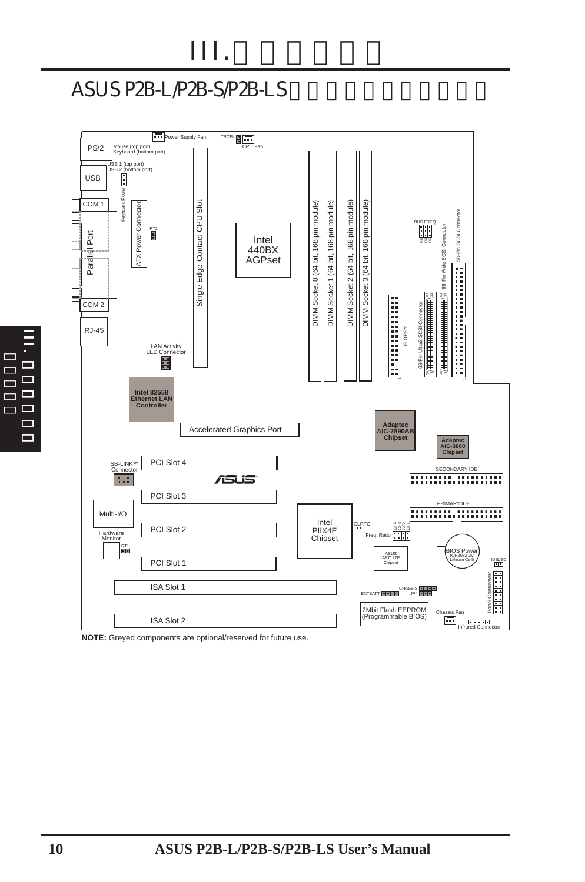# III. □□□□□□

## ASUS P2B-L/P2B-S/P2B-LS □□□□□□□□□□□□□

PS/2

Mouse (top port)
Keyboard (bottom port)

USB 1 (top port)
USB 2 (bottom port)

USB

Keyboard Power

COM 1

Parallel Port

ATX Power Connector

RT2

COM 2

RJ-45

Power Supply Fan

TRCPU

CPU Fan

Single Edge Contact CPU Slot

Intel 440BX AGPset

DIMM Socket 0 (64 bit, 168 pin module)

DIMM Socket 1 (64 bit, 168 pin module)

DIMM Socket 2 (64 bit, 168 pin module)

DIMM Socket 3 (64 bit, 168 pin module)

BUS FREQ

50-Pin SCSI Connector

68-Pin Wide SCSI Connector

68-Pin Ultra2 SCSI Connector

FLOPPY

LAN Activity LED Connector

**Intel 82558 Ethernet LAN Controller**

Accelerated Graphics Port

**Adaptec AIC-7890AB Chipset**

**Adaptec AIC-3860 Chipset**

SB-LINK™ Connector

PCI Slot 4

SECONDARY IDE

PCI Slot 3

PRIMARY IDE

Multi-I/O

Intel PIIX4E Chipset

CLRTC

Freq. Ratio

Hardware Monitor

RT1

PCI Slot 2

PCI Slot 1

ASUS A97127F Chipset

BIOS Power (CR2032 3V Lithium Cell)

IDELED

ISA Slot 1

CHASSIS

JP4

EXTBATT

Panel Connectors

ISA Slot 2

2Mbit Flash EEPROM (Programmable BIOS)

Chassis Fan

Infrared Connector

**NOTE:** Greyed components are optional/reserved for future use.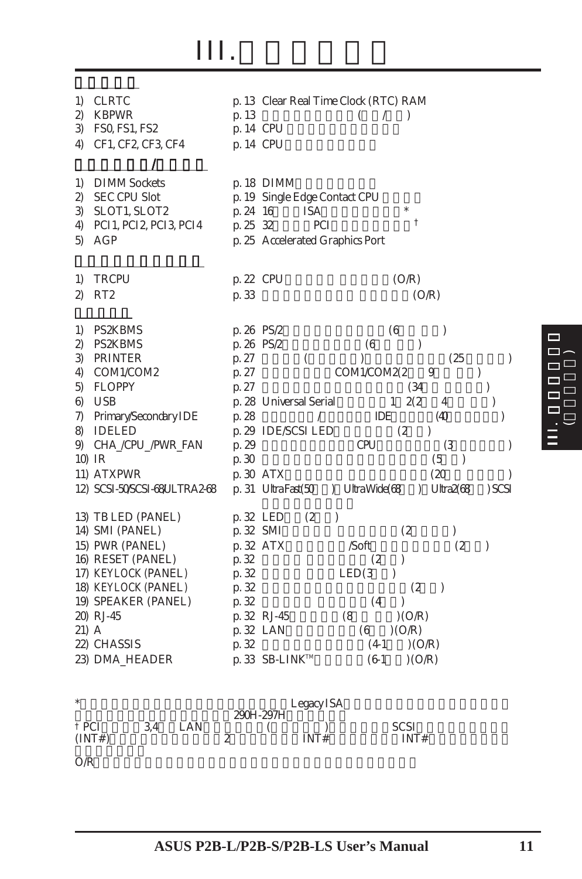# III.

1) CLRTC p. 13 Clear Real Time Clock (RTC) RAM
2) KBPWR p. 13 ( / )
3) FS0, FS1, FS2 p. 14 CPU
4) CF1, CF2, CF3, CF4 p. 14 CPU

/

1) DIMM Sockets p. 18 DIMM
2) SEC CPU Slot p. 19 Single Edge Contact CPU
3) SLOT1, SLOT2 p. 24 16 ISA *
4) PCI1, PCI2, PCI3, PCI4 p. 25 32 PCI †
5) AGP p. 25 Accelerated Graphics Port

1) TRCPU p. 22 CPU (O/R)
2) RT2 p. 33 (O/R)

1) PS2KBMS p. 26 PS/2 (6 )
2) PS2KBMS p. 26 PS/2 (6 )
3) PRINTER p. 27 ( ) (25 )
4) COM1/COM2 p. 27 COM1/COM2(2 9 )
5) FLOPPY p. 27 (34 )
6) USB p. 28 Universal Serial 1 2(2 4 )
7) Primary/Secondary IDE p. 28 / IDE (40 )
8) IDELED p. 29 IDE/SCSI LED (2 )
9) CHA_/CPU_/PWR_FAN p. 29 CPU (3 )
10) IR p. 30 (5 )
11) ATXPWR p. 30 ATX (20 )
12) SCSI-50/SCSI-68/ULTRA2-68 p. 31 UltraFast(50 ) UltraWide(68 ) Ultra2(68 ) SCSI
13) TB LED (PANEL) p. 32 LED (2 )
14) SMI (PANEL) p. 32 SMI (2 )
15) PWR (PANEL) p. 32 ATX /Soft (2 )
16) RESET (PANEL) p. 32 (2 )
17) KEYLOCK (PANEL) p. 32 LED(3 )
18) KEYLOCK (PANEL) p. 32 (2 )
19) SPEAKER (PANEL) p. 32 (4 )
20) RJ-45 p. 32 RJ-45 (8 )(O/R)
21) A p. 32 LAN (6 )(O/R)
22) CHASSIS p. 32 (4-1 )(O/R)
23) DMA_HEADER p. 33 SB-LINK™ (6-1 )(O/R)

* Legacy ISA 290H-297H

† PCI 3,4 LAN ( ) SCSI (INT#) 2 INT# INT#

O/R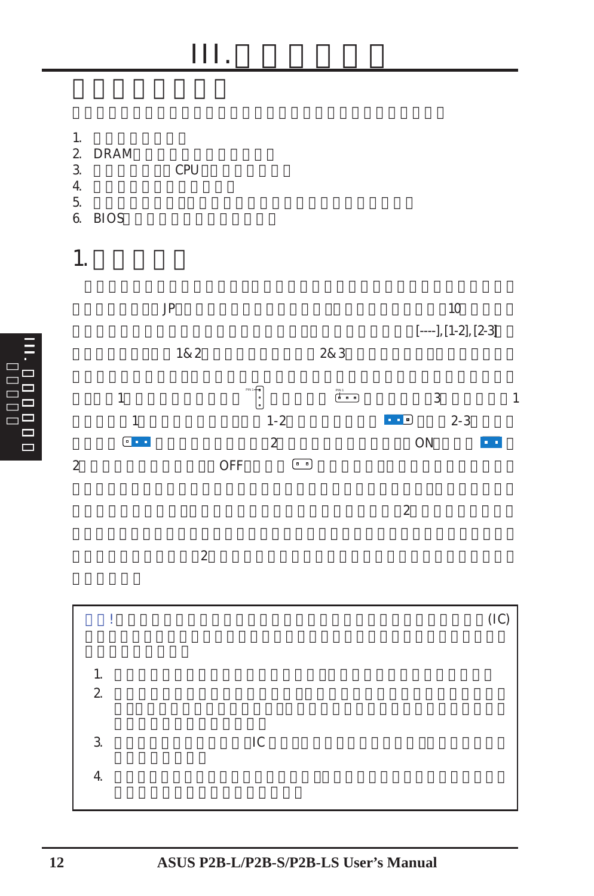# III.□□□□□

## □□□□□□□

□□□□□□□□□□□□□□□□□□□□□□□□□□□□□□

1. □□□□□□□
2. DRAM□□□□□□□□□□□□
3. □□□□□□CPU□□□□□□□□
4. □□□□□□□□□□□□
5. □□□□□□□□□□□□□□□□□□□□□□□□□□□□□□□
6. BIOS□□□□□□□□□□□□□

## 1.□□□□□

□□□□□□□□□□□□□□□□□□□□□□□□□□□□□□□□□□□□□□□□JP□□□□□□□□□□□□□□□□□□□□□□□□10□□□□□□□□□□□□□□□□□□□□□□□□□□□□□□□□□□□□□[----], [1-2], [2-3]□□□□□□□□□□□1&2□□□□□□□□□□2&3□□□□□□□□□□□□□□□□□□□□□□□□□□□□□□□□□□□□□□□□□□□□□□□1□□□□□□□□□□□□□□□□□□□□3□□□□□1□□□□1□□□□□□□□□□□1-2□□□□□□□□□□□2-3□□□□□□□□□□□□□□□□□□□2□□□□□□□□□□□□□ON□□□□□□□2□□□□□□□□□□□OFF□□□□□□□□□□□□□□□□□□□□□□□□□□□□□□□□□□□□□□□□□□□□□□□□□□□□□□□□□□□□□□□□□□□□□□□□□□□□□2□□□□□□□□□□□□□□□□□□□□□□□□□□□□□□□□□□□□□□□□□□□□□□□□□2□□□□□□□□□□□□□□□□□□□□□□□□□□□□□

□□!□□□□□□□□□□□□□□□□□□□□□□□□□□□□□□□(IC)□□□□□□□□□□□□□□□□□□□□□□□□□□□□□□□□□□□□□□□□□□□□□□□□□□

1. □□□□□□□□□□□□□□□□□□□□□□□□□□□□□□□□□□□□□□□□
2. □□□□□□□□□□□□□□□□□□□□□□□□□□□□□□□□□□□□□□□□□□□□□□□□□□□□□□□□□□□□□□□□□□□□□□□□□□□□□
3. □□□□□□□□□□□□IC□□□□□□□□□□□□□□□□□□□□□□□□□□□□□□
4. □□□□□□□□□□□□□□□□□□□□□□□□□□□□□□□□□□□□□□□□□□□□□□□□□□□□□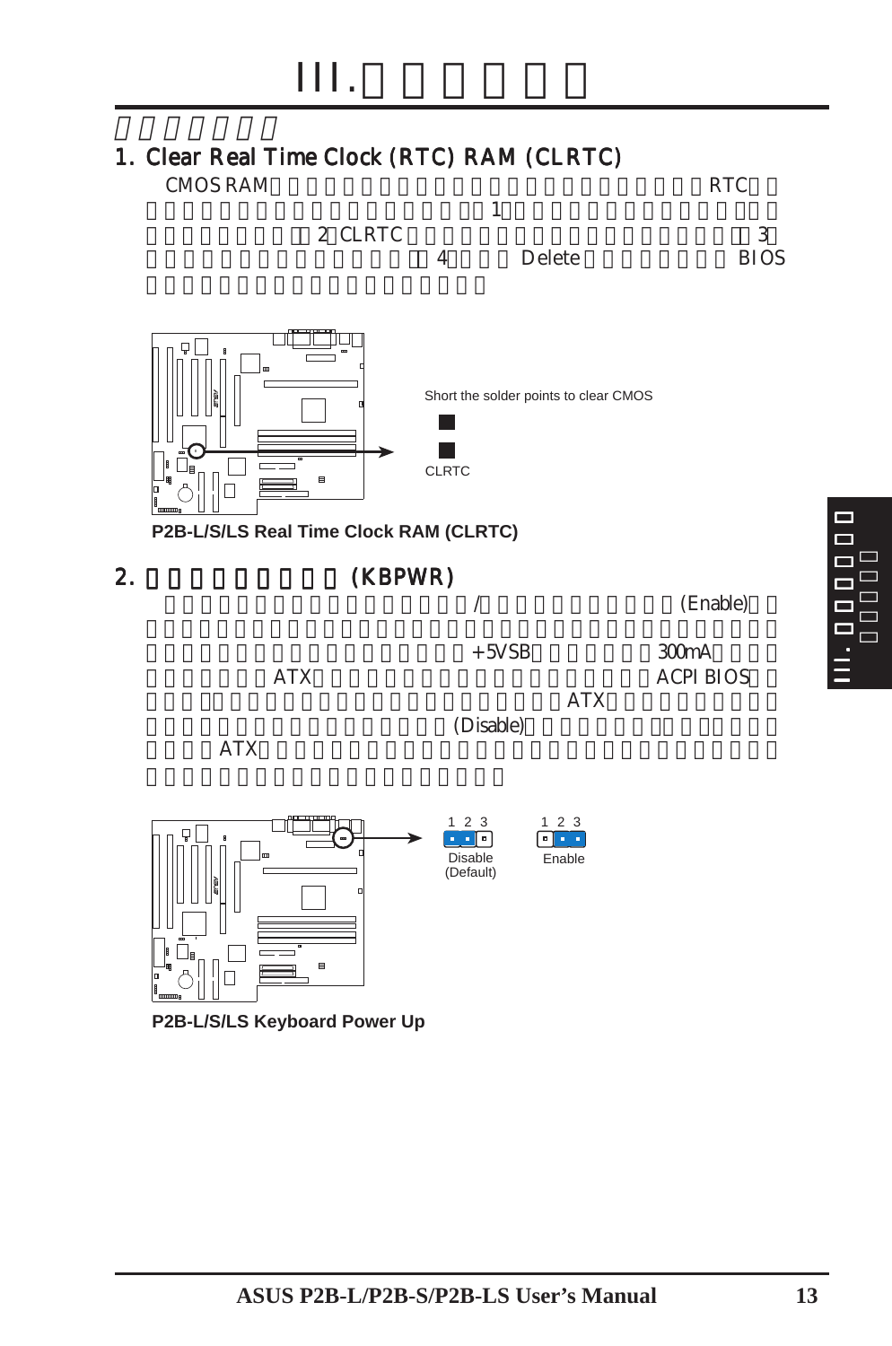# III.

## 1. Clear Real Time Clock (RTC) RAM (CLRTC)

CMOS RAM RTC 1 2 CLRTC 3 4 Delete BIOS

Short the solder points to clear CMOS

CLRTC

**P2B-L/S/LS Real Time Clock RAM (CLRTC)**

## 2. (KBPWR)

/ (Enable) +5VSB 300mA ATX ACPI BIOS ATX (Disable) ATX

1 2 3 Disable (Default)

1 2 3 Enable

**P2B-L/S/LS Keyboard Power Up**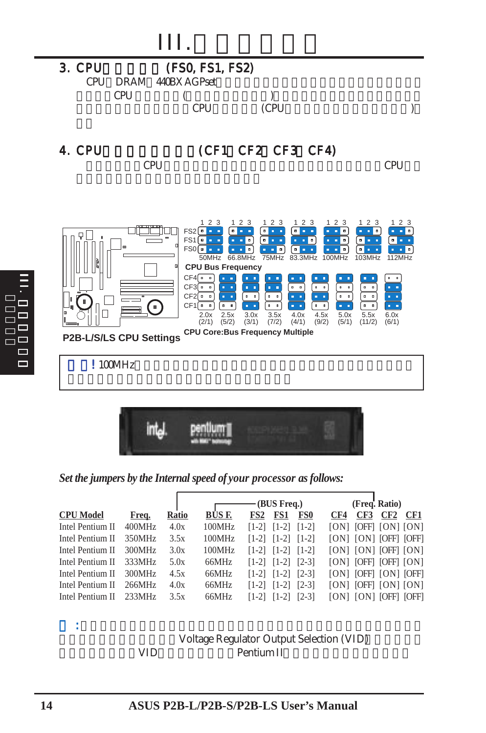# III.

## 3. CPU (FS0, FS1, FS2)

CPU DRAM 440BX AGPset
CPU ( )
CPU (CPU )

## 4. CPU (CF1 CF2 CF3 CF4)

CPU CPU

FS2 / FS1 / FS0 (1 2 3): 50MHz, 66.8MHz, 75MHz, 83.3MHz, 100MHz, 103MHz, 112MHz

CPU Bus Frequency

CF4 / CF3 / CF2 / CF1: 2.0x (2/1), 2.5x (5/2), 3.0x (3/1), 3.5x (7/2), 4.0x (4/1), 4.5x (9/2), 5.0x (5/1), 5.5x (11/2), 6.0x (6/1)

CPU Core:Bus Frequency Multiple

P2B-L/S/LS CPU Settings

! 100MHz

*Set the jumpers by the Internal speed of your processor as follows:*

| CPU Model | Freq. | Ratio | BUS F. | FS2 | FS1 | FS0 | CF4 | CF3 | CF2 | CF1 |
|---|---|---|---|---|---|---|---|---|---|---|
| | | | | (BUS Freq.) | | | (Freq. Ratio) | | | |
| Intel Pentium II | 400MHz | 4.0x | 100MHz | [1-2] | [1-2] | [1-2] | [ON] | [OFF] | [ON] | [ON] |
| Intel Pentium II | 350MHz | 3.5x | 100MHz | [1-2] | [1-2] | [1-2] | [ON] | [ON] | [OFF] | [OFF] |
| Intel Pentium II | 300MHz | 3.0x | 100MHz | [1-2] | [1-2] | [1-2] | [ON] | [ON] | [OFF] | [ON] |
| Intel Pentium II | 333MHz | 5.0x | 66MHz | [1-2] | [1-2] | [2-3] | [ON] | [OFF] | [OFF] | [ON] |
| Intel Pentium II | 300MHz | 4.5x | 66MHz | [1-2] | [1-2] | [2-3] | [ON] | [OFF] | [ON] | [OFF] |
| Intel Pentium II | 266MHz | 4.0x | 66MHz | [1-2] | [1-2] | [2-3] | [ON] | [OFF] | [ON] | [ON] |
| Intel Pentium II | 233MHz | 3.5x | 66MHz | [1-2] | [1-2] | [2-3] | [ON] | [ON] | [OFF] | [OFF] |

:
Voltage Regulator Output Selection (VID)
VID Pentium II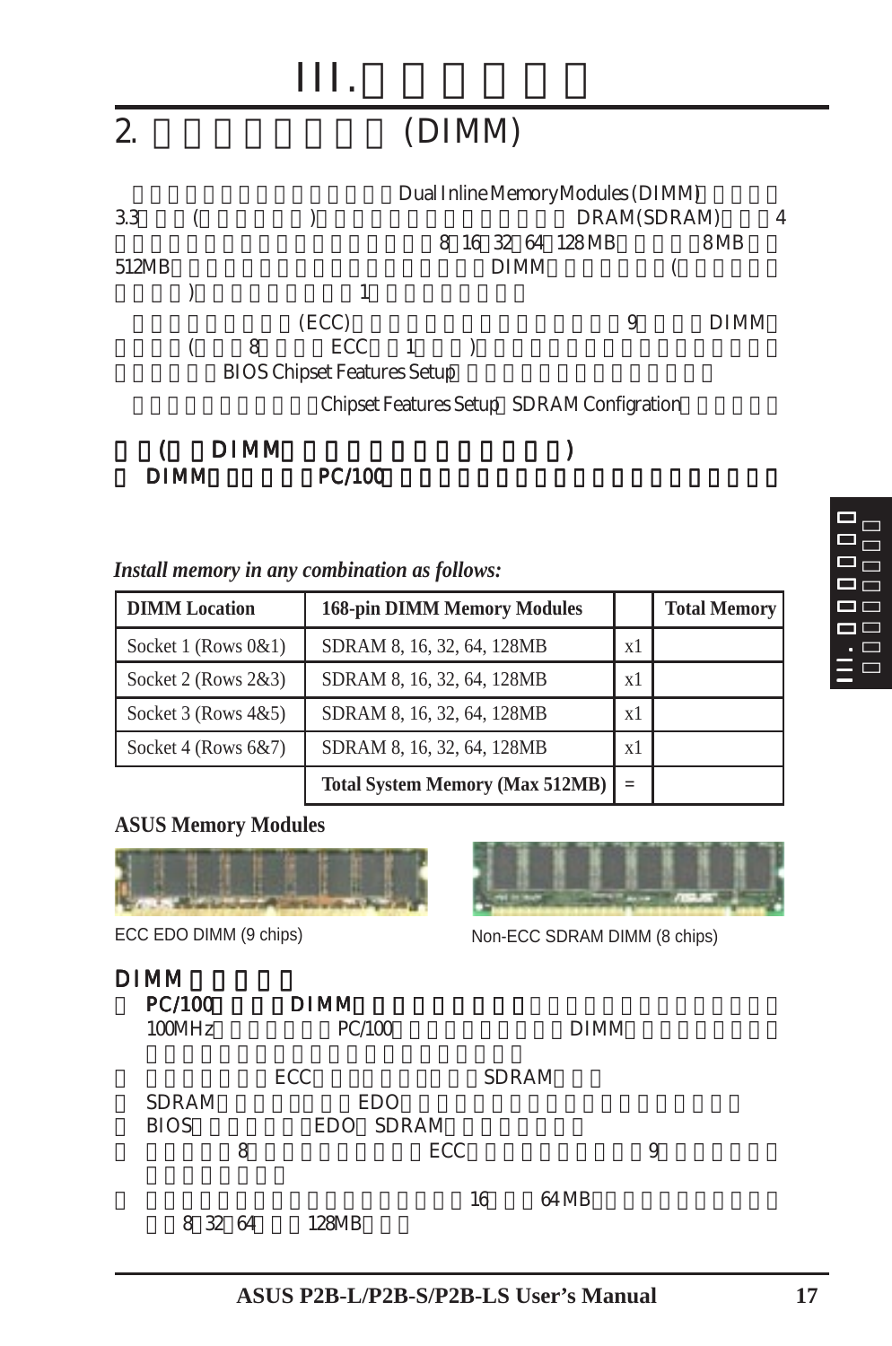# III.

## 2. (DIMM)

Dual Inline Memory Modules (DIMM) 3.3 ( ) DRAM(SDRAM) 4 8 16 32 64 128MB 8MB 512MB DIMM ( ) 1

(ECC) 9 DIMM ( 8 ECC 1 ) BIOS Chipset Features Setup

Chipset Features Setup SDRAM Configration

**( DIMM )**
**DIMM PC/100**

***Install memory in any combination as follows:***

| DIMM Location | 168-pin DIMM Memory Modules | | Total Memory |
|---|---|---|---|
| Socket 1 (Rows 0&1) | SDRAM 8, 16, 32, 64, 128MB | x1 | |
| Socket 2 (Rows 2&3) | SDRAM 8, 16, 32, 64, 128MB | x1 | |
| Socket 3 (Rows 4&5) | SDRAM 8, 16, 32, 64, 128MB | x1 | |
| Socket 4 (Rows 6&7) | SDRAM 8, 16, 32, 64, 128MB | x1 | |
| | **Total System Memory (Max 512MB)** | = | |

**ASUS Memory Modules**

ECC EDO DIMM (9 chips)

Non-ECC SDRAM DIMM (8 chips)

### DIMM

- PC/100 DIMM 100MHz PC/100 DIMM
- ECC SDRAM
- SDRAM EDO
- BIOS EDO SDRAM
- 8 ECC 9
- 16 64MB 8 32 64 128MB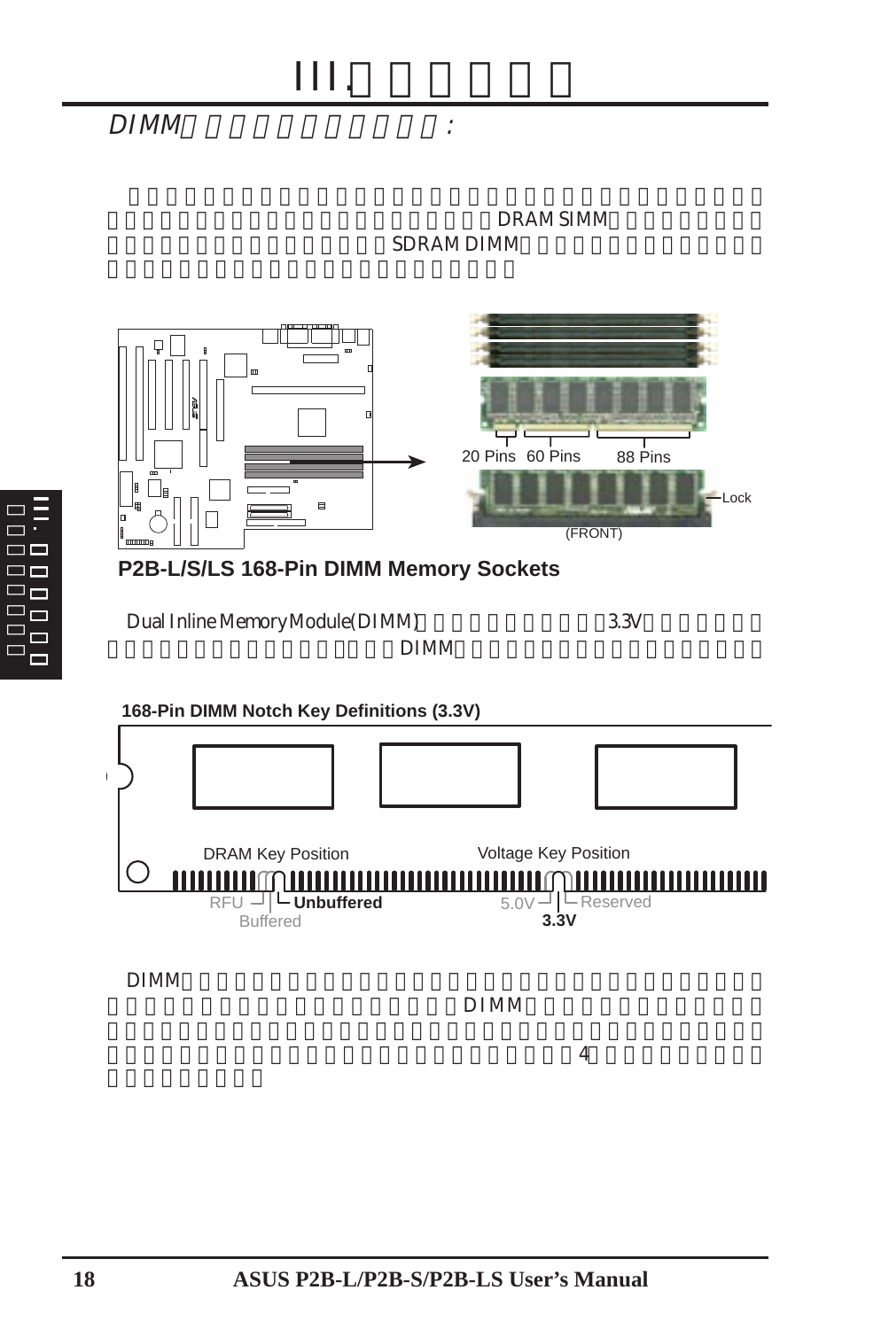## DIMM:

DRAM SIMM SDRAM DIMM

20 Pins 60 Pins 88 Pins

Lock

(FRONT)

**P2B-L/S/LS 168-Pin DIMM Memory Sockets**

Dual Inline Memory Module (DIMM) 3.3V DIMM

**168-Pin DIMM Notch Key Definitions (3.3V)**

DRAM Key Position — RFU, Buffered, **Unbuffered**

Voltage Key Position — 5.0V, **3.3V**, Reserved

DIMM DIMM 4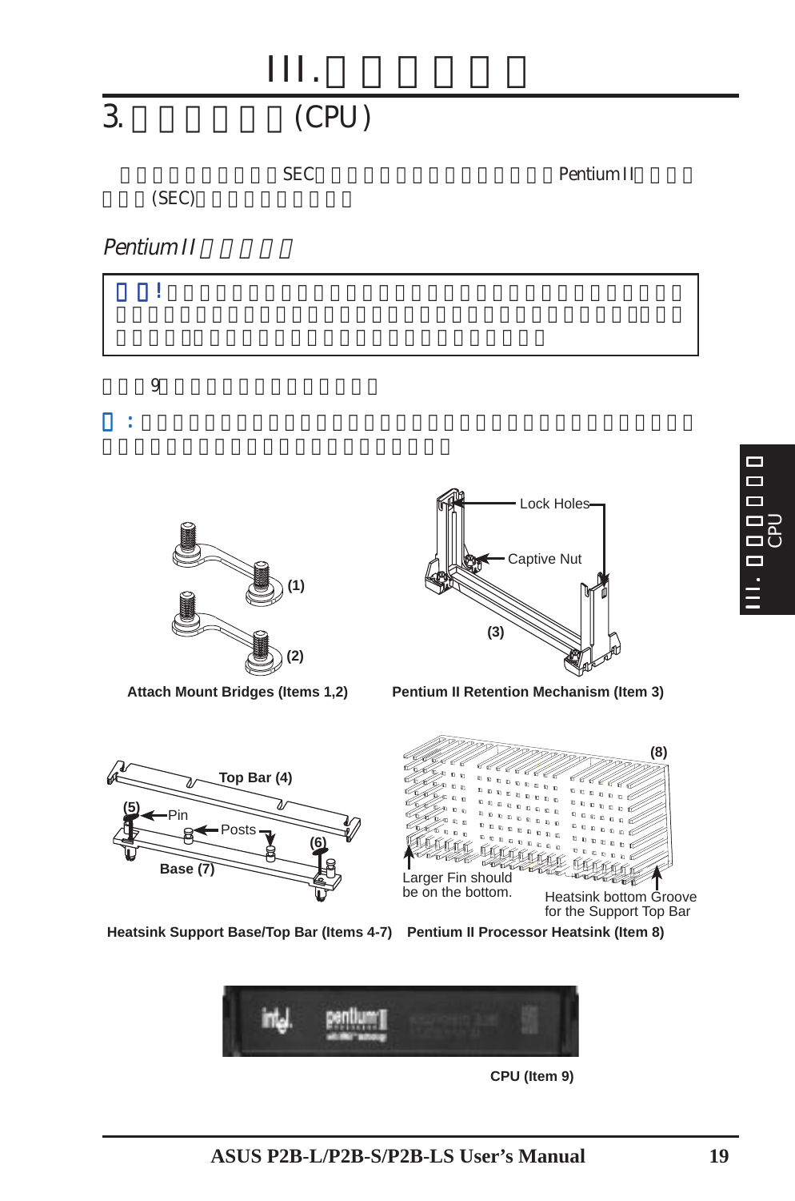# III.

## 3. (CPU)

SEC Pentium II (SEC)

### *Pentium II*

> **!**

9

**:**

(1)

(2)

**Attach Mount Bridges (Items 1,2)**

Lock Holes

Captive Nut

(3)

**Pentium II Retention Mechanism (Item 3)**

Top Bar (4)

(5) Pin

Posts

(6)

Base (7)

**Heatsink Support Base/Top Bar (Items 4-7)**

(8)

Larger Fin should be on the bottom.

Heatsink bottom Groove for the Support Top Bar

**Pentium II Processor Heatsink (Item 8)**

**CPU (Item 9)**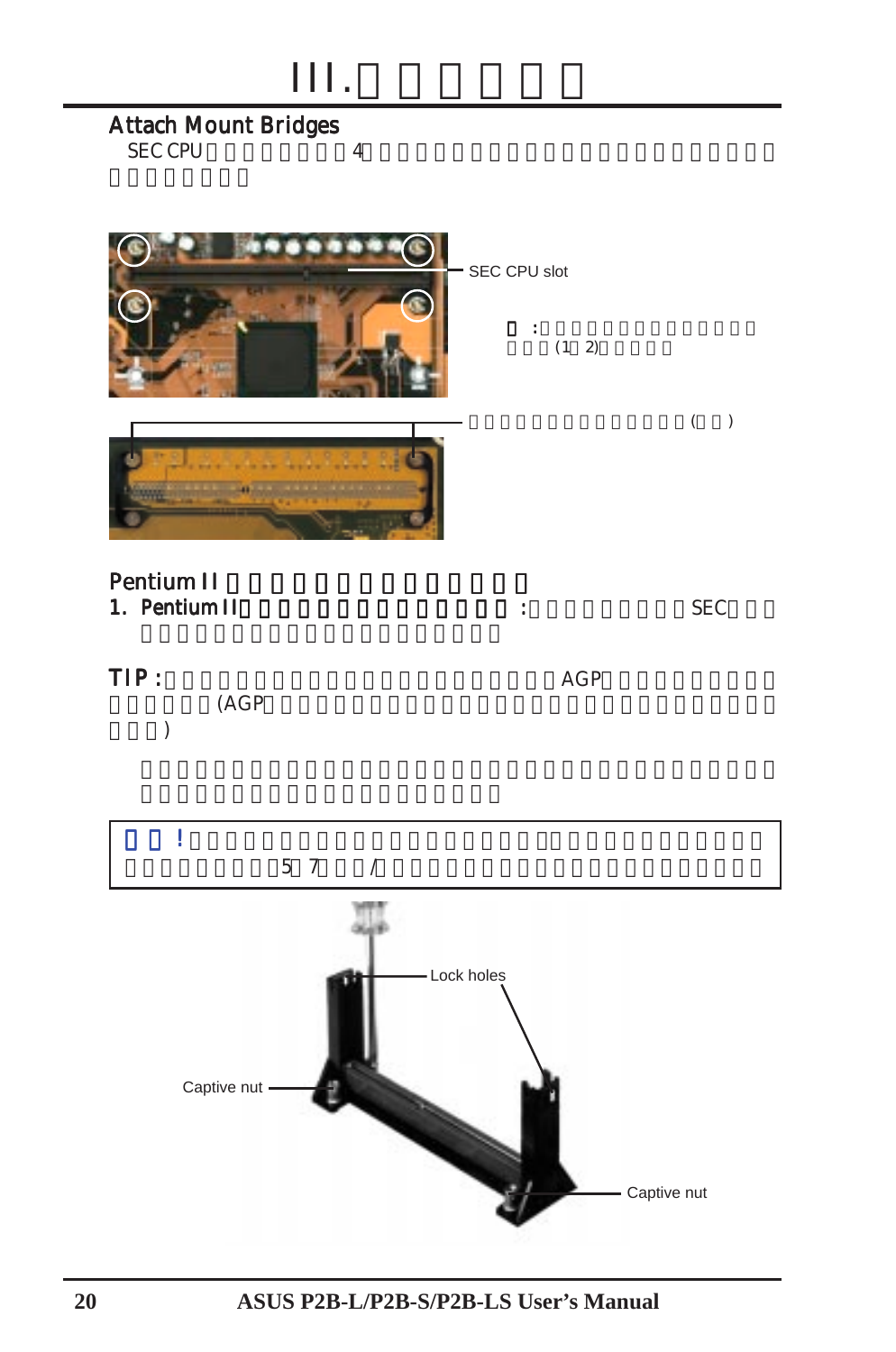# III.

## Attach Mount Bridges

SEC CPU 4

SEC CPU slot

:

(1 2)

( )

## Pentium II

**1. Pentium II** : SEC

**TIP :** AGP

(AGP

)

**!** .

5 7 /

Lock holes

Captive nut

Captive nut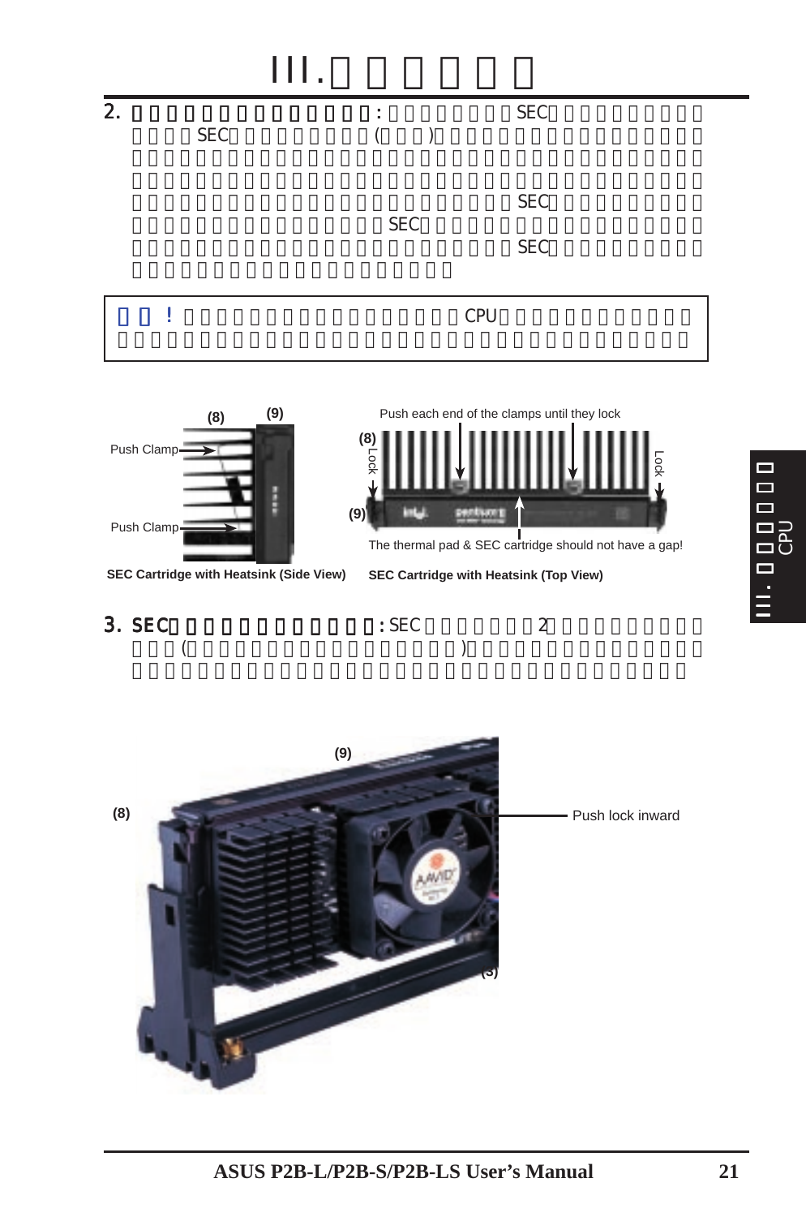# III.

2. : SEC SEC ( ) SEC SEC SEC

! CPU

(8) (9)

Push Clamp

Push Clamp

SEC Cartridge with Heatsink (Side View)

Push each end of the clamps until they lock

(8) Lock

(9)

Lock

The thermal pad & SEC cartridge should not have a gap!

SEC Cartridge with Heatsink (Top View)

3. SEC : SEC 2 ( )

(9)

(8)

Push lock inward

(3)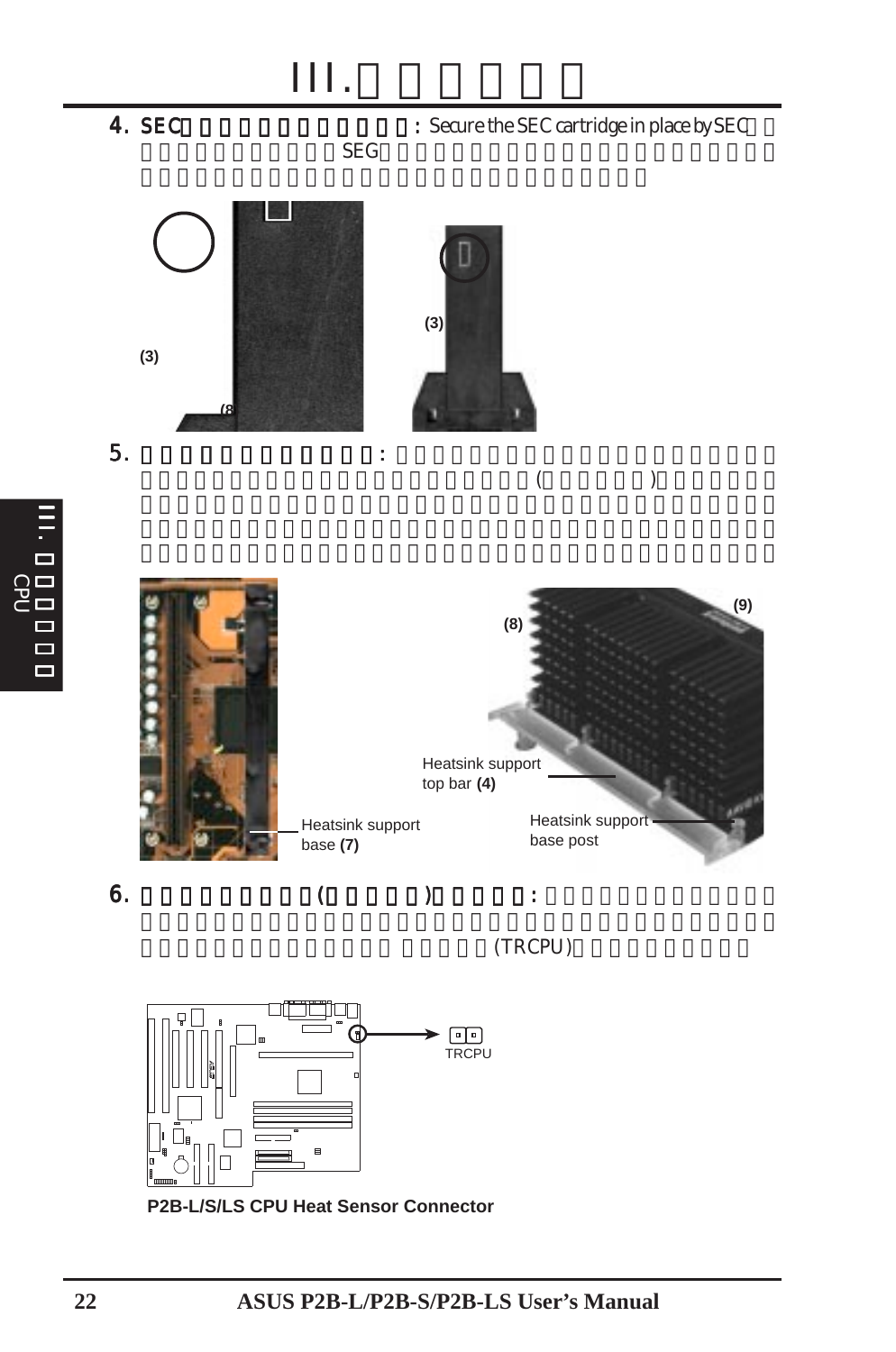# III.

**4. SEC**: Secure the SEC cartridge in place by SEC

SEG

(3)

(3)

(8

**5.** :

( )

(9)

(8)

Heatsink support top bar **(4)**

Heatsink support base **(7)**

Heatsink support base post

**6.** ( ) :

(TRCPU)

TRCPU

**P2B-L/S/LS CPU Heat Sensor Connector**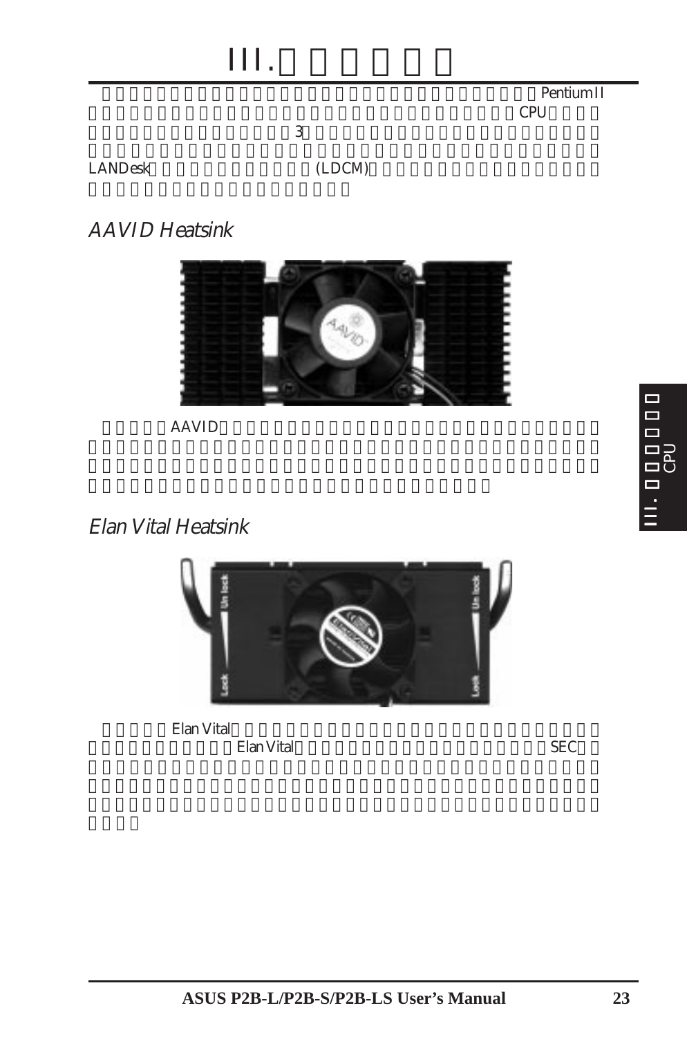# III.

Pentium II CPU 3 LANDesk (LDCM)

## *AAVID Heatsink*

AAVID

## *Elan Vital Heatsink*

Elan Vital Elan Vital SEC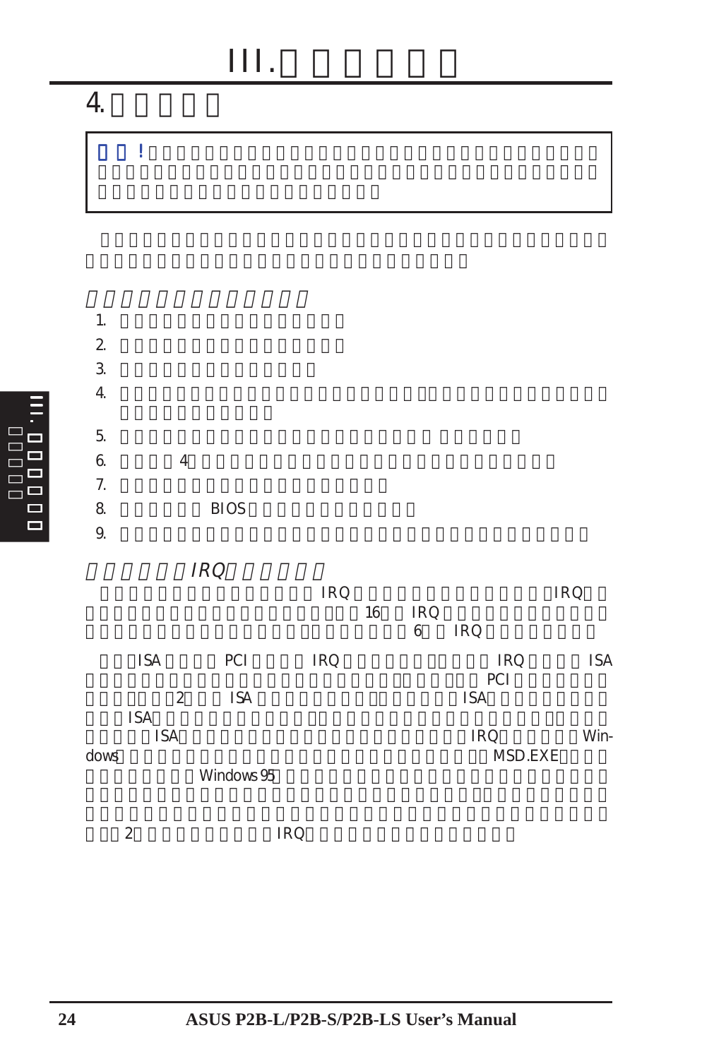# III. □□□□□□

## 4. □□□□□

> □□! □□□□□□□□□□□□□□□□□□□□□□□□□□□□□□□□□□□□□□□□□□□□□□□□□□□□□□□□□□□□□□□□□□□□□□

□□□□□□□□□□□□□□□□□□□□□□□□□□□□□□□□□□□□□□□□□□□□□□□□□□□□□□□□

### *□□□□□□□□□□□□□□*

1. □□□□□□□□□□□□□□□□□
2. □□□□□□□□□□□□□□□□□
3. □□□□□□□□□□□□□□□
4. □□□□□□□□□□□□□□□□□□□□□□□□□□□□□□□□□□□□□□□□□□□□□□□
5. □□□□□□□□□□□□□□□□□□□□□□□□□□□□□□□
6. □□□□ 4 □□□□□□□□□□□□□□□□□□□□□□□□□□□□□
7. □□□□□□□□□□□□□□□□□□□□□
8. □□□□□□ BIOS □□□□□□□□□□□□□
9. □□□□□□□□□□□□□□□□□□□□□□□□□□□□□□□□□□□□

### *□□□□□□ IRQ □□□□□□*

□□□□□□□□□□□□□□□□□ IRQ □□□□□□□□□□□□□□□□ IRQ □□□□□□□□□□□□□□□□□□□□□□□□□ 16 □□ IRQ □□□□□□□□□□□□□□□□□□□□□□□□□□□□□□□□□□□□□ 6 □□ IRQ □□□□□□□□

□□□ ISA □□□□ PCI □□□□ IRQ □□□□□□□□□□□□□□ IRQ □□□□ ISA □□□□□□□□□□□□□□□□□□□□□□□□□□□□□□□□□ PCI □□□□□□□□□□□□□ 2 □□□ ISA □□□□□□□□□□□□□□□□□□ ISA □□□□□□□□□□ ISA □□□□□□□□□□□□□□□□□□□□□□□□□□□□□□□□□□□□□□□□□□□□□□□□ ISA □□□□□□□□□□□□□□□□□□□□□□□□□□ IRQ □□□□□□ Windows □□□□□□□□□□□□□□□□□□□□□□□□□□□□□□□□ MSD.EXE □□□□□□□□□□□□□□ Windows 95 □□□□□□□□□□□□□□□□□□□□□□□□□□□□□□□□□□□□□□□□□□□□□□□□□□□□□□□□□□□□□□□□□□□□□□□□□□□□□□□□□□□□□□□□□□□□□□□□□□□□□□□□□□□□□□□□□□□□□□□□ 2 □□□□□□□□□□□ IRQ □□□□□□□□□□□□□□□□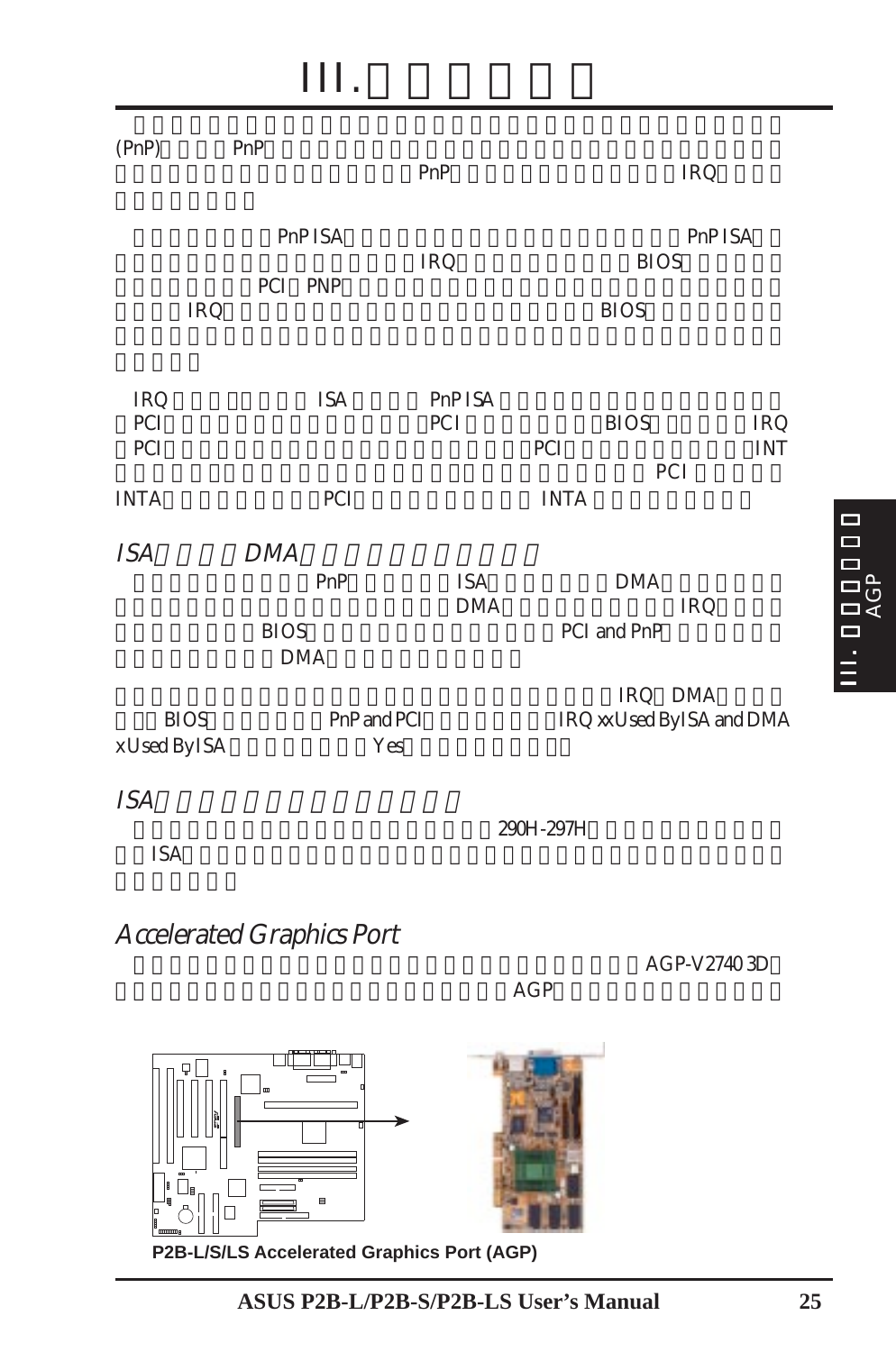# III.

(PnP) PnP
PnP IRQ

PnP ISA PnP ISA
IRQ BIOS
PCI PNP
IRQ BIOS

IRQ ISA PnP ISA
PCI PCI BIOS IRQ
PCI PCI INT
PCI
INTA PCI INTA

### *ISA DMA*

PnP ISA DMA
DMA IRQ
BIOS PCI and PnP
DMA

IRQ DMA
BIOS PnP and PCI IRQ xx Used By ISA and DMA x Used By ISA Yes

### *ISA*

290H-297H
ISA

### *Accelerated Graphics Port*

AGP-V2740 3D
AGP

**P2B-L/S/LS Accelerated Graphics Port (AGP)**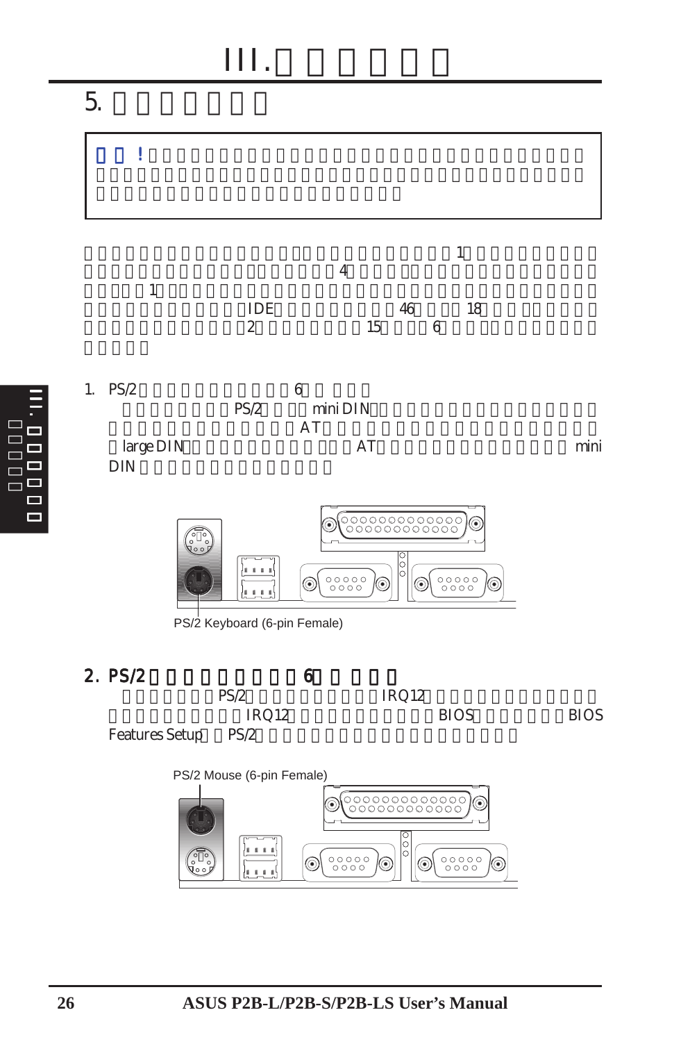# III.

## 5.

!

1 4 1 IDE 46 18 2 15 6

1. PS/2 6

   PS/2 mini DIN AT large DIN AT mini DIN

PS/2 Keyboard (6-pin Female)

2. **PS/2 6**

   PS/2 IRQ12 IRQ12 BIOS BIOS Features Setup PS/2

PS/2 Mouse (6-pin Female)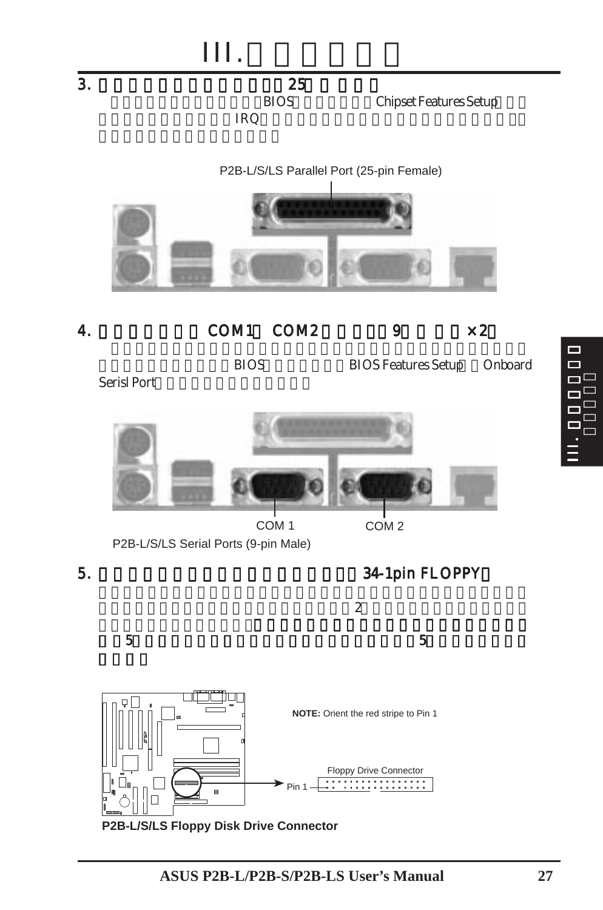# III.

## 3. 25

BIOS Chipset Features Setup

IRQ

P2B-L/S/LS Parallel Port (25-pin Female)

## 4. COM1 COM2 9 ×2

BIOS BIOS Features Setup Onboard Serisl Port

COM 1 COM 2

P2B-L/S/LS Serial Ports (9-pin Male)

## 5. 34-1pin FLOPPY

2

5 5

**NOTE:** Orient the red stripe to Pin 1

Floppy Drive Connector

Pin 1

**P2B-L/S/LS Floppy Disk Drive Connector**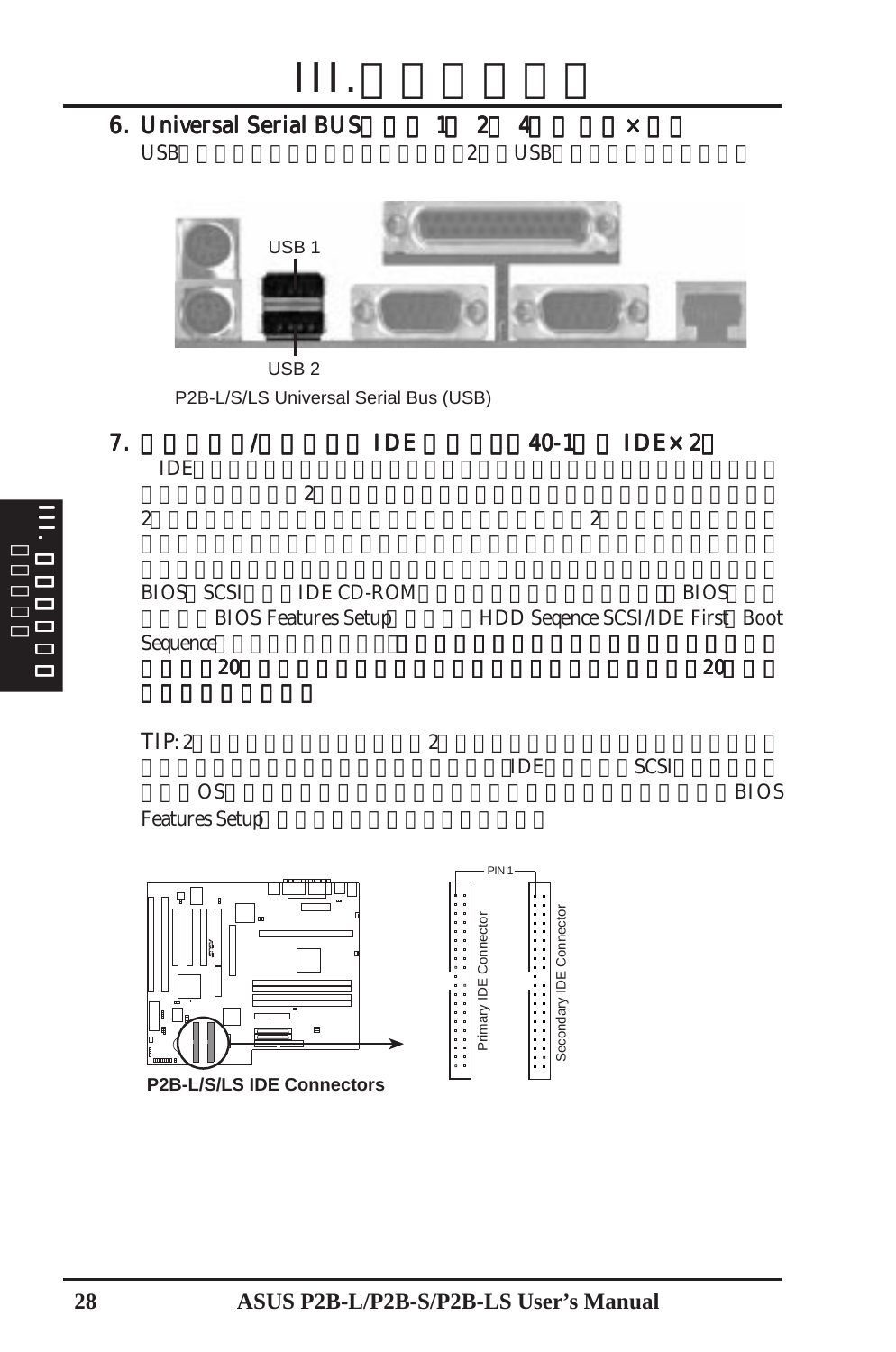# III.

## 6. Universal Serial BUS 1 2 4 ×

USB 2 USB

USB 1

USB 2

P2B-L/S/LS Universal Serial Bus (USB)

## 7. / IDE 40-1 IDE×2

IDE

2

2 2

BIOS SCSI IDE CD-ROM BIOS

BIOS Features Setup HDD Seqence SCSI/IDE First Boot Sequence **20** 20

TIP: 2 2 IDE SCSI OS BIOS Features Setup

PIN 1

Primary IDE Connector

Secondary IDE Connector

**P2B-L/S/LS IDE Connectors**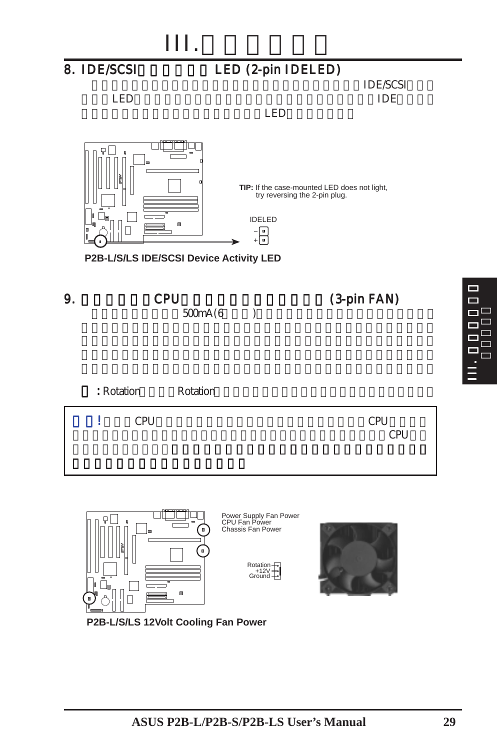# III.

## 8. IDE/SCSI LED (2-pin IDELED)

IDE/SCSI LED IDE LED

TIP: If the case-mounted LED does not light, try reversing the 2-pin plug.

IDELED

P2B-L/S/LS IDE/SCSI Device Activity LED

## 9. CPU (3-pin FAN)

500mA (6 )

: Rotation Rotation

!　CPU CPU CPU

Power Supply Fan Power
CPU Fan Power
Chassis Fan Power

Rotation
+12V
Ground

P2B-L/S/LS 12Volt Cooling Fan Power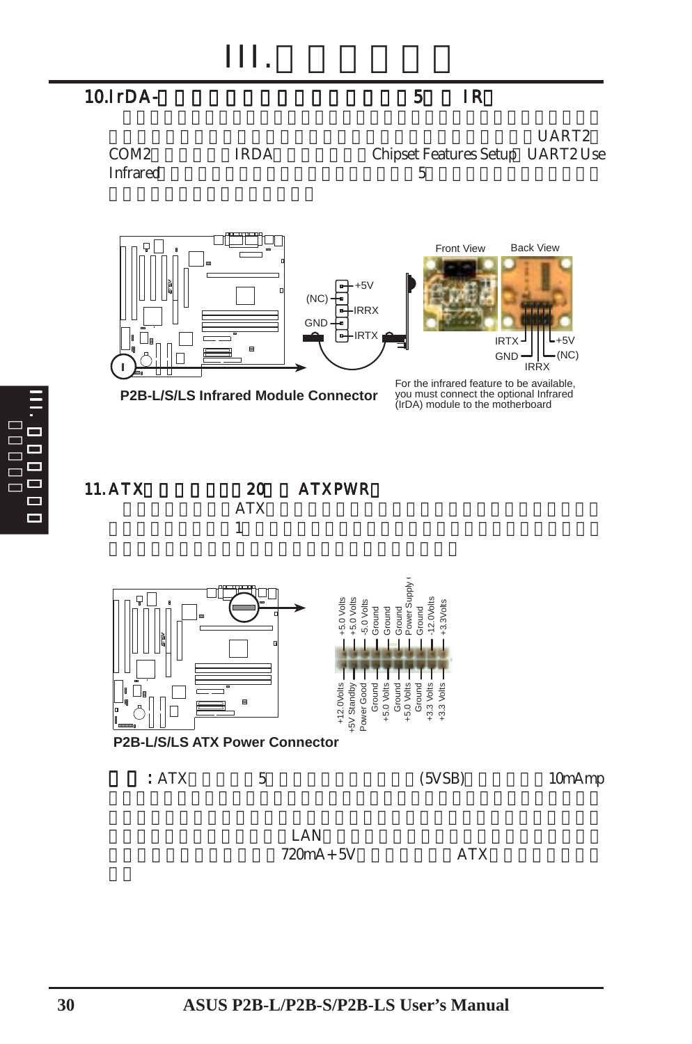# III.

## 10.IrDA- 5 IR

UART2 COM2 IRDA Chipset Features Setup UART2 Use Infrared 5

+5V
(NC)
IRRX
GND
IRTX

Front View Back View

IRTX +5V
GND (NC)
IRRX

P2B-L/S/LS Infrared Module Connector

For the infrared feature to be available, you must connect the optional Infrared (IrDA) module to the motherboard

## 11. ATX 20 ATXPWR

ATX

1

+5.0 Volts, +5.0 Volts, -5.0 Volts, Ground, Ground, Ground, Power Supply On, Ground, -12.0Volts, +3.3Volts

+12.0Volts, +5V Standby, Power Good, Ground, +5.0 Volts, Ground, +5.0 Volts, Ground, +3.3 Volts, +3.3 Volts

P2B-L/S/LS ATX Power Connector

**:** ATX 5 (5VSB) 10mAmp

LAN

720mA+5V ATX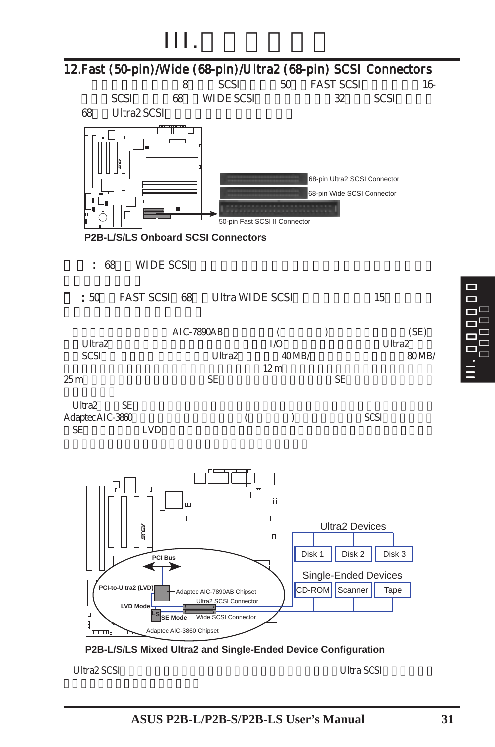# III.

## 12.Fast (50-pin)/Wide (68-pin)/Ultra2 (68-pin) SCSI Connectors

8 SCSI 50 FAST SCSI 16- SCSI 68 WIDE SCSI 32 SCSI 68 Ultra2 SCSI

68-pin Ultra2 SCSI Connector

68-pin Wide SCSI Connector

50-pin Fast SCSI II Connector

**P2B-L/S/LS Onboard SCSI Connectors**

: 68 WIDE SCSI

: 50 FAST SCSI 68 Ultra WIDE SCSI 15

AIC-7890AB ( ) (SE) Ultra2 I/O Ultra2 SCSI Ultra2 40 MB/ 80 MB/ 12 m 25 m SE SE

Ultra2 SE Adaptec AIC-3860 ( ) SCSI SE LVD

Ultra2 Devices: Disk 1, Disk 2, Disk 3

Single-Ended Devices: CD-ROM, Scanner, Tape

PCI Bus

PCI-to-Ultra2 (LVD)

Adaptec AIC-7890AB Chipset

Ultra2 SCSI Connector

LVD Mode

LS

SE Mode

Wide SCSI Connector

Adaptec AIC-3860 Chipset

**P2B-L/S/LS Mixed Ultra2 and Single-Ended Device Configuration**

Ultra2 SCSI Ultra SCSI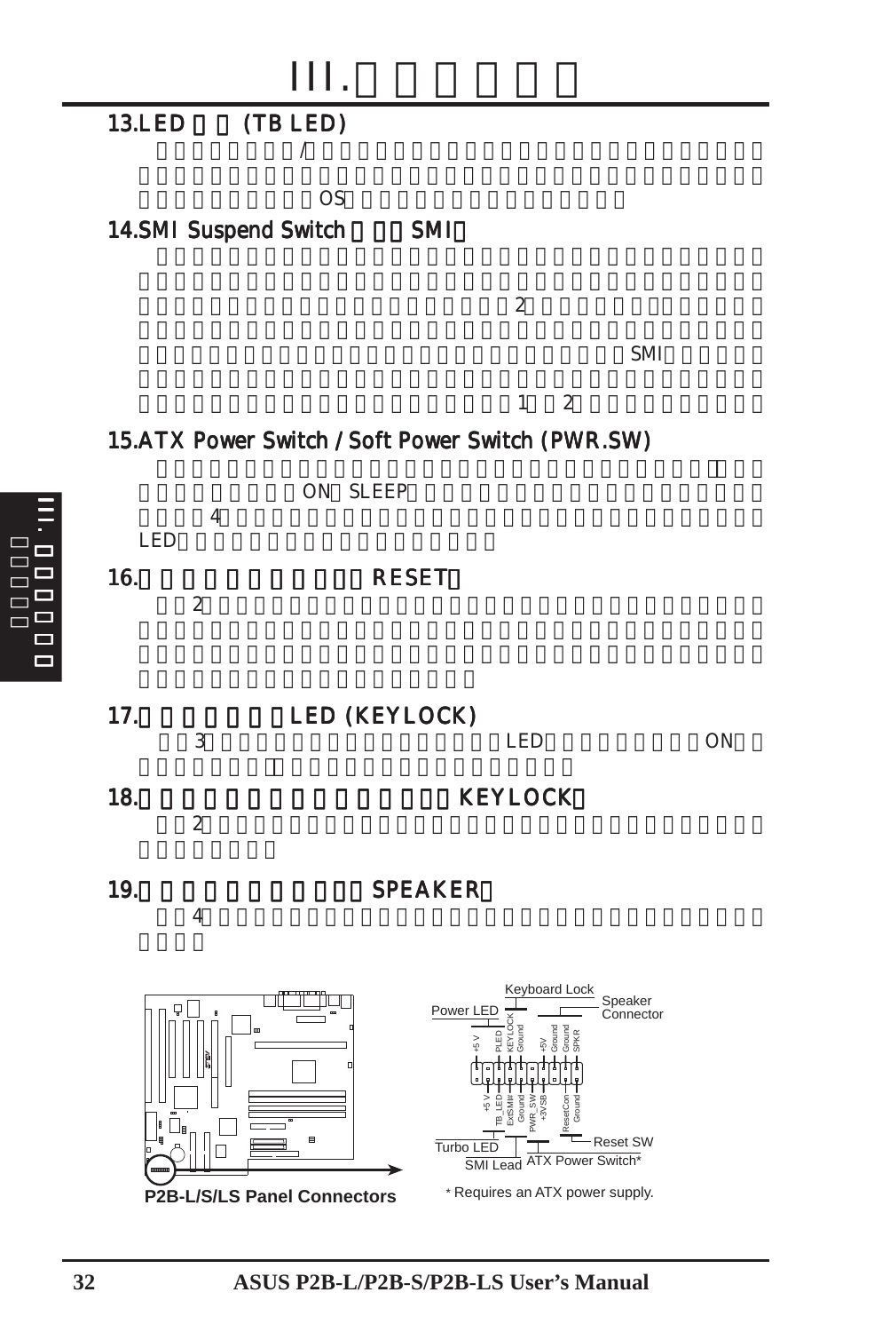## 13.LED (TB LED)

/

OS

## 14.SMI Suspend Switch SMI

2

SMI

1 2

## 15.ATX Power Switch / Soft Power Switch (PWR.SW)

ON SLEEP

4

LED

## 16. RESET

2

## 17. LED (KEYLOCK)

3 LED ON

## 18. KEYLOCK

2

## 19. SPEAKER

4

Keyboard Lock
Power LED
Speaker Connector
+5 V, PLED, KEYLOCK, Ground, +5V, Ground, Ground, SPKR
+5 V, TB_LED, ExtSMI#, Ground, PWR_SW, +3VSB, ResetCon, Ground
Turbo LED
SMI Lead
ATX Power Switch*
Reset SW

**P2B-L/S/LS Panel Connectors**

* Requires an ATX power supply.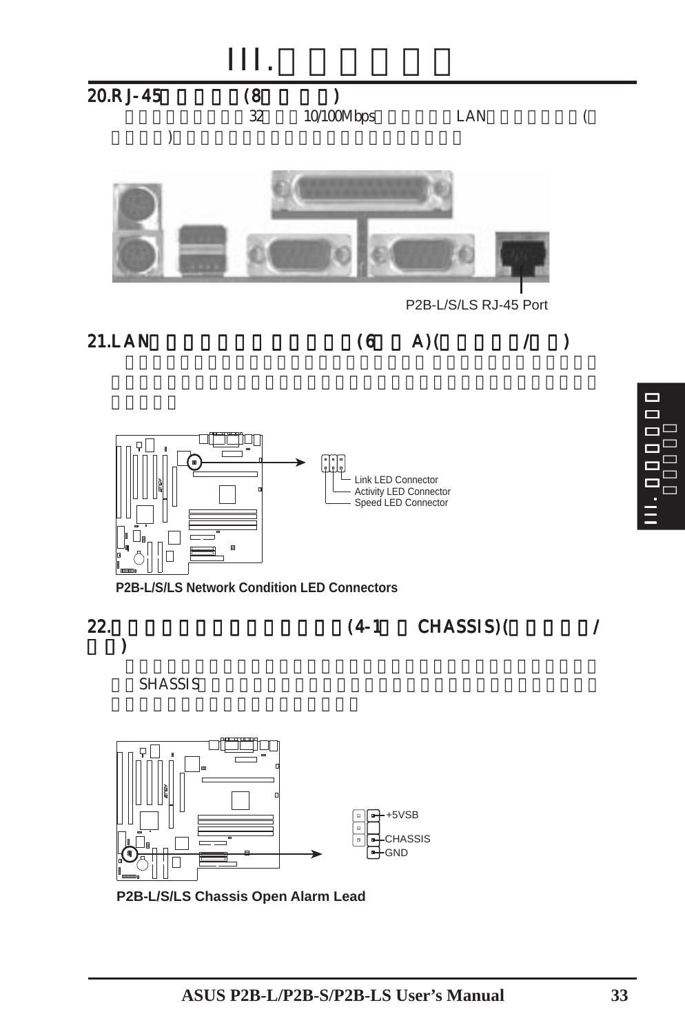# III.

## 20.RJ-45 (8 )

32 10/100Mbps LAN (

)

P2B-L/S/LS RJ-45 Port

## 21.LAN (6 A)( / )

Link LED Connector

Activity LED Connector

Speed LED Connector

**P2B-L/S/LS Network Condition LED Connectors**

## 22. (4-1 CHASSIS)( / )

SHASSIS

+5VSB

CHASSIS

GND

**P2B-L/S/LS Chassis Open Alarm Lead**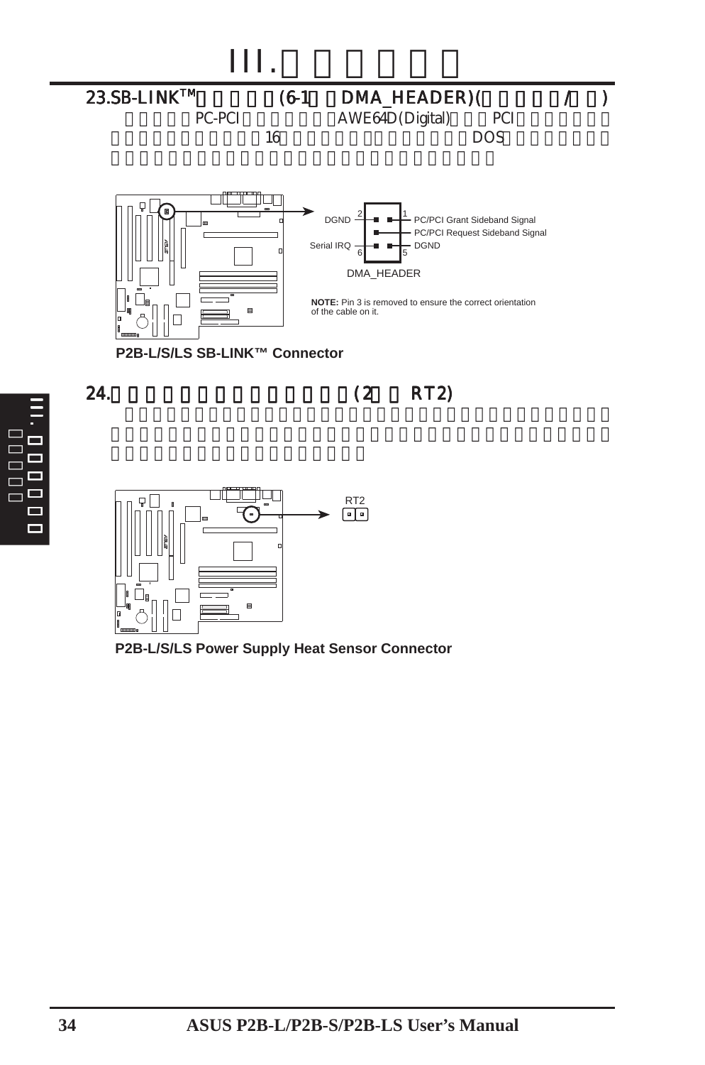## III. □□□□□□

### 23.SB-LINK™ □□□□□(6-1 □DMA_HEADER)(□□□□□/□□)

□□□□□PC-PCI□□□□□□AWE64D(Digital)□□□PCI□□□□□□□□□□□□□□□□□16□□□□□□□□□□□□□□DOS□□□□□□□□□□□□□□□□□□□□□□□□□□□□□□□□□□□□

DGND 2 1 PC/PCI Grant Sideband Signal
PC/PCI Request Sideband Signal
Serial IRQ 6 5 DGND

DMA_HEADER

**NOTE:** Pin 3 is removed to ensure the correct orientation of the cable on it.

**P2B-L/S/LS SB-LINK™ Connector**

### 24.□□□□□□□□□□□□□□□□(2 □ RT2)

□□□□□□□□□□□□□□□□□□□□□□□□□□□□□□□□□□□□□□□□□□□□□□□□□□□□□□□□□□□□□□□□□□□□

RT2

**P2B-L/S/LS Power Supply Heat Sensor Connector**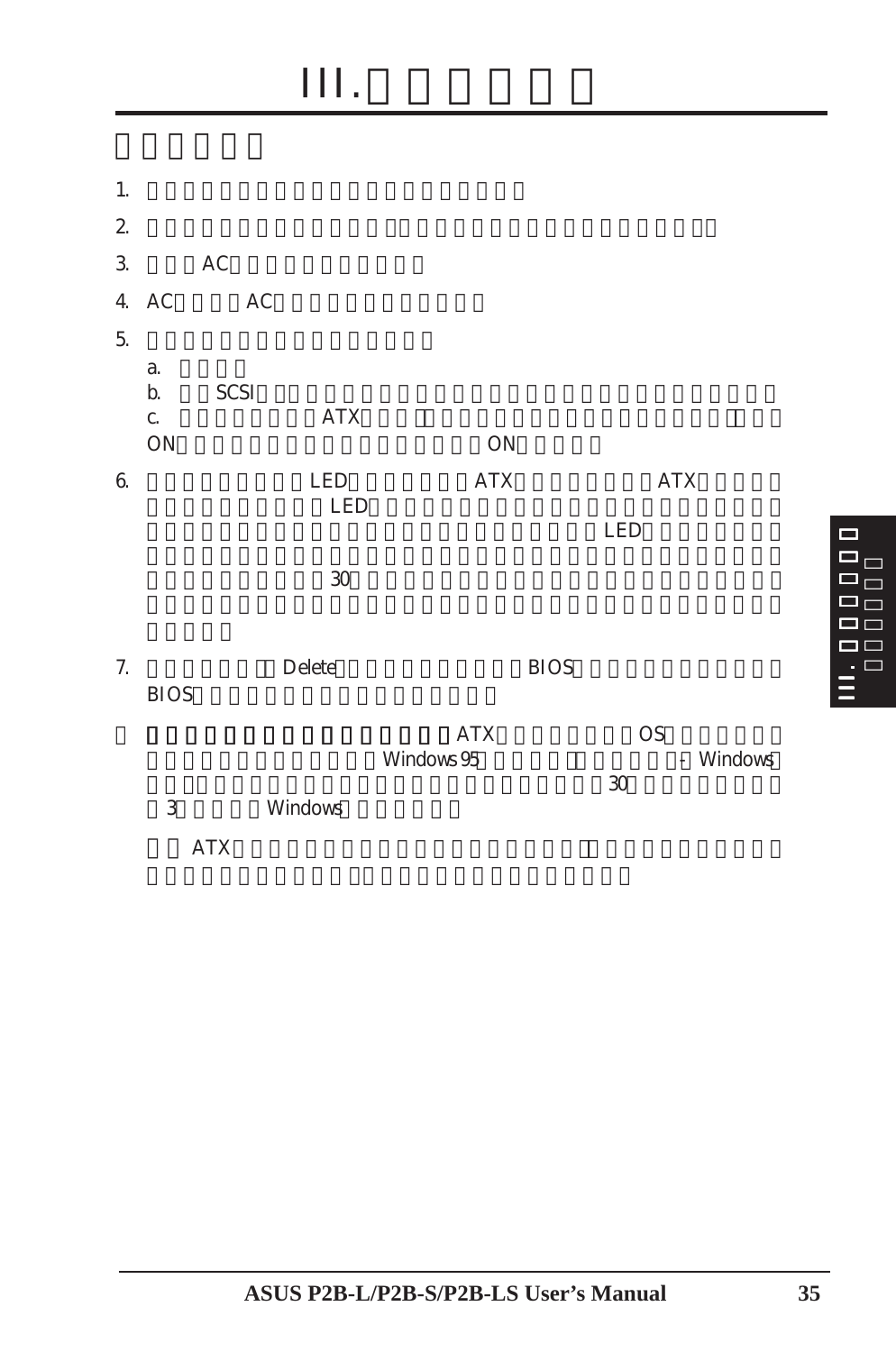# III.

1.

2.

3. AC

4. AC AC

5.

   a.

   b. SCSI

   c. ATX ON ON

6. LED ATX ATX LED LED 30

7. Delete BIOS BIOS

ATX OS Windows 95 Windows 30 3 Windows

ATX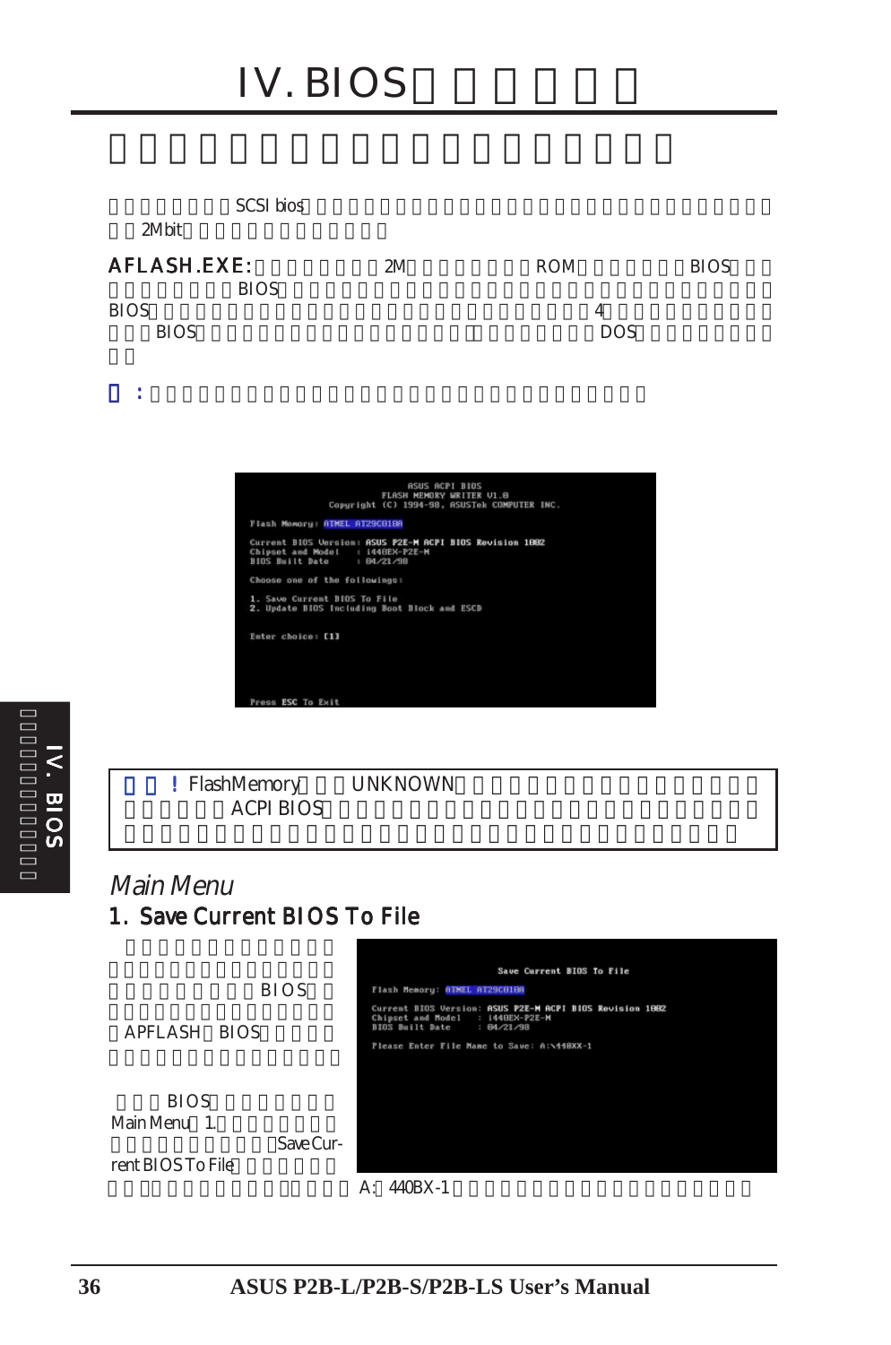# IV. BIOS

SCSI bios
2Mbit

**AFLASH.EXE:** 2M ROM BIOS
BIOS
BIOS 4
BIOS DOS

```
                    ASUS ACPI BIOS
               FLASH MEMORY WRITER V1.8
    Copyright (C) 1994-98, ASUSTeK COMPUTER INC.

Flash Memory: ATMEL AT29C010A

Current BIOS Version: ASUS P2E-M ACPI BIOS Revision 1002
Chipset and Model    : I440BX-P2E-M
BIOS Built Date      : 04/21/98

Choose one of the followings:

1. Save Current BIOS To File
2. Update BIOS Including Boot Block and ESCD

Enter choice: [1]



Press ESC To Exit
```

> ! FlashMemory UNKNOWN
> ACPI BIOS

## *Main Menu*

### 1. Save Current BIOS To File

BIOS
APFLASH BIOS

BIOS
Main Menu 1.
Save Current BIOS To File

```
                Save Current BIOS To File

Flash Memory: ATMEL AT29C010A

Current BIOS Version: ASUS P2E-M ACPI BIOS Revision 1002
Chipset and Model    : I440BX-P2E-M
BIOS Built Date      : 04/21/98

Please Enter File Name to Save: A:\440XX-1
```

A: 440BX-1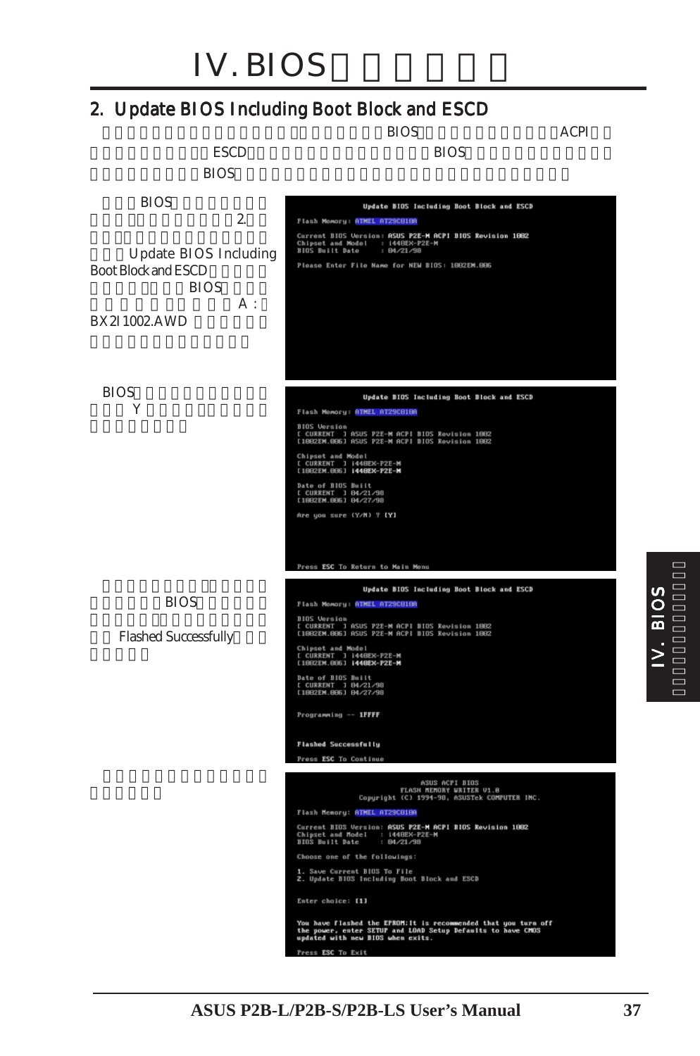# IV. BIOS

## 2. Update BIOS Including Boot Block and ESCD

BIOS ACPI ESCD BIOS BIOS

BIOS 2. Update BIOS Including Boot Block and ESCD BIOS A : BX2I1002.AWD

```
Update BIOS Including Boot Block and ESCD
Flash Memory: ATMEL AT29C010A
Current BIOS Version: ASUS P2E-M ACPI BIOS Revision 1002
Chipset and Model    : i440EX-P2E-M
BIOS Built Date      : 04/21/98
Please Enter File Name for NEW BIOS: 1002EM.006
```

BIOS Y

```
Update BIOS Including Boot Block and ESCD
Flash Memory: ATMEL AT29C010A
BIOS Version
[ CURRENT  ] ASUS P2E-M ACPI BIOS Revision 1002
[1002EM.006] ASUS P2E-M ACPI BIOS Revision 1002
Chipset and Model
[ CURRENT  ] i440EX-P2E-M
[1002EM.006] i440EX-P2E-M
Date of BIOS Built
[ CURRENT  ] 04/21/98
[1002EM.006] 04/27/98
Are you sure (Y/N) ? [Y]
Press ESC To Return to Main Menu
```

BIOS Flashed Successfully

```
Update BIOS Including Boot Block and ESCD
Flash Memory: ATMEL AT29C010A
BIOS Version
[ CURRENT  ] ASUS P2E-M ACPI BIOS Revision 1002
[1002EM.006] ASUS P2E-M ACPI BIOS Revision 1002
Chipset and Model
[ CURRENT  ] i440EX-P2E-M
[1002EM.006] i440EX-P2E-M
Date of BIOS Built
[ CURRENT  ] 04/21/98
[1002EM.006] 04/27/98
Programming -- 1FFFF
Flashed Successfully
Press ESC To Continue
```

```
ASUS ACPI BIOS
FLASH MEMORY WRITER V1.8
Copyright (C) 1994-98, ASUSTek COMPUTER INC.
Flash Memory: ATMEL AT29C010A
Current BIOS Version: ASUS P2E-M ACPI BIOS Revision 1002
Chipset and Model    : i440EX-P2E-M
BIOS Built Date      : 04/21/98
Choose one of the followings:
1. Save Current BIOS To File
2. Update BIOS Including Boot Block and ESCD
Enter choice: [1]
You have flashed the EPROM:It is recommended that you turn off
the power, enter SETUP and LOAD Setup Defaults to have CMOS
updated with new BIOS when exits.
Press ESC To Exit
```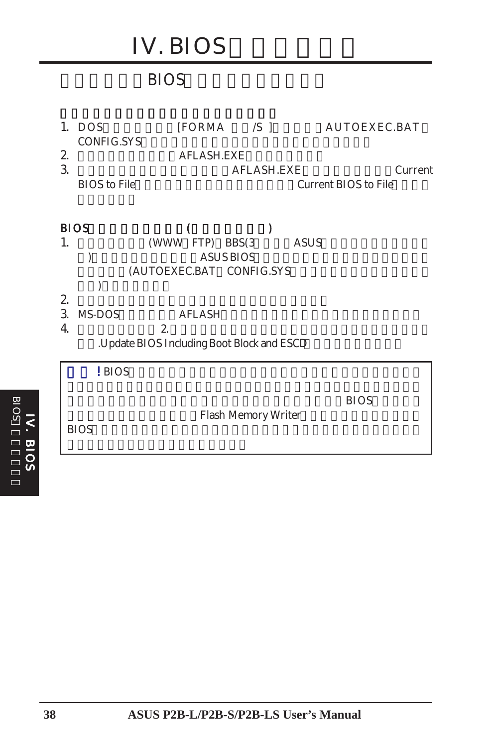# IV. BIOS

## BIOS

1. DOS [FORMA /S ] AUTOEXEC.BAT CONFIG.SYS
2. AFLASH.EXE
3. AFLASH.EXE Current BIOS to File Current BIOS to File

**BIOS ( )**

1. (WWW FTP) BBS(3 ASUS ) ASUS BIOS (AUTOEXEC.BAT CONFIG.SYS )
2. 
3. MS-DOS AFLASH
4. 2. .Update BIOS Including Boot Block and ESCD

> ! BIOS BIOS Flash Memory Writer BIOS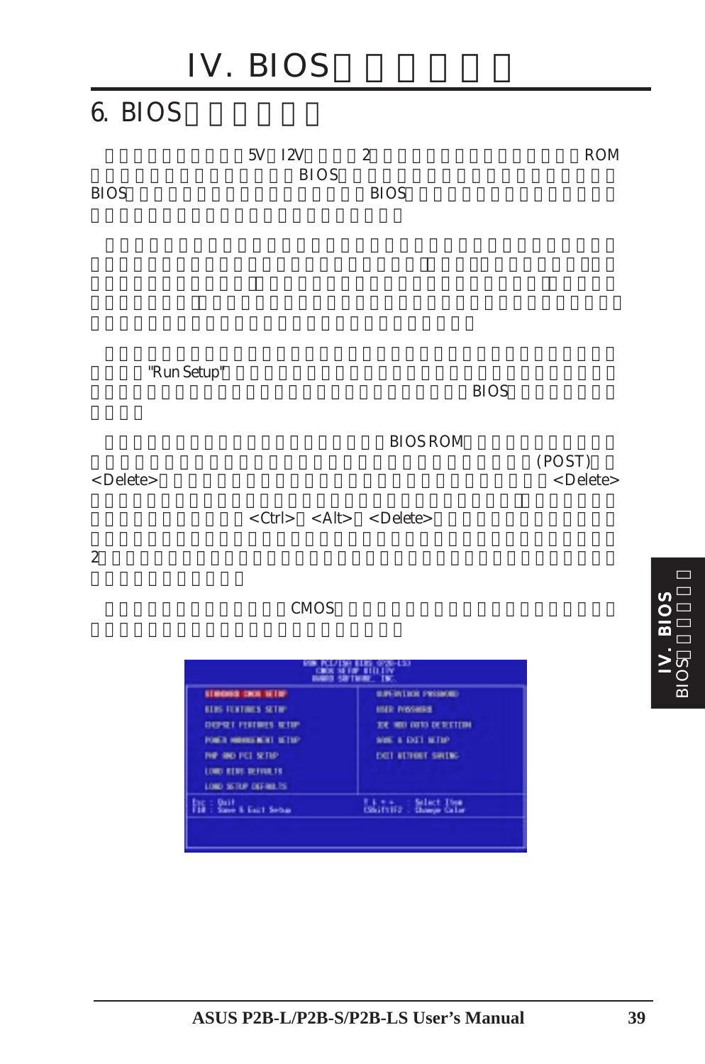# IV. BIOS

## 6. BIOS

5V 12V 2 ROM
BIOS
BIOS BIOS

"Run Setup"
BIOS

BIOS ROM
(POST)
<Delete> <Delete>
<Ctrl> <Alt> <Delete>
2

CMOS

```
ROM PCI/ISA BIOS (P2B-LS)
CMOS SETUP UTILITY
AWARD SOFTWARE, INC.

STANDARD CMOS SETUP          SUPERVISOR PASSWORD
BIOS FEATURES SETUP          USER PASSWORD
CHIPSET FEATURES SETUP       IDE HDD AUTO DETECTION
POWER MANAGEMENT SETUP       SAVE & EXIT SETUP
PNP AND PCI SETUP            EXIT WITHOUT SAVING
LOAD BIOS DEFAULTS
LOAD SETUP DEFAULTS

Esc : Quit                   ↑ ↓ → ←   : Select Item
F10 : Save & Exit Setup      (Shift)F2 : Change Color
```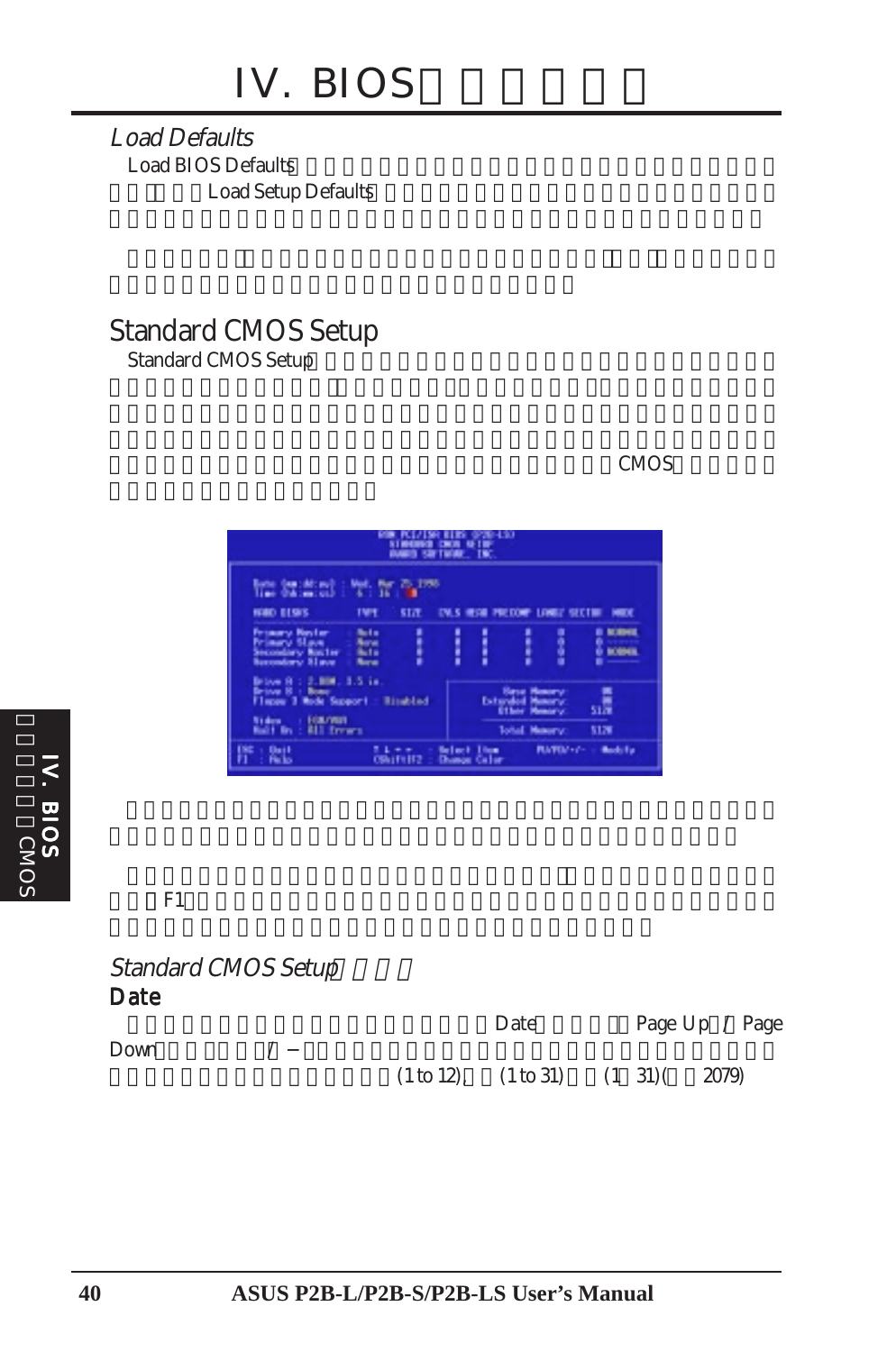## *Load Defaults*

Load BIOS Defaults

Load Setup Defaults

## Standard CMOS Setup

Standard CMOS Setup

CMOS

F1

### *Standard CMOS Setup*

#### Date

Date Page Up / Page Down / −

(1 to 12) (1 to 31) (1 31) ( 2079)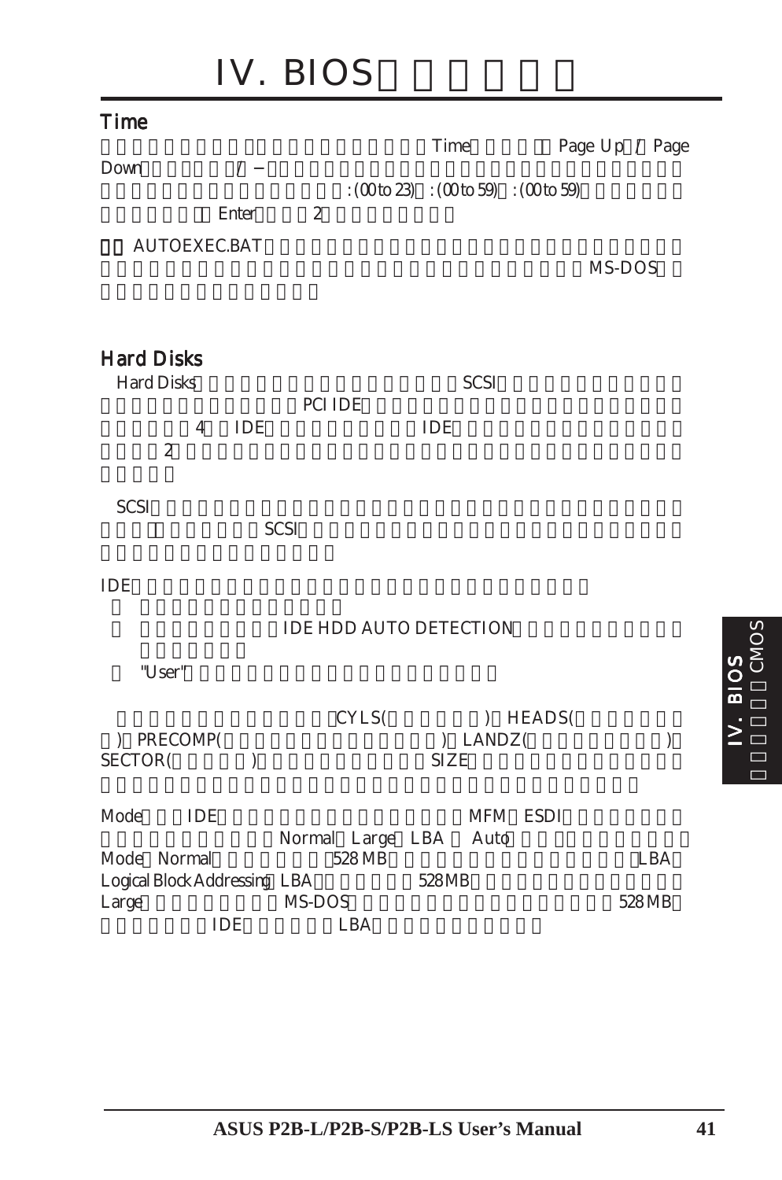# IV. BIOS

## Time

Time Page Up / Page Down / – : (00 to 23) : (00 to 59) : (00 to 59) Enter 2

AUTOEXEC.BAT MS-DOS

## Hard Disks

Hard Disks SCSI PCI IDE 4 IDE IDE 2

SCSI SCSI

IDE

- IDE HDD AUTO DETECTION
- "User"

CYLS( ) HEADS( ) PRECOMP( ) LANDZ( ) SECTOR( ) SIZE

Mode IDE MFM ESDI Normal Large LBA Auto Mode Normal 528 MB LBA Logical Block Addressing LBA 528MB Large MS-DOS 528 MB IDE LBA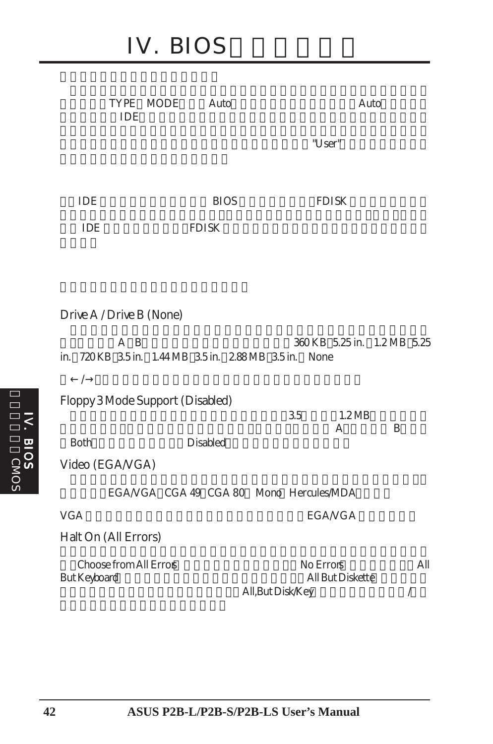# IV. BIOS

TYPE MODE Auto Auto
IDE

"User"

IDE BIOS FDISK

IDE FDISK

Drive A / Drive B (None)

A B 360 KB 5.25 in. 1.2 MB 5.25 in. 720 KB 3.5 in. 1.44 MB 3.5 in. 2.88 MB 3.5 in. None

← /→

Floppy 3 Mode Support (Disabled)

3.5 1.2 MB
A B
Both Disabled

Video (EGA/VGA)

EGA/VGA CGA 49 CGA 80 Mono Hercules/MDA

VGA EGA/VGA

Halt On (All Errors)

Choose from All Errors No Errors All But Keyboard All But Diskette
All,But Disk/Key /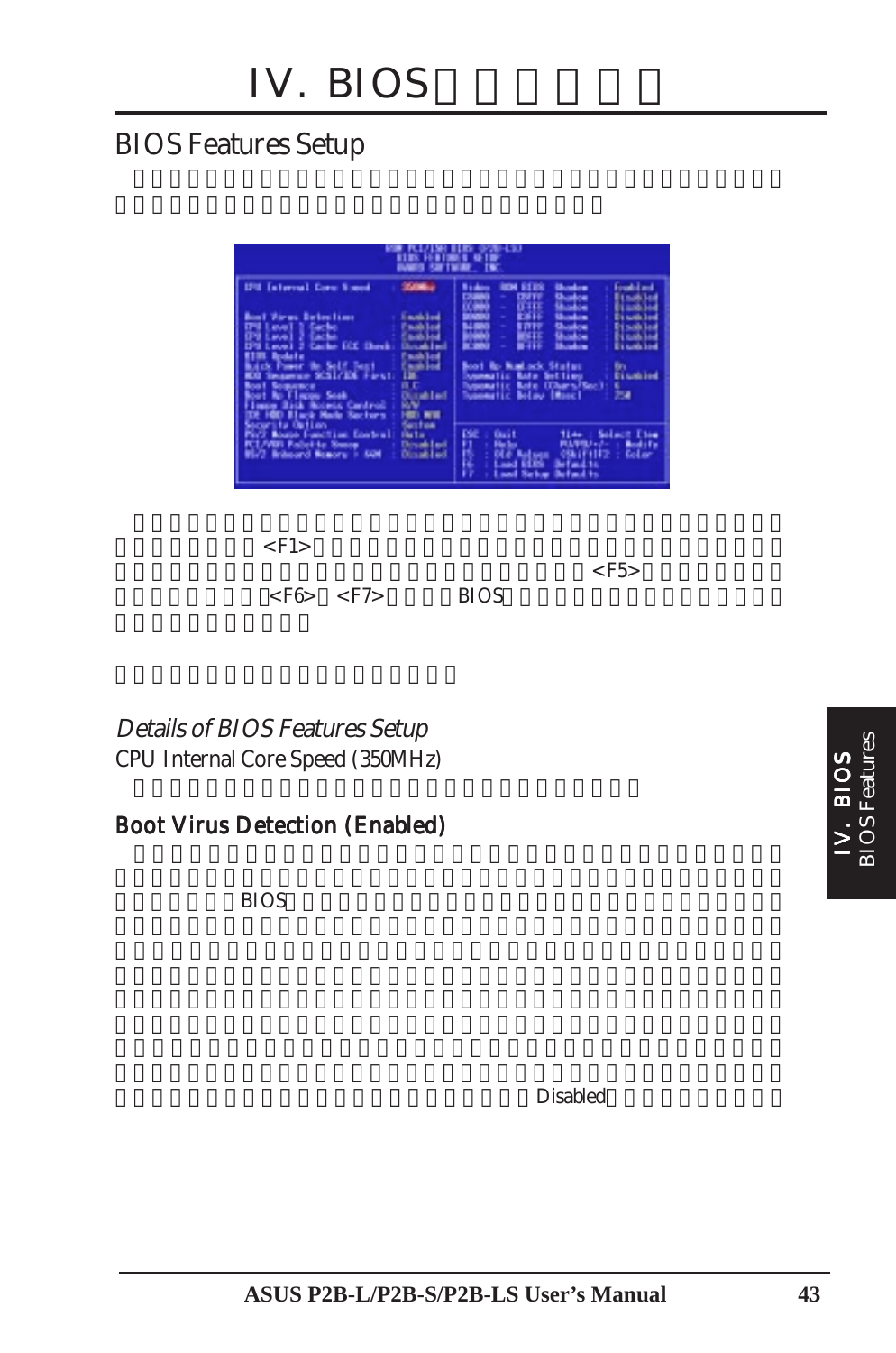## BIOS Features Setup

<F1> <F5> <F6> <F7> BIOS

### *Details of BIOS Features Setup*

CPU Internal Core Speed (350MHz)

**Boot Virus Detection (Enabled)**

BIOS

Disabled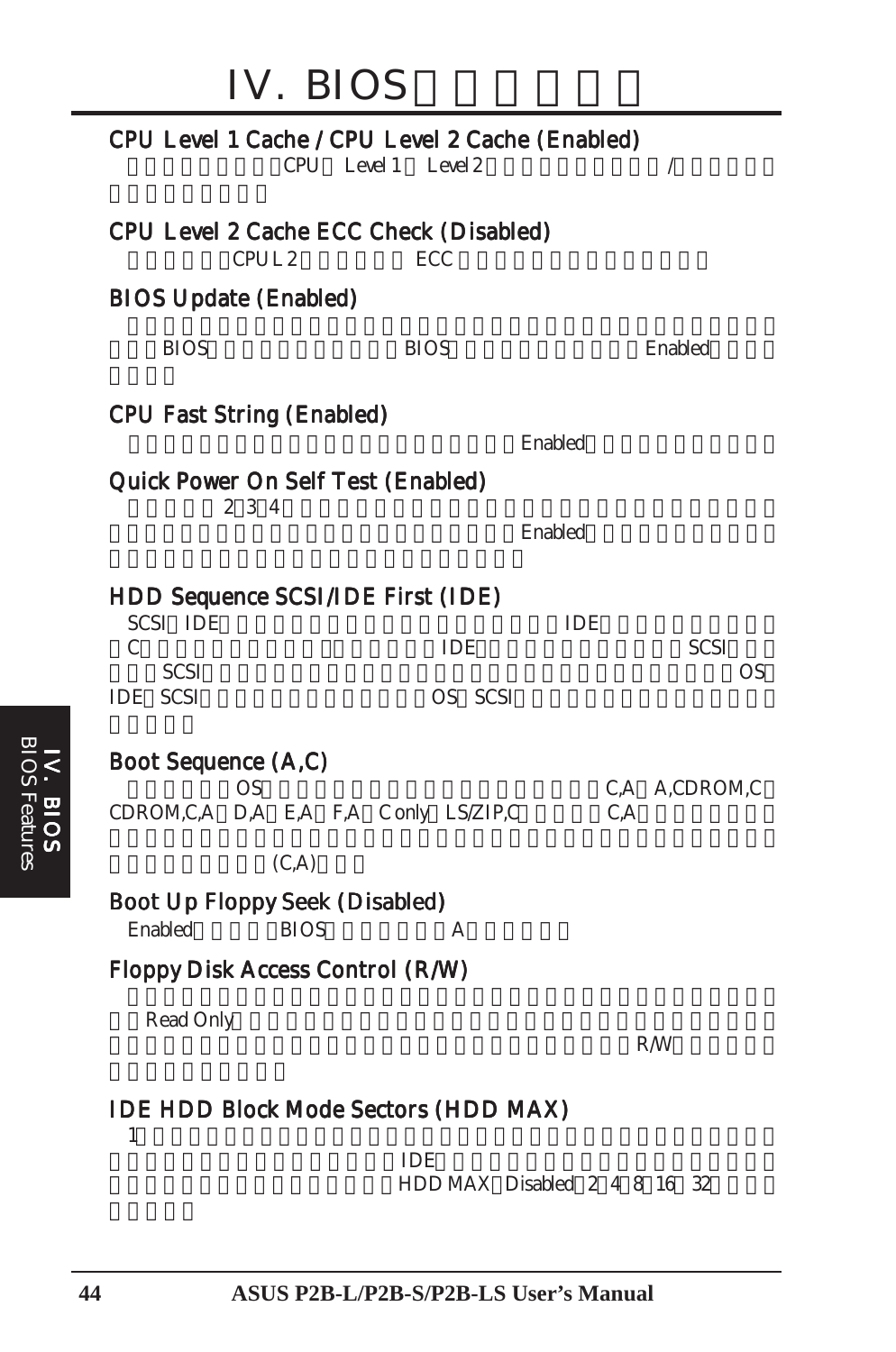# IV. BIOS

## CPU Level 1 Cache / CPU Level 2 Cache (Enabled)

CPU Level 1 Level 2 /

## CPU Level 2 Cache ECC Check (Disabled)

CPU L2 ECC

## BIOS Update (Enabled)

BIOS BIOS Enabled

## CPU Fast String (Enabled)

Enabled

## Quick Power On Self Test (Enabled)

2 3 4

Enabled

## HDD Sequence SCSI/IDE First (IDE)

SCSI IDE IDE

C IDE SCSI

SCSI OS

IDE SCSI OS SCSI

## Boot Sequence (A,C)

OS C,A A,CDROM,C

CDROM,C,A D,A E,A F,A C only LS/ZIP,C C,A

(C,A)

## Boot Up Floppy Seek (Disabled)

Enabled BIOS A

## Floppy Disk Access Control (R/W)

Read Only

R/W

## IDE HDD Block Mode Sectors (HDD MAX)

1

IDE

HDD MAX Disabled 2 4 8 16 32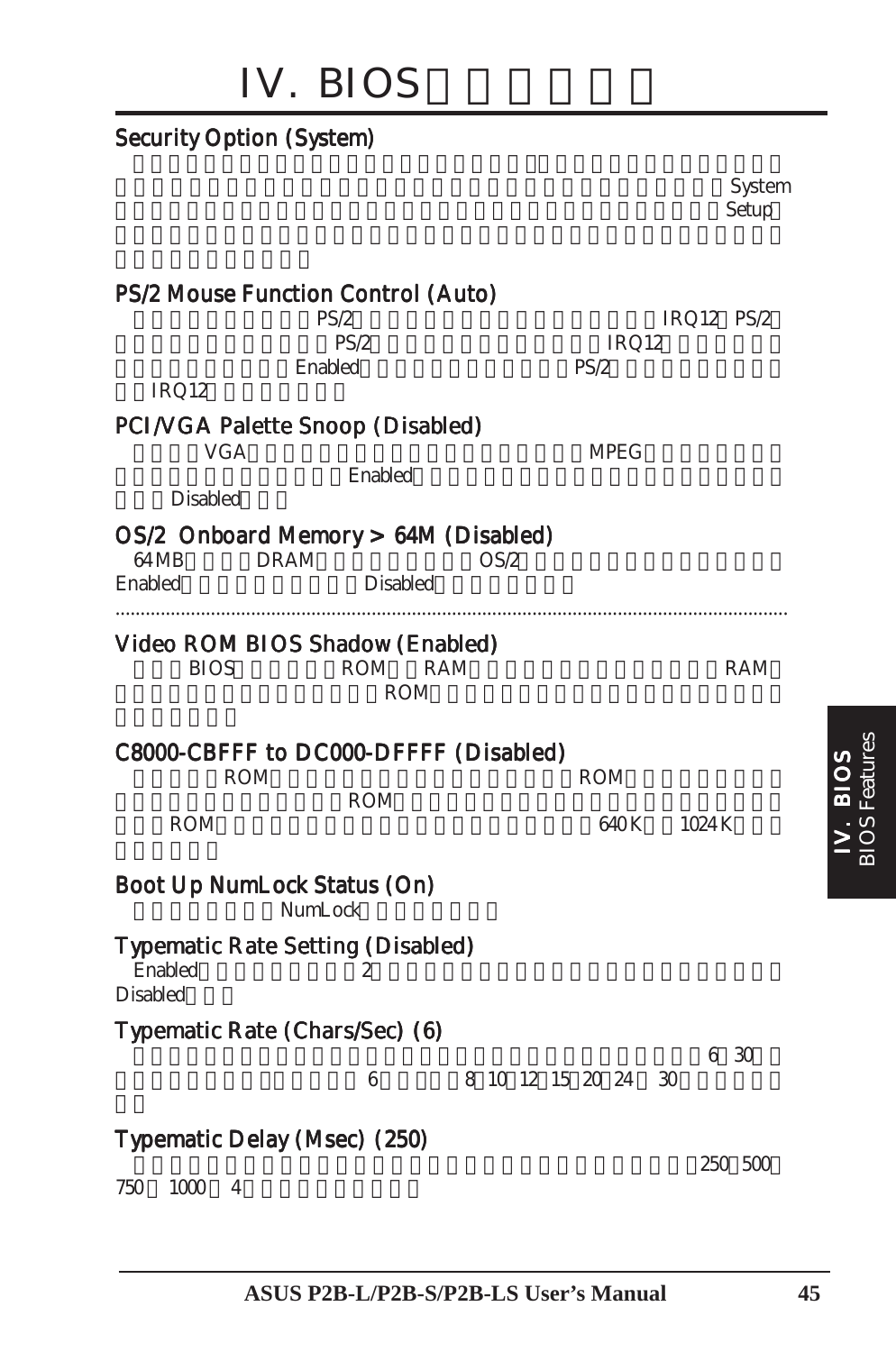# IV. BIOS

## Security Option (System)

System Setup

## PS/2 Mouse Function Control (Auto)

PS/2 IRQ12 PS/2 PS/2 IRQ12 Enabled PS/2 IRQ12

## PCI/VGA Palette Snoop (Disabled)

VGA MPEG Enabled Disabled

## OS/2 Onboard Memory > 64M (Disabled)

64 MB DRAM OS/2 Enabled Disabled

---

## Video ROM BIOS Shadow (Enabled)

BIOS ROM RAM RAM ROM

## C8000-CBFFF to DC000-DFFFF (Disabled)

ROM ROM ROM ROM 640 K 1024 K

## Boot Up NumLock Status (On)

NumLock

## Typematic Rate Setting (Disabled)

Enabled 2 Disabled

## Typematic Rate (Chars/Sec) (6)

6 30 6 8 10 12 15 20 24 30

## Typematic Delay (Msec) (250)

250 500 750 1000 4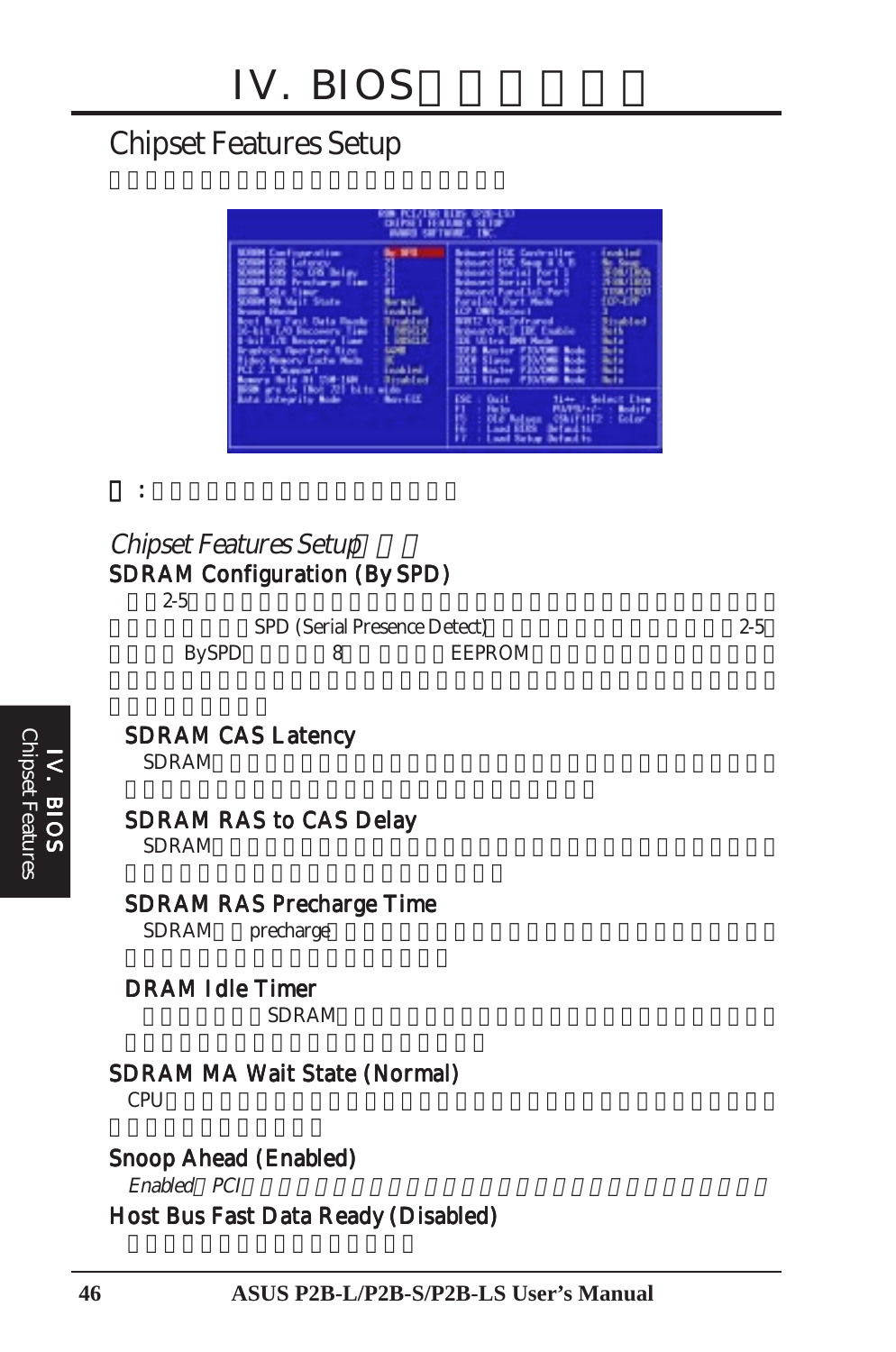# IV. BIOS

## Chipset Features Setup

*Chipset Features Setup*

### SDRAM Configuration (By SPD)

2-5 SPD (Serial Presence Detect) 2-5 BySPD 8 EEPROM

#### SDRAM CAS Latency

SDRAM

#### SDRAM RAS to CAS Delay

SDRAM

#### SDRAM RAS Precharge Time

SDRAM precharge

#### DRAM Idle Timer

SDRAM

### SDRAM MA Wait State (Normal)

CPU

### Snoop Ahead (Enabled)

*Enabled PCI*

### Host Bus Fast Data Ready (Disabled)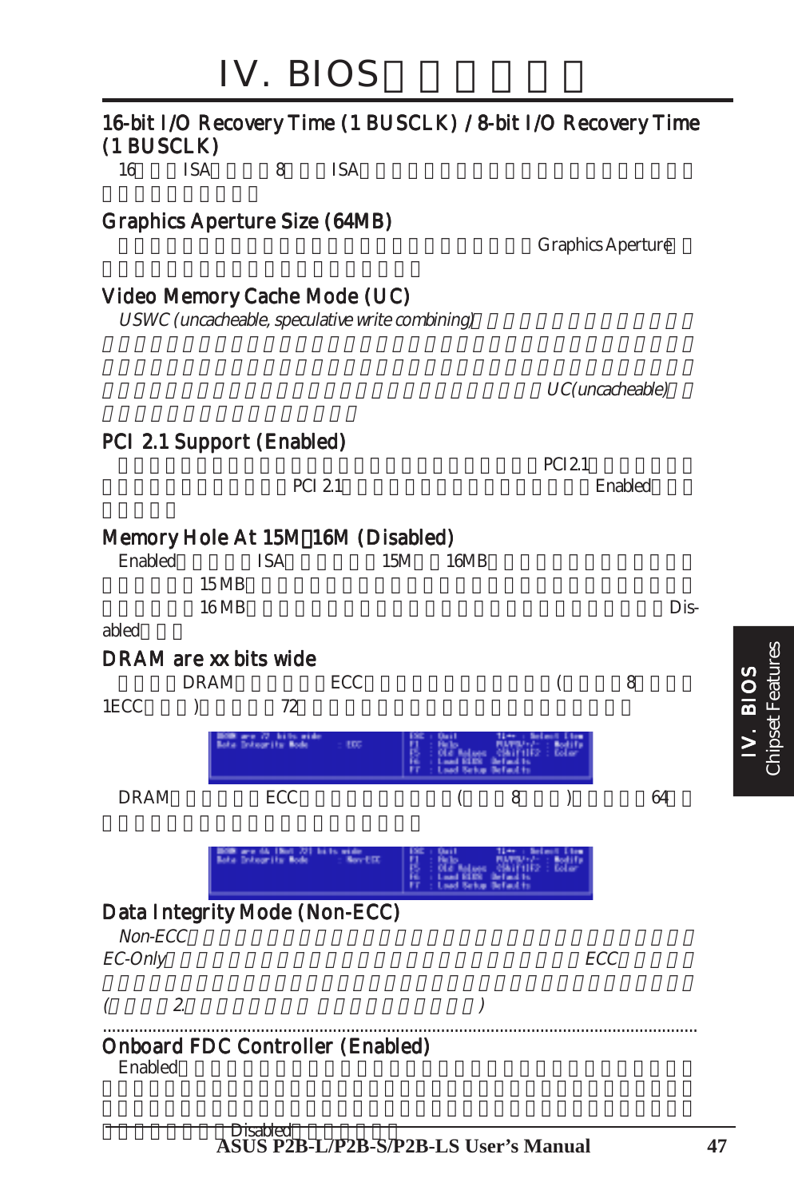# IV. BIOS

## 16-bit I/O Recovery Time (1 BUSCLK) / 8-bit I/O Recovery Time (1 BUSCLK)

16 ISA 8 ISA

## Graphics Aperture Size (64MB)

Graphics Aperture

## Video Memory Cache Mode (UC)

*USWC (uncacheable, speculative write combining)*

*UC(uncacheable)*

## PCI 2.1 Support (Enabled)

PCI 2.1

PCI 2.1 Enabled

## Memory Hole At 15M–16M (Disabled)

Enabled ISA 15M 16MB

15 MB

16 MB Disabled

## DRAM are xx bits wide

DRAM ECC ( 8 1ECC ) 72

DRAM ECC ( 8 ) 64

## Data Integrity Mode (Non-ECC)

*Non-ECC*

*EC-Only* ECC

*( 2. )*

## Onboard FDC Controller (Enabled)

Enabled

Disabled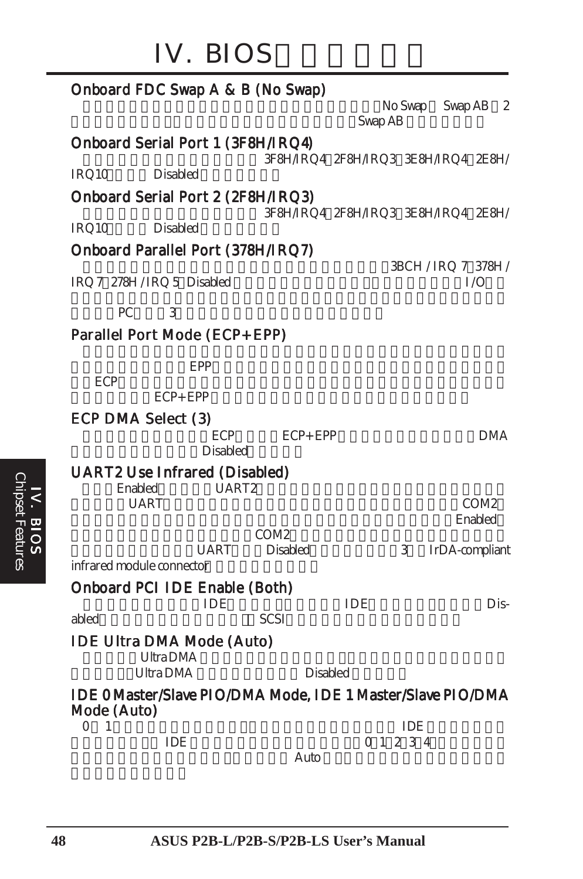## Onboard FDC Swap A & B (No Swap)

No Swap Swap AB 2

Swap AB

## Onboard Serial Port 1 (3F8H/IRQ4)

3F8H/IRQ4 2F8H/IRQ3 3E8H/IRQ4 2E8H/IRQ10 Disabled

## Onboard Serial Port 2 (2F8H/IRQ3)

3F8H/IRQ4 2F8H/IRQ3 3E8H/IRQ4 2E8H/IRQ10 Disabled

## Onboard Parallel Port (378H/IRQ7)

3BCH / IRQ 7 378H / IRQ 7 278H / IRQ 5 Disabled I/O

PC 3

## Parallel Port Mode (ECP+EPP)

EPP

ECP

ECP+EPP

## ECP DMA Select (3)

ECP ECP+EPP DMA

Disabled

## UART2 Use Infrared (Disabled)

Enabled UART2

UART COM2

Enabled

COM2

UART Disabled 3 IrDA-compliant infrared module connector

## Onboard PCI IDE Enable (Both)

IDE IDE Disabled

SCSI

## IDE Ultra DMA Mode (Auto)

UltraDMA

UltraDMA Disabled

## IDE 0 Master/Slave PIO/DMA Mode, IDE 1 Master/Slave PIO/DMA Mode (Auto)

0 1 IDE

IDE 0 1 2 3 4

Auto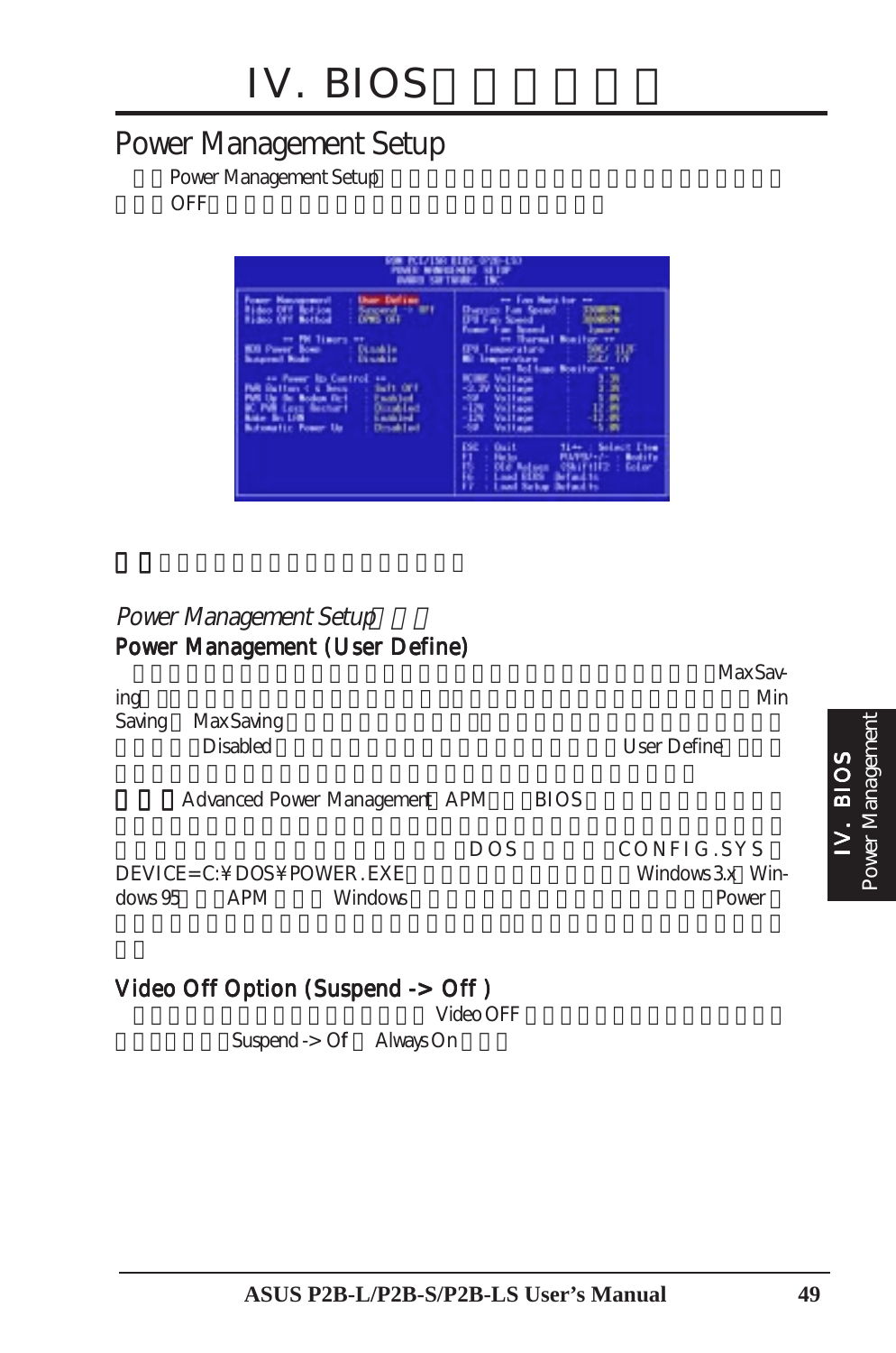## Power Management Setup

Power Management Setup

OFF

Power Management Setup

### Power Management (User Define)

Max Saving Min Saving Max Saving Disabled User Define

Advanced Power Management APM BIOS DOS CONFIG.SYS DEVICE=C:¥DOS¥POWER.EXE Windows 3.x Windows 95 APM Windows Power

### Video Off Option (Suspend -> Off )

Video OFF

Suspend -> Of Always On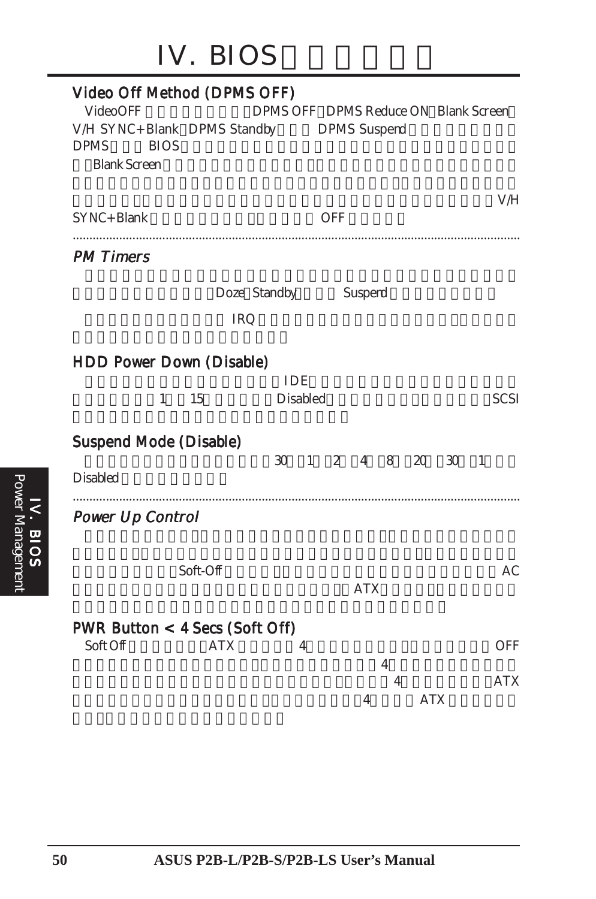# IV. BIOS

### Video Off Method (DPMS OFF)

VideoOFF DPMS OFF DPMS Reduce ON Blank Screen V/H SYNC+Blank DPMS Standby DPMS Suspend DPMS BIOS Blank Screen V/H SYNC+Blank OFF

---

### *PM Timers*

Doze Standby Suspend

IRQ

### HDD Power Down (Disable)

IDE 1 15 Disabled SCSI

### Suspend Mode (Disable)

30 1 2 4 8 20 30 1 Disabled

---

### *Power Up Control*

Soft-Off AC ATX

### PWR Button < 4 Secs (Soft Off)

Soft Off ATX 4 OFF 4 4 ATX 4 ATX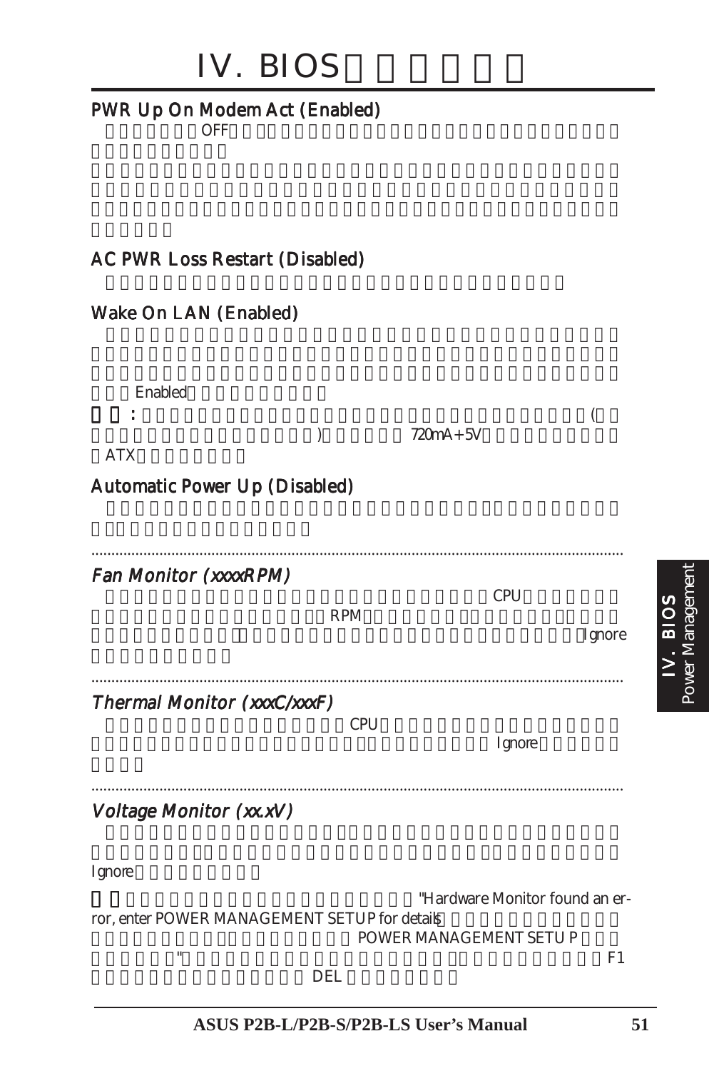# IV. BIOS

## PWR Up On Modem Act (Enabled)

OFF

## AC PWR Loss Restart (Disabled)

## Wake On LAN (Enabled)

Enabled

:

(

) 720mA+5V

ATX

## Automatic Power Up (Disabled)

---

## *Fan Monitor (xxxxRPM)*

CPU

RPM

Ignore

---

## *Thermal Monitor (xxxC/xxxF)*

CPU

Ignore

---

## *Voltage Monitor (xx.xV)*

Ignore

"Hardware Monitor found an error, enter POWER MANAGEMENT SETUP for details"

POWER MANAGEMENT SETUP

" F1

DEL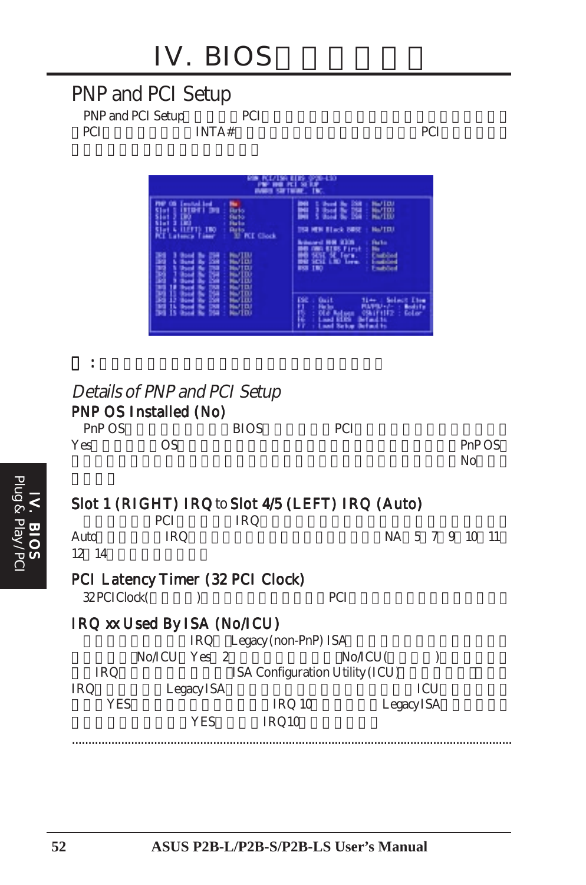# IV. BIOS

## PNP and PCI Setup

PNP and PCI Setup PCI
PCI INTA# PCI

□ :

## *Details of PNP and PCI Setup*

### PNP OS Installed (No)

PnP OS BIOS PCI
Yes OS PnP OS
No

### Slot 1 (RIGHT) IRQ to Slot 4/5 (LEFT) IRQ (Auto)

PCI IRQ
Auto IRQ NA 5 7 9 10 11
12 14

### PCI Latency Timer (32 PCI Clock)

32 PCI Clock( ) PCI

### IRQ xx Used By ISA (No/ICU)

IRQ Legacy (non-PnP) ISA
No/ICU Yes 2 No/ICU( )
IRQ ISA Configuration Utility (ICU)
IRQ Legacy ISA ICU
YES IRQ 10 Legacy ISA
YES IRQ10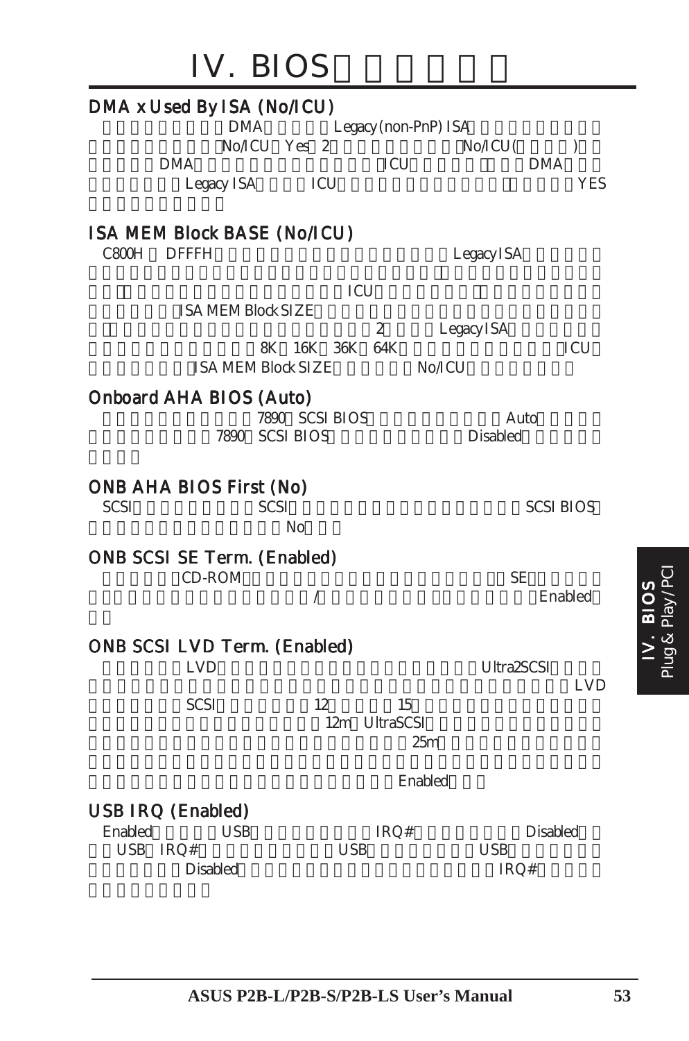## DMA x Used By ISA (No/ICU)

DMA Legacy (non-PnP) ISA
No/ICU Yes 2 No/ICU( )
DMA ICU DMA
Legacy ISA ICU YES

## ISA MEM Block BASE (No/ICU)

C800H DFFFH Legacy ISA
ICU
ISA MEM Block SIZE
2 Legacy ISA
8K 16K 36K 64K ICU
ISA MEM Block SIZE No/ICU

## Onboard AHA BIOS (Auto)

7890 SCSI BIOS Auto
7890 SCSI BIOS Disabled

## ONB AHA BIOS First (No)

SCSI SCSI SCSI BIOS
No

## ONB SCSI SE Term. (Enabled)

CD-ROM SE
/ Enabled

## ONB SCSI LVD Term. (Enabled)

LVD Ultra2SCSI
LVD
SCSI 12 15
12m UltraSCSI
25m

Enabled

## USB IRQ (Enabled)

Enabled USB IRQ# Disabled
USB IRQ# USB USB
Disabled IRQ#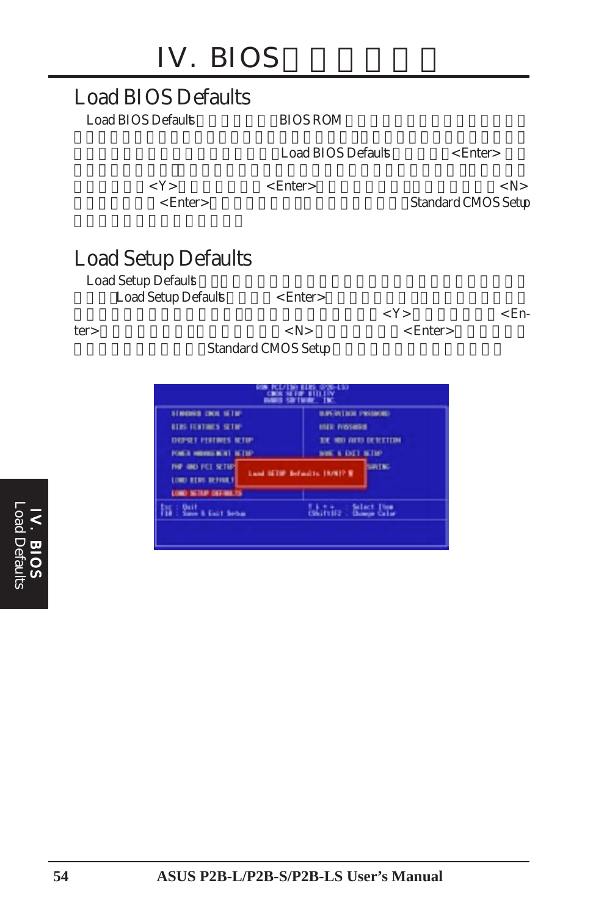# IV. BIOS

## Load BIOS Defaults

Load BIOS Defaults BIOS ROM

Load BIOS Defaults <Enter>

<Y> <Enter> <N>

<Enter> Standard CMOS Setup

## Load Setup Defaults

Load Setup Defaults

Load Setup Defaults <Enter>

<Y> <Enter>

<N> <Enter>

Standard CMOS Setup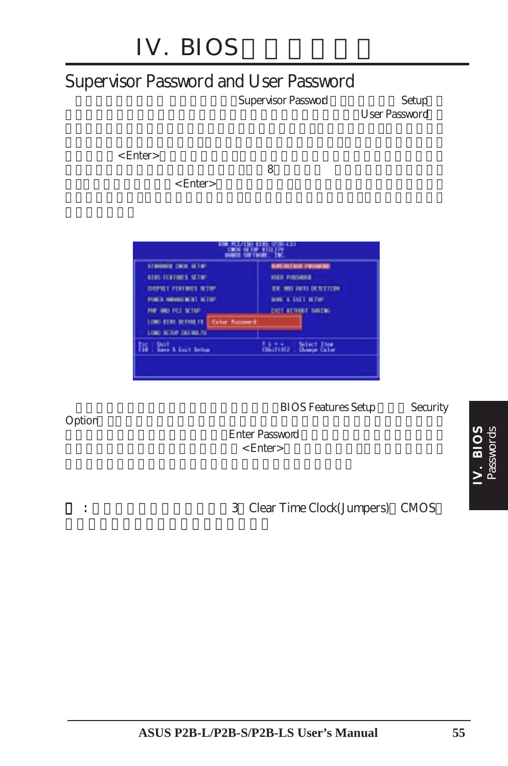# IV. BIOS

## Supervisor Password and User Password

Supervisor Password Setup User Password

<Enter>
8
<Enter>

BIOS Features Setup Security Option
Enter Password
<Enter>

: 3 Clear Time Clock(Jumpers) CMOS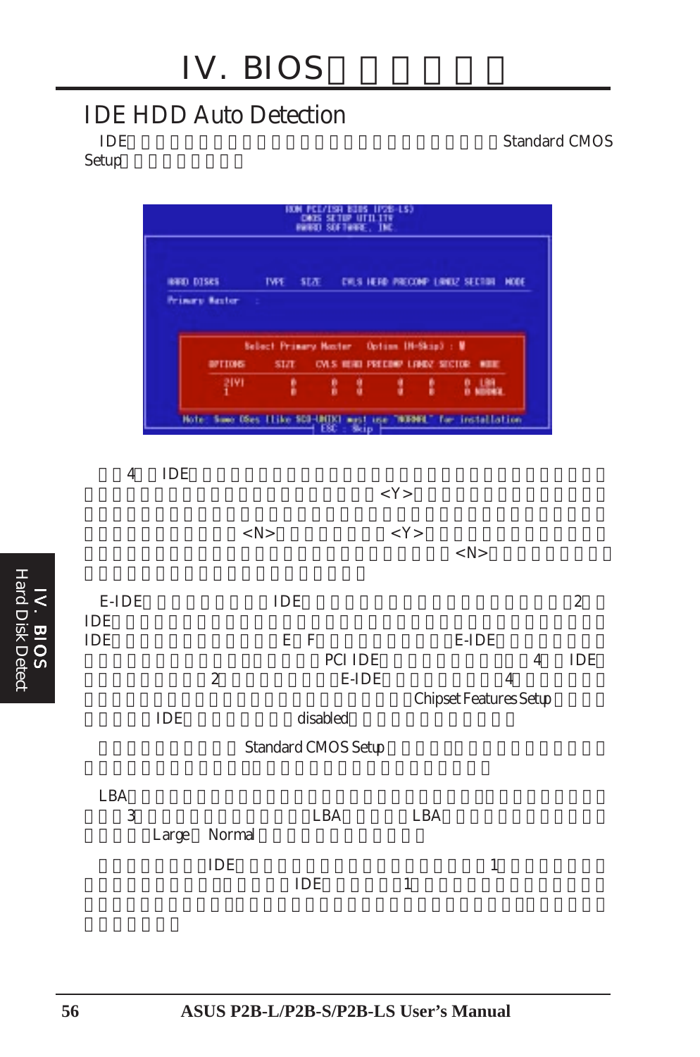# IV. BIOS

## IDE HDD Auto Detection

IDE Standard CMOS Setup

```
ROM PCI/ISA BIOS (P2B-LS)
CMOS SETUP UTILITY
AWARD SOFTWARE, INC.

HARD DISKS        TYPE   SIZE   CYLS HEAD PRECOMP LANDZ SECTOR  MODE
Primary Master  :

        Select Primary Master    Option (N=Skip) : N
   OPTIONS    SIZE   CYLS HEAD PRECOMP LANDZ SECTOR  MODE
   2(Y)        0      0    0      0      0     0     LBA
   1           0      0    0      0      0     0     NORMAL

Note: Some OSes (like SCO-UNIX) must use "NORMAL" for installation
                              ESC : Skip
```

4 IDE <Y> <N> <Y> <N>

E-IDE IDE 2 IDE IDE E F E-IDE PCI IDE 4 IDE 2 E-IDE 4 Chipset Features Setup IDE disabled

Standard CMOS Setup

LBA 3 LBA LBA Large Normal

IDE 1 IDE 1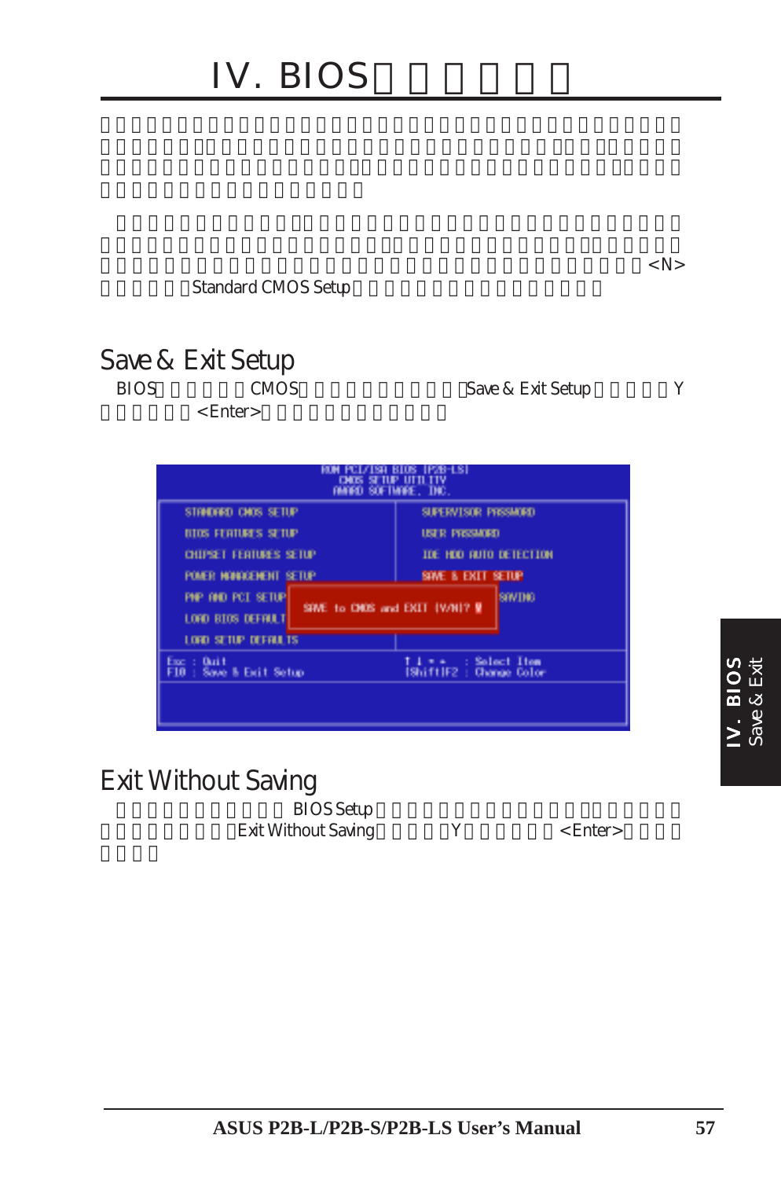# IV. BIOS

<N>

Standard CMOS Setup

## Save & Exit Setup

BIOS CMOS Save & Exit Setup Y

<Enter>

## Exit Without Saving

BIOS Setup

Exit Without Saving Y <Enter>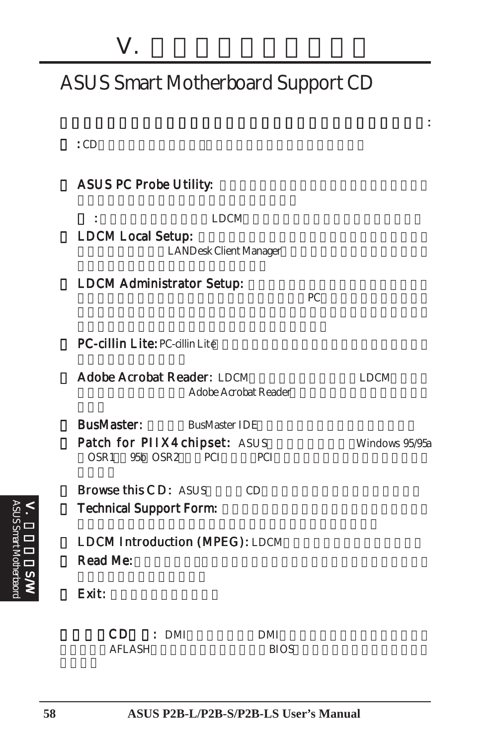# V.

## ASUS Smart Motherboard Support CD

:

: CD

- **ASUS PC Probe Utility:**

  : LDCM

- **LDCM Local Setup:** LANDesk Client Manager

- **LDCM Administrator Setup:** PC

- **PC-cillin Lite:** PC-cillin Lite

- **Adobe Acrobat Reader:** LDCM LDCM Adobe Acrobat Reader

- **BusMaster:** BusMaster IDE

- **Patch for PIIX4 chipset:** ASUS Windows 95/95a OSR1 95b OSR2 PCI PCI

- **Browse this CD:** ASUS CD

- **Technical Support Form:**

- **LDCM Introduction (MPEG):** LDCM

- **Read Me:**

- **Exit:**

**CD :** DMI DMI AFLASH BIOS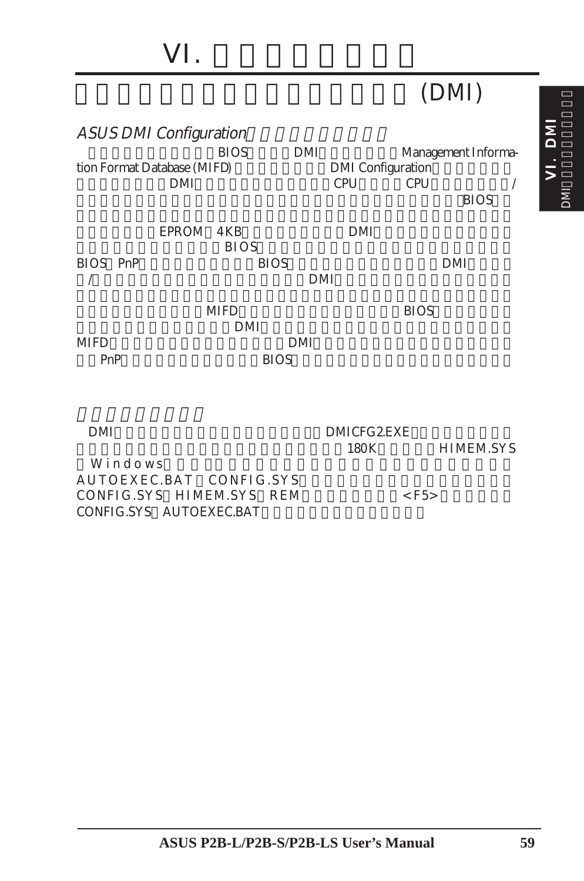# VI.

## (DMI)

### *ASUS DMI Configuration*

BIOS DMI Management Information Format Database (MIFD) DMI Configuration DMI CPU CPU / BIOS

EPROM 4KB DMI BIOS BIOS PnP BIOS DMI / DMI MIFD BIOS DMI MIFD DMI PnP BIOS

DMI DMICFG2.EXE 180K HIMEM.SYS Windows AUTOEXEC.BAT CONFIG.SYS CONFIG.SYS HIMEM.SYS REM <F5> CONFIG.SYS AUTOEXEC.BAT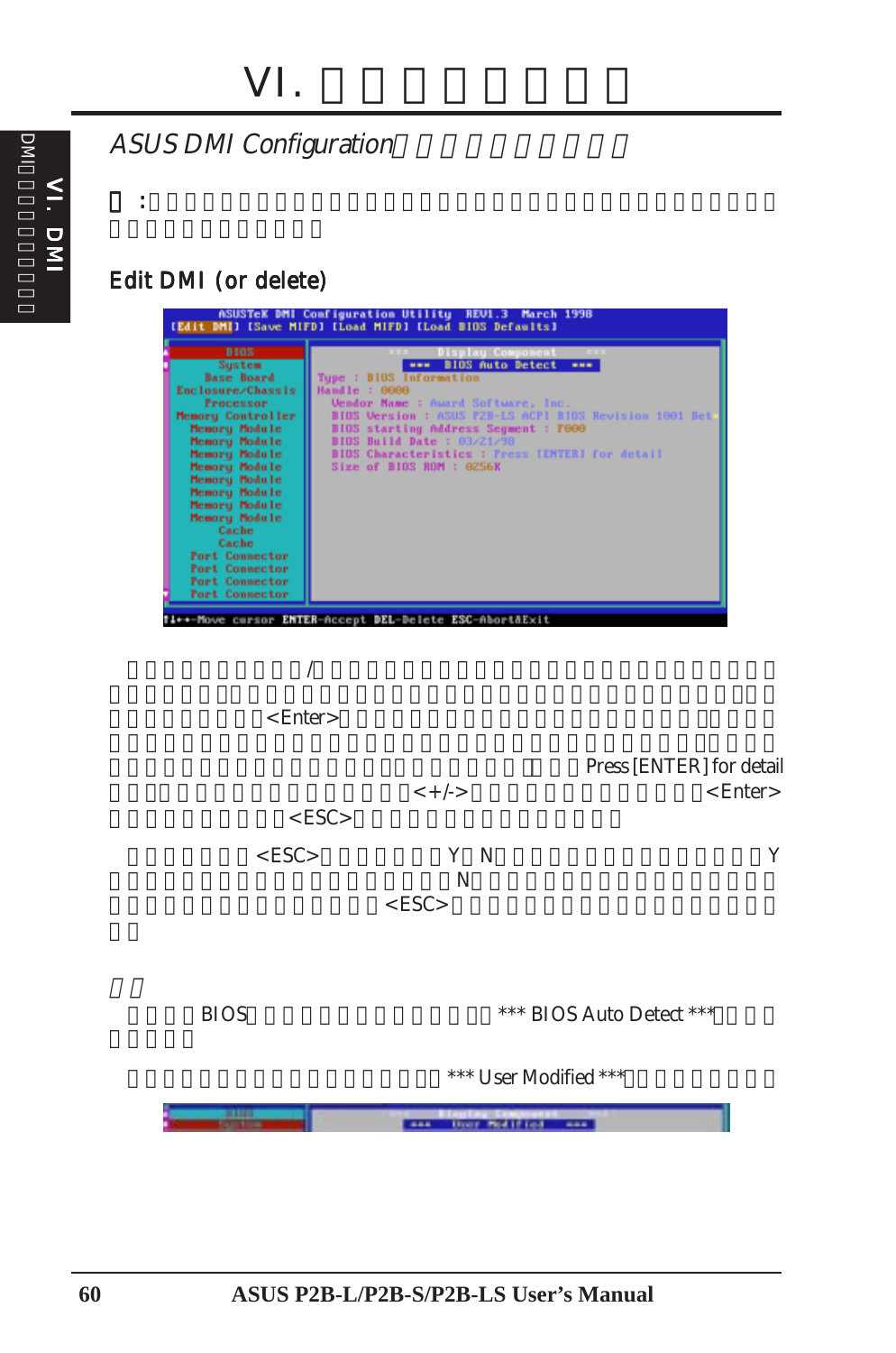## *ASUS DMI Configuration*□□□□□□□□□

□ :□□□□□□□□□□□□□□□□□□□□□□□□□□□□□□□□□□□□□□□□□□□□□□□

## Edit DMI (or delete)

```
ASUSTeK DMI Configuration Utility  REV1.3  March 1998
[Edit DMI] [Save MIFD] [Load MIFD] [Load BIOS Defaults]

BIOS                   ***   Display Component   ***
System                     ***  BIOS Auto Detect  ***
Base Board             Type : BIOS Information
Enclosure/Chassis      Handle : 0000
Processor                Vendor Name : Award Software, Inc.
Memory Controller        BIOS Version : ASUS P2B-LS ACPI BIOS Revision 1001 Bet
Memory Module            BIOS starting Address Segment : F000
Memory Module            BIOS Build Date : 03/21/98
Memory Module            BIOS Characteristics : Press [ENTER] for detail
Memory Module            Size of BIOS ROM : 0256K
Memory Module
Memory Module
Memory Module
Memory Module
Cache
Cache
Port Connector
Port Connector
Port Connector
Port Connector

↑↓←→-Move cursor  ENTER-Accept  DEL-Delete  ESC-Abort&Exit
```

□□□□□□□□□□/□□□□□□□□□□□□□□□□□□□□□□□□□□□□□□□□□□□□□□□□□□□□□<Enter>□□□□□□□□□□□□□□□□□□□□□□□□□□□□□□□□□□□□□□□□□□□□□□□□□□□□□□□□□□□□□□□□□□□□□□□□□□□□□□□□□□□□□□□□□ Press [ENTER] for detail □□□□□□□□□□□□□□□□□□□□□□<+/->□□□□□□□□□□□□□□□□<Enter>□□□□□□□□□□□<ESC>□□□□□□□□□□□□□□□□□□

□□□□□□□□<ESC>□□□□□□□□Y□N□□□□□□□□□□□□□□□□□□Y□□□□□□□□□□□□□□□□□□□□□□□□□N□□□□□□□□□□□□□□□□□□□□□□□□□□□□□□□□□□□□□<ESC>□□□□□□□□□□□□□□□□□□□□□□□□

**□□**

□□□□BIOS□□□□□□□□□□□□□□□□□□*** BIOS Auto Detect ***□□□□□□□□□

□□□□□□□□□□□□□□□□□□□□□□*** User Modified ***□□□□□□□□□□

```
BIOS          ***   Display Component   ***
System            ***  User Modified  ***
```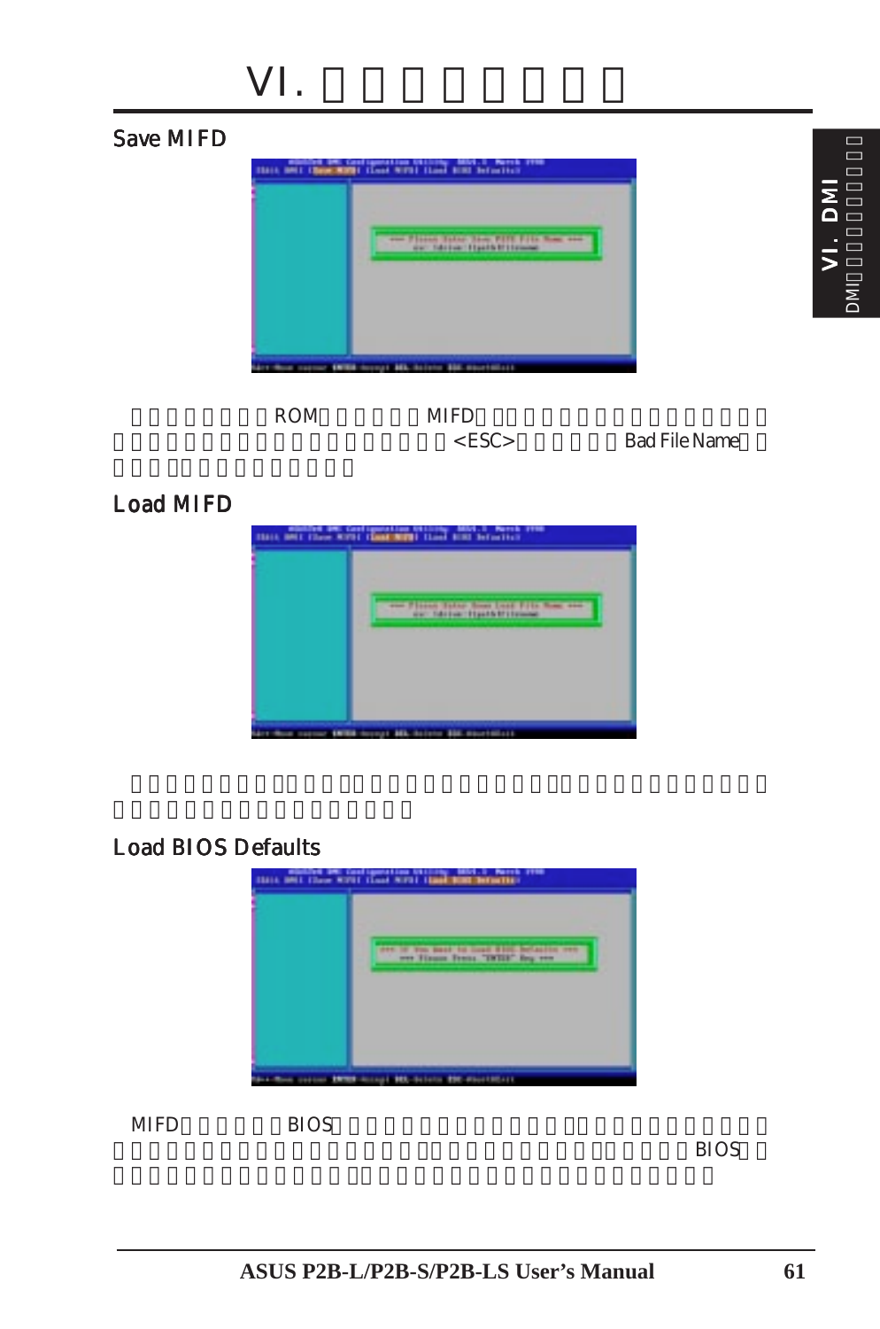# VI. □□□□□□□

## Save MIFD

□□□□□□□□ROM□□□□□□MIFD□□□□□□□□□□□□□□□□□□□□□□□□□□□□□□□□□□□□□□<ESC>□□□□□□Bad File Name□□□□□□□□□□□□□□□□

## Load MIFD

□□□□□□□□□□□□□□□□□□□□□□□□□□□□□□□□□□□□□□□□□□□□□□□□□□□□□□□

## Load BIOS Defaults

MIFD□□□□□□□BIOS□□□□□□□□□□□□□□□□□□□□□□□□□□□□□□□□□□□□□□□□□□□□□□□□□□□□□□□□□□□□□□□□□□□□BIOS□□□□□□□□□□□□□□□□□□□□□□□□□□□□□□□□□□□□□□□□□□□□□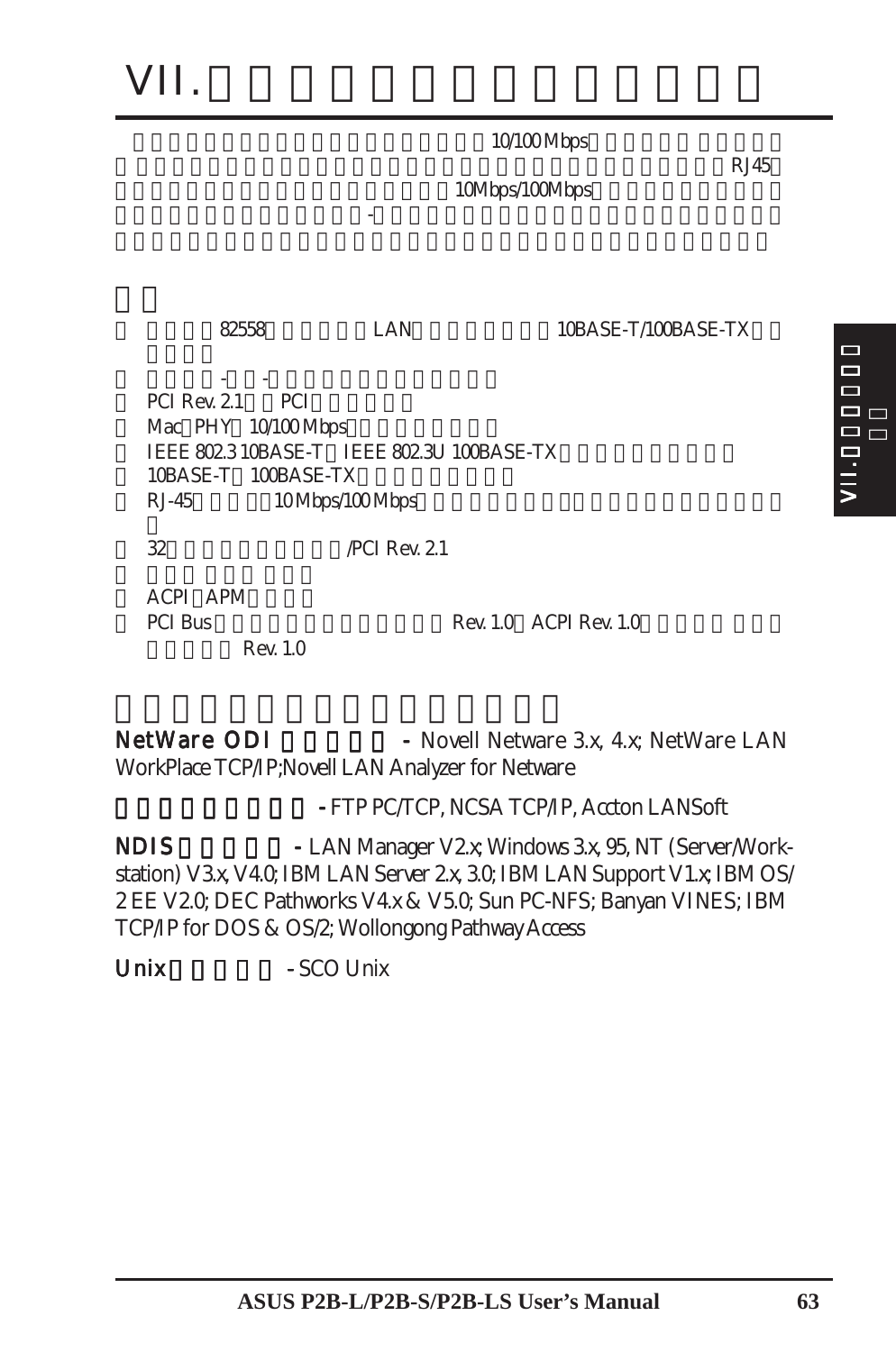# VII.

10/100 Mbps RJ45 10Mbps/100Mbps -

82558 LAN 10BASE-T/100BASE-TX

- -

PCI Rev. 2.1 PCI

Mac PHY 10/100 Mbps

IEEE 802.3 10BASE-T IEEE 802.3U 100BASE-TX

10BASE-T 100BASE-TX

RJ-45 10 Mbps/100 Mbps

32 /PCI Rev. 2.1

ACPI APM

PCI Bus Rev. 1.0 ACPI Rev. 1.0 Rev. 1.0

**NetWare ODI** - Novell Netware 3.x, 4.x; NetWare LAN WorkPlace TCP/IP;Novell LAN Analyzer for Netware

- FTP PC/TCP, NCSA TCP/IP, Accton LANSoft

**NDIS** - LAN Manager V2.x; Windows 3.x, 95, NT (Server/Workstation) V3.x, V4.0; IBM LAN Server 2.x, 3.0; IBM LAN Support V1.x; IBM OS/2 EE V2.0; DEC Pathworks V4.x & V5.0; Sun PC-NFS; Banyan VINES; IBM TCP/IP for DOS & OS/2; Wollongong Pathway Access

**Unix** - SCO Unix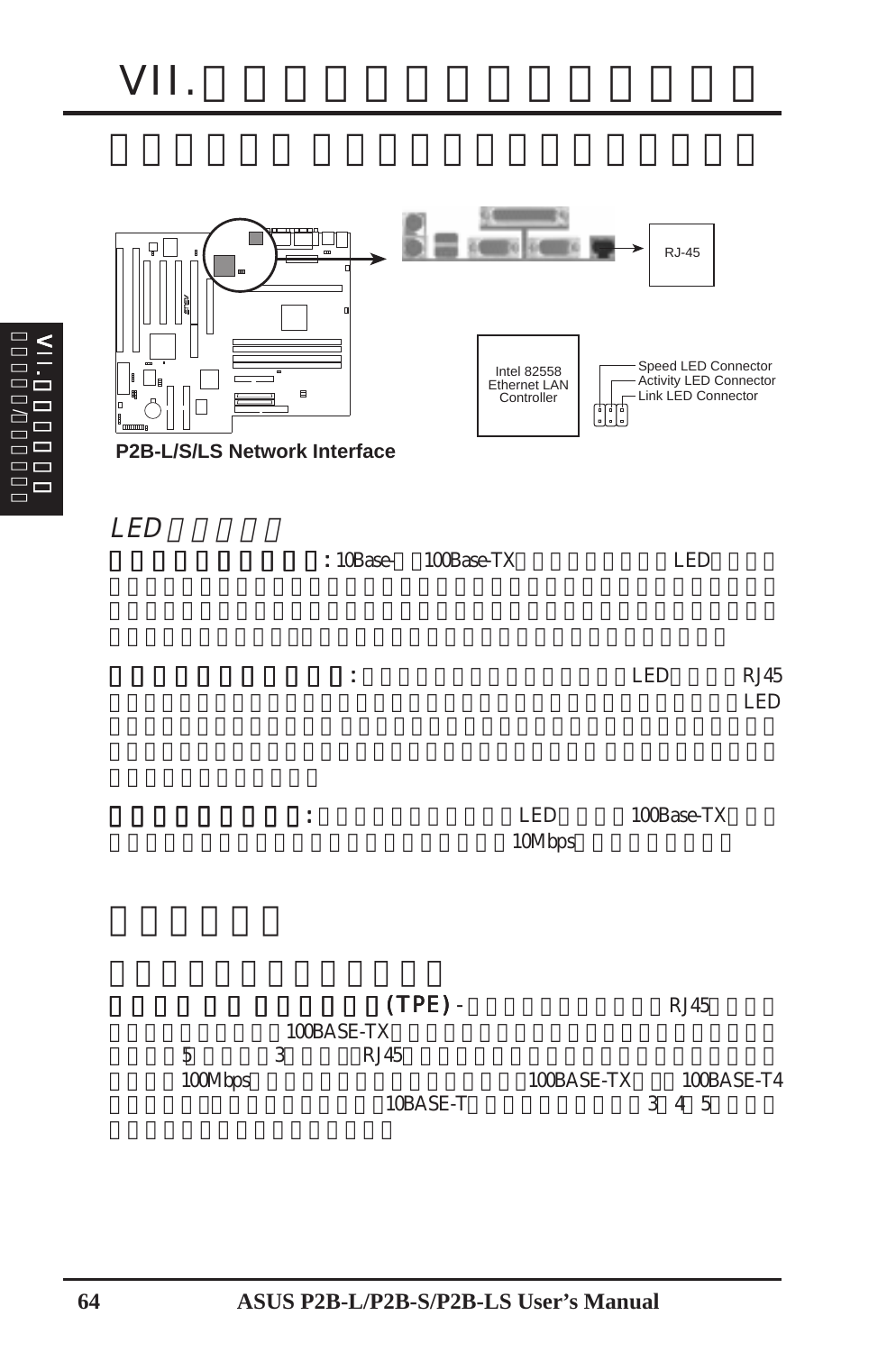# VII.

P2B-L/S/LS Network Interface

RJ-45

Intel 82558 Ethernet LAN Controller

Speed LED Connector
Activity LED Connector
Link LED Connector

## LED

: 10Base- 100Base-TX LED

: LED RJ45 LED

: LED 100Base-TX 10Mbps

(TPE) - RJ45 100BASE-TX 5 3 RJ45 100Mbps 100BASE-TX 100BASE-T4 10BASE-T 3 4 5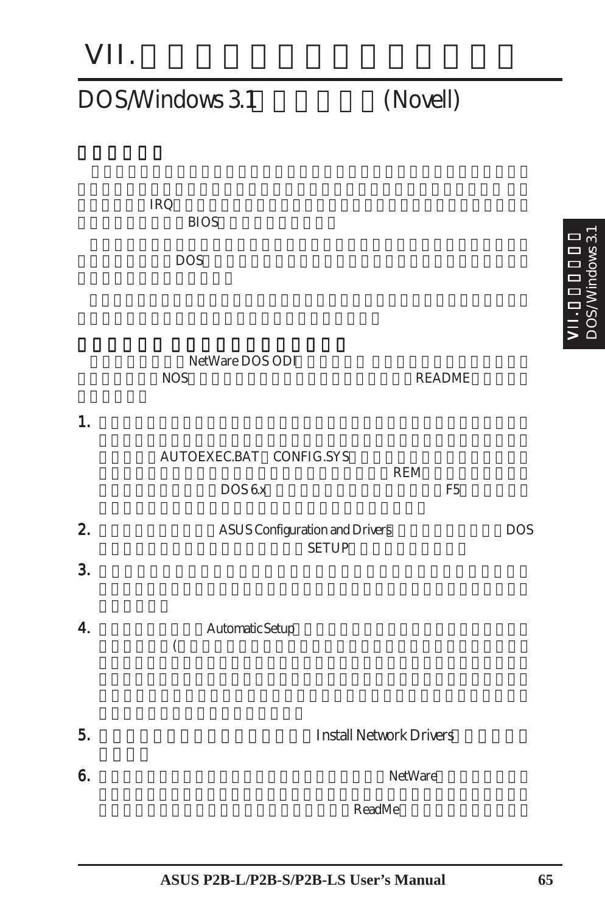# VII.

## DOS/Windows 3.1 (Novell)

IRQ

BIOS

DOS

NetWare DOS ODI

NOS README

1. AUTOEXEC.BAT CONFIG.SYS REM DOS 6.x F5

2. ASUS Configuration and Drivers DOS SETUP

3.

4. Automatic Setup (

5. Install Network Drivers

6. NetWare ReadMe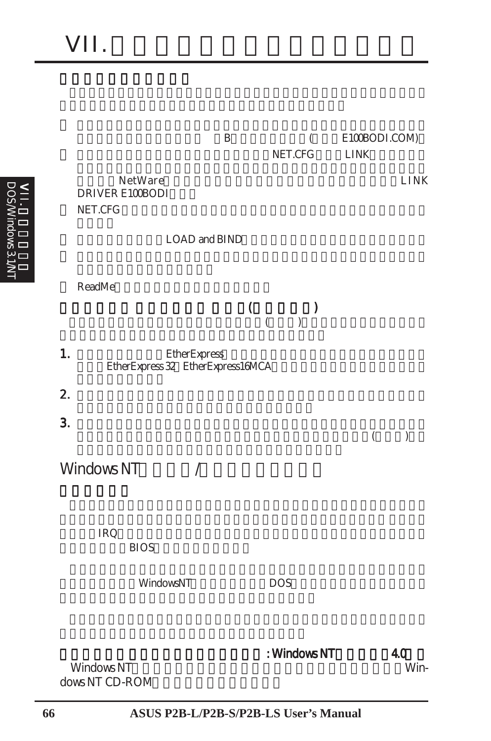# VII.

B ( E100BODI.COM)

NET.CFG LINK

NetWare LINK DRIVER E100BODI

NET.CFG

LOAD and BIND

ReadMe

## ( )

( )

1. EtherExpress EtherExpress 32 EtherExpress16MCA

2.

3. ( )

## Windows NT /

IRQ

BIOS

WindowsNT DOS

## : Windows NT 4.0

Windows NT Windows NT CD-ROM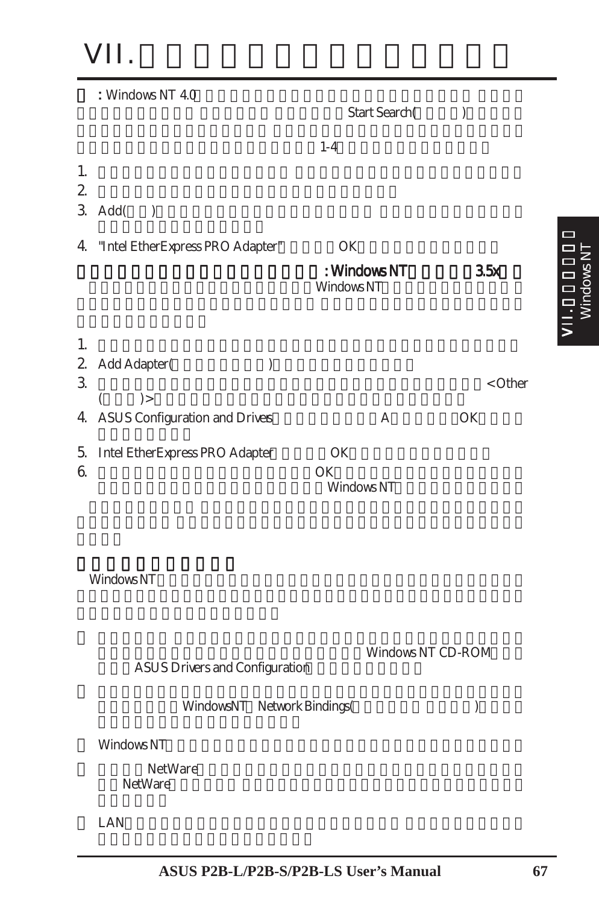# VII.

: Windows NT 4.0

Start Search( )

1-4

1.

2.

3. Add( )

4. "Intel EtherExpress PRO Adapter" OK

**: Windows NT 3.5x**

Windows NT

1.

2. Add Adapter( )

3. < Other ( )>

4. ASUS Configuration and Drivers A OK

5. Intel EtherExpress PRO Adapter OK

6. OK Windows NT

**Windows NT**

Windows NT CD-ROM ASUS Drivers and Configuration

WindowsNT Network Bindings( )

Windows NT

NetWare NetWare

LAN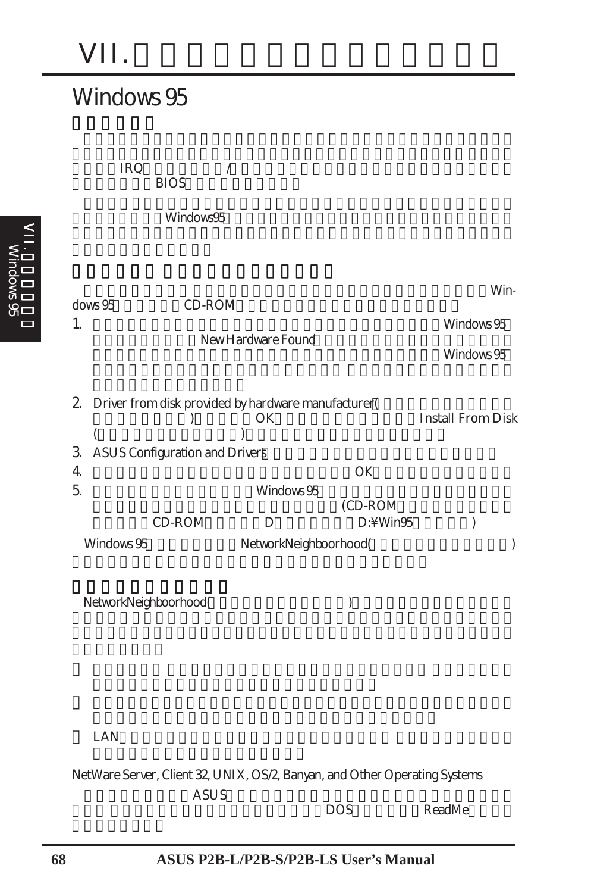## Windows 95

IRQ /

BIOS

Windows95

Windows 95 CD-ROM

1. Windows 95 New Hardware Found Windows 95

2. Driver from disk provided by hardware manufacturer( ) OK Install From Disk ( )

3. ASUS Configuration and Drivers

4. OK

5. Windows 95 (CD-ROM CD-ROM D D:¥Win95 )

Windows 95 NetworkNeighboorhood( )

NetworkNeighboorhood( )

LAN

NetWare Server, Client 32, UNIX, OS/2, Banyan, and Other Operating Systems

ASUS DOS ReadMe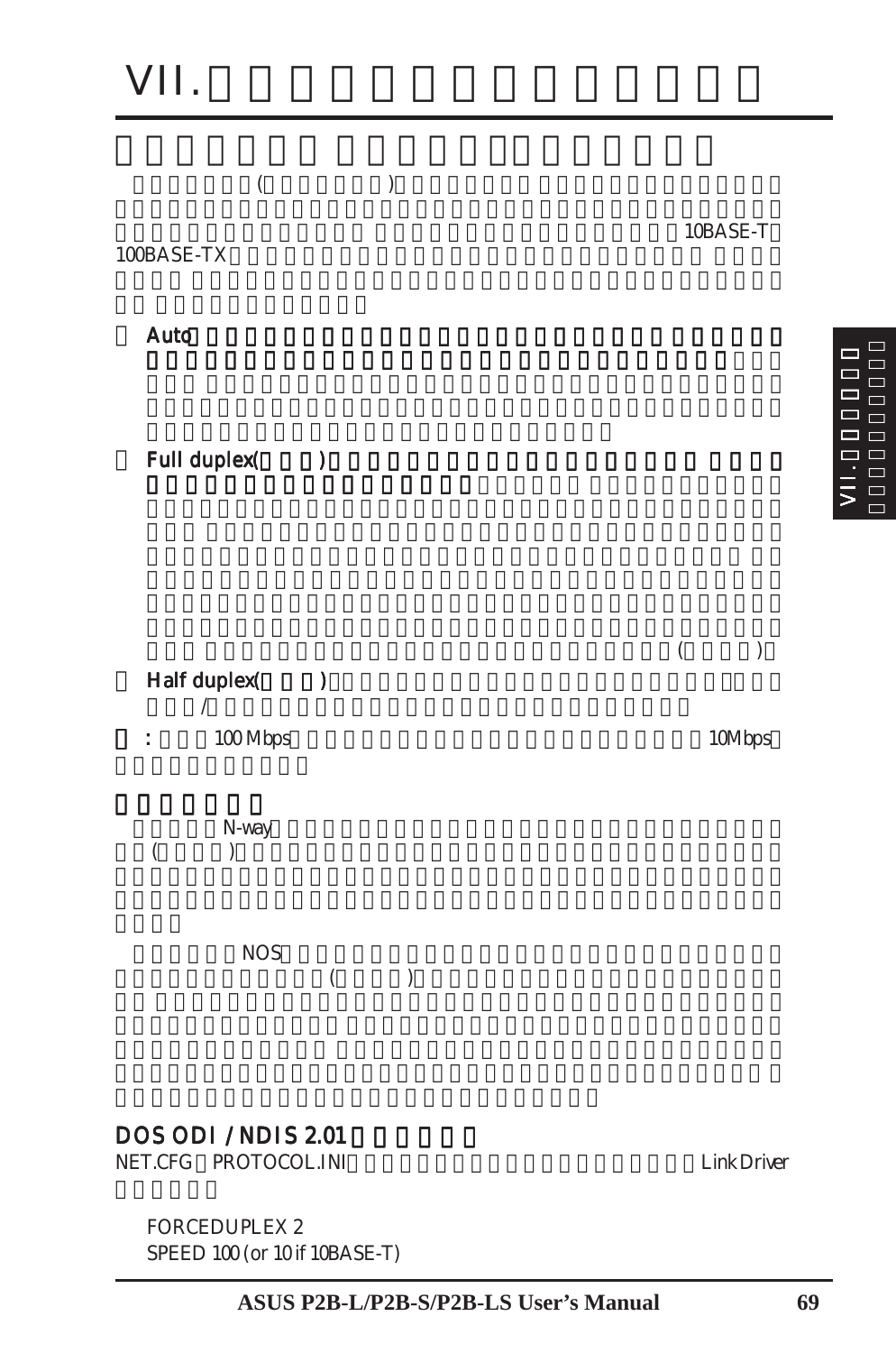# VII.

(  )

10BASE-T

100BASE-TX

**Auto**

**Full duplex(  )**

(  )

**Half duplex(  )**

/

**:** 100 Mbps 10Mbps

N-way

(  )

NOS

(  )

## DOS ODI / NDIS 2.01

NET.CFG PROTOCOL.INI Link Driver

```
FORCEDUPLEX 2
SPEED 100 (or 10 if 10BASE-T)
```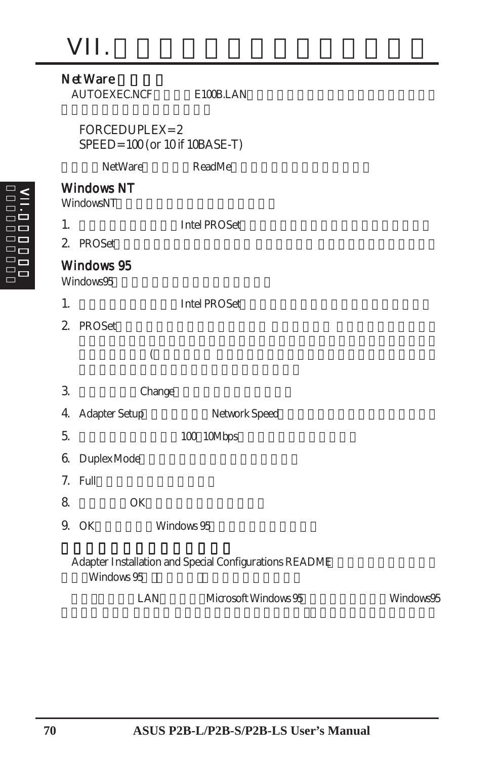# VII.

## NetWare

AUTOEXEC.NCF E100B.LAN

FORCEDUPLEX=2
SPEED=100 (or 10 if 10BASE-T)

NetWare ReadMe

## Windows NT

WindowsNT

1. Intel PROSet
2. PROSet

## Windows 95

Windows95

1. Intel PROSet
2. PROSet (
3. Change
4. Adapter Setup Network Speed
5. 100 10Mbps
6. Duplex Mode
7. Full
8. OK
9. OK Windows 95

Adapter Installation and Special Configurations README Windows 95

LAN Microsoft Windows 95 Windows95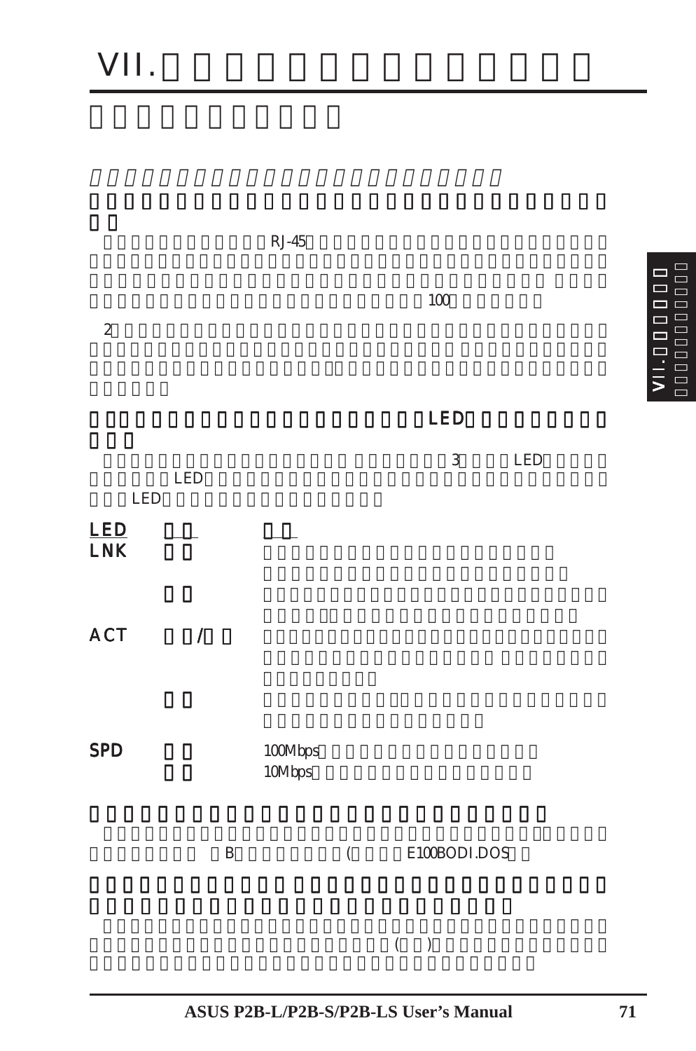# VII.

RJ-45 100

2

LED

3 LED
LED
LED

| LED | | |
|---|---|---|
| LNK | | |
| | | |
| ACT | / | |
| | | |
| SPD | | 100Mbps |
| | | 10Mbps |

B ( E100BODI.DOS

( )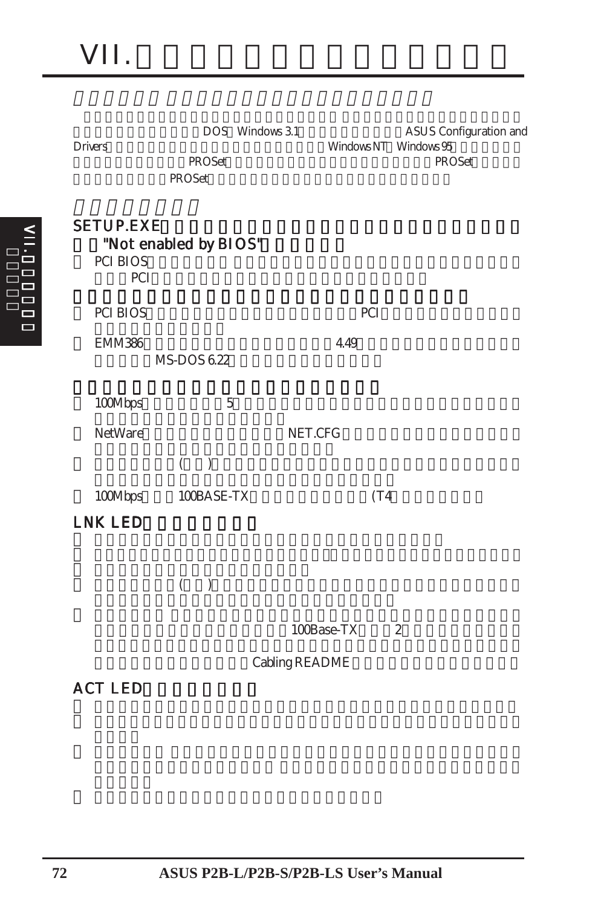# VII.

DOS Windows 3.1 ASUS Configuration and Drivers Windows NT Windows 95 PROSet PROSet PROSet

SETUP.EXE

"Not enabled by BIOS"

- PCI BIOS PCI
- PCI BIOS PCI
- EMM386 4.49 MS-DOS 6.22

- 100Mbps 5
- NetWare NET.CFG
- ( )
- 100Mbps 100BASE-TX (T4

## LNK LED

- 
- 
- ( )
- 100Base-TX 2 Cabling README

## ACT LED

- 
- 
- 
-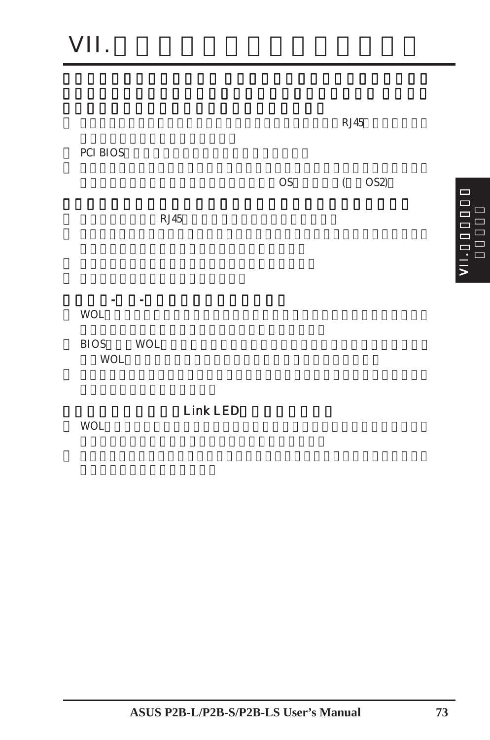# VII.

RJ45

PCI BIOS

OS (OS2)

RJ45

- -

WOL

BIOS WOL

WOL

Link LED

WOL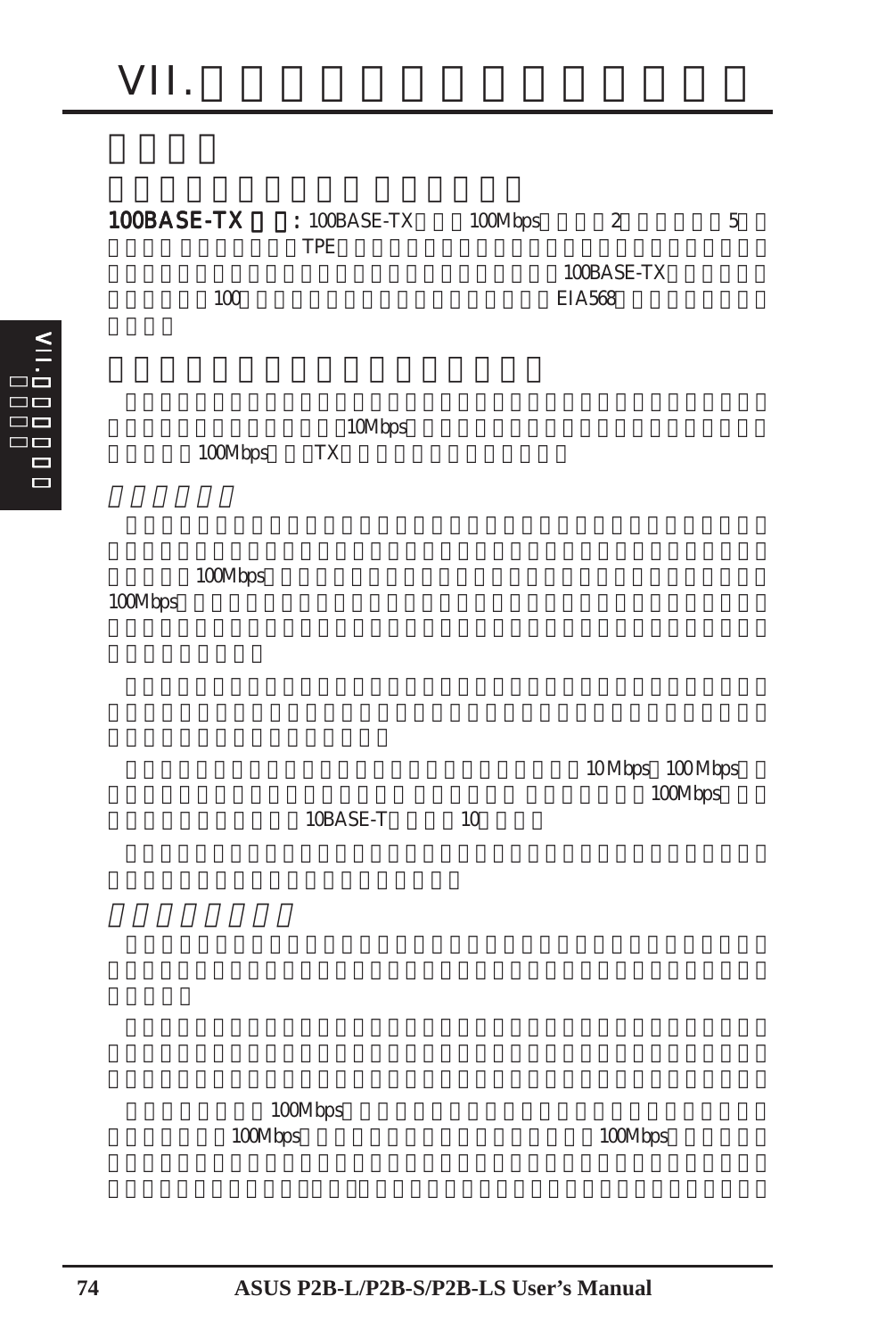# VII.

**100BASE-TX :** 100BASE-TX 100Mbps 2 5 TPE 100BASE-TX 100 EIA568

10Mbps 100Mbps TX

100Mbps

100Mbps

10 Mbps 100 Mbps 100Mbps 10BASE-T 10

100Mbps 100Mbps 100Mbps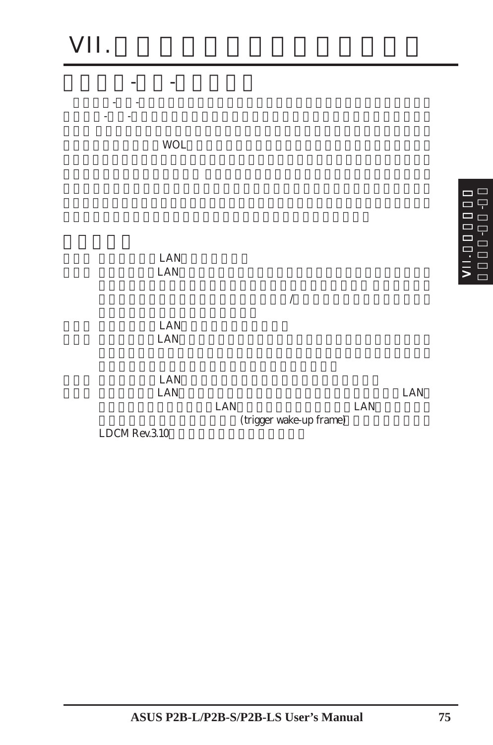# VII.

## - -

- - -

WOL

###

LAN

LAN

/

LAN

LAN

LAN

LAN LAN

LAN LAN

(trigger wake-up frame)

LDCM Rev.3.10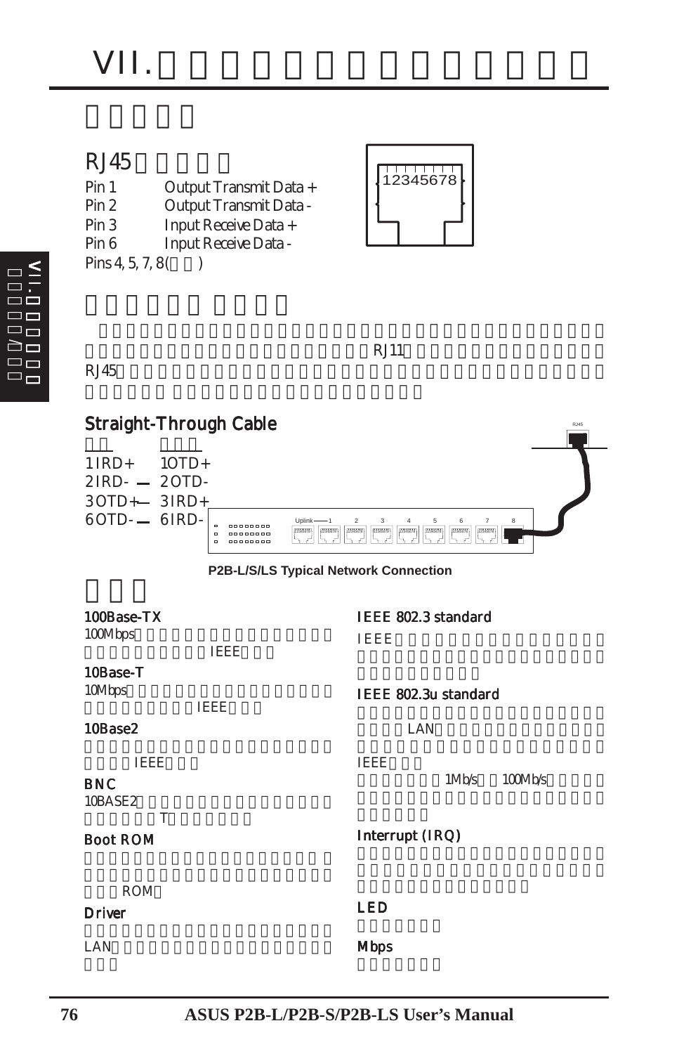# VII.

## RJ45

| | |
|---|---|
| Pin 1 | Output Transmit Data + |
| Pin 2 | Output Transmit Data - |
| Pin 3 | Input Receive Data + |
| Pin 6 | Input Receive Data - |
| Pins 4, 5, 7, 8 ( ) | |

RJ11

RJ45

### Straight-Through Cable

1 IRD+ 1 OTD+
2 IRD- 2 OTD-
3 OTD+ 3 IRD+
6 OTD- 6 IRD-

P2B-L/S/LS Typical Network Connection

### 100Base-TX

100Mbps

IEEE

### 10Base-T

10Mbps

IEEE

### 10Base2

IEEE

### BNC

10BASE2

T

### Boot ROM

ROM

### Driver

LAN

### IEEE 802.3 standard

IEEE

### IEEE 802.3u standard

LAN

IEEE

1Mb/s 100Mb/s

### Interrupt (IRQ)

### LED

### Mbps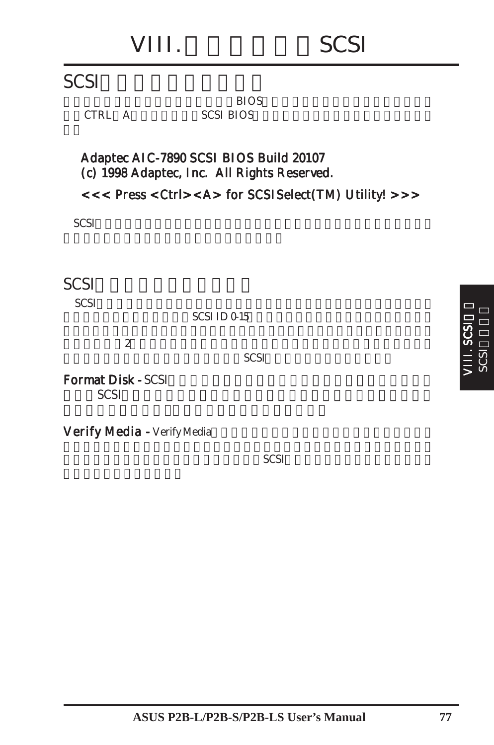# VIII. SCSI

## SCSI

BIOS
CTRL A SCSI BIOS

```
Adaptec AIC-7890 SCSI BIOS Build 20107
(c) 1998 Adaptec, Inc. All Rights Reserved.

<<< Press <Ctrl><A> for SCSISelect(TM) Utility! >>>
```

SCSI

## SCSI

SCSI
SCSI ID 0-15

2
SCSI

**Format Disk -** SCSI
SCSI

**Verify Media -** Verify Media
SCSI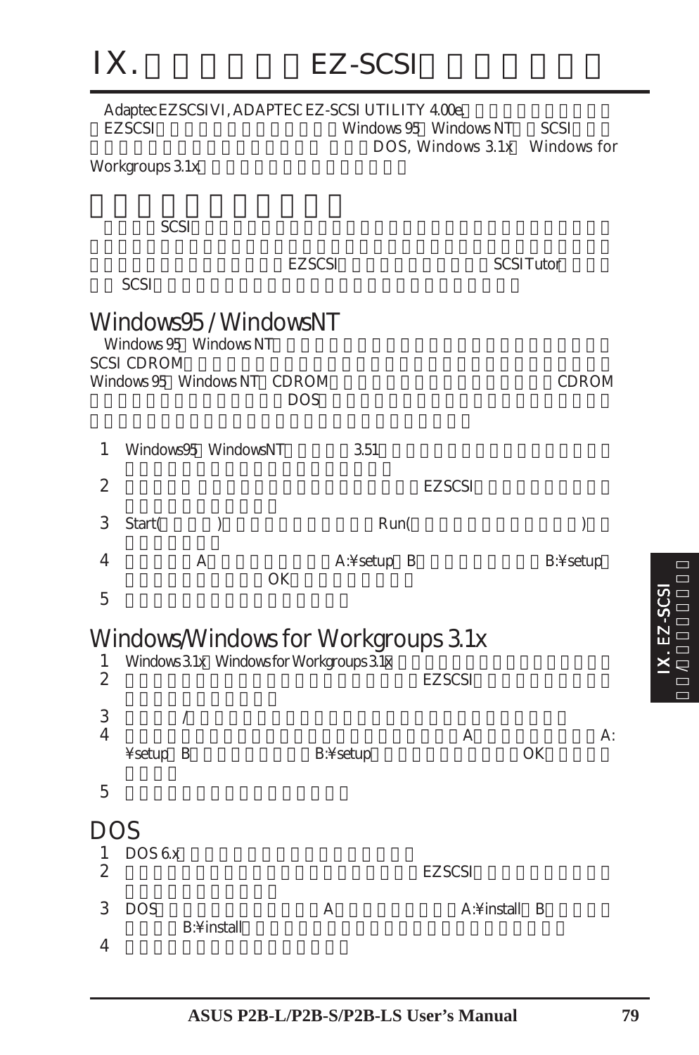# IX. EZ-SCSI

Adaptec EZSCSI VI, ADAPTEC EZ-SCSI UTILITY 4.00e EZSCSI Windows 95 Windows NT SCSI DOS, Windows 3.1x Windows for Workgroups 3.1x

SCSI EZSCSI SCSI Tutor SCSI

## Windows95 / WindowsNT

Windows 95 Windows NT SCSI CDROM Windows 95 Windows NT CDROM CDROM DOS

1. Windows95 WindowsNT 3.51
2. EZSCSI
3. Start( ) Run( )
4. A A:¥setup B B:¥setup OK
5. 

## Windows/Windows for Workgroups 3.1x

1. Windows 3.1x Windows for Workgroups 3.1x
2. EZSCSI
3. /
4. A A:¥setup B B:¥setup OK
5. 

## DOS

1. DOS 6.x
2. EZSCSI
3. DOS A A:¥install B B:¥install SCSI
4.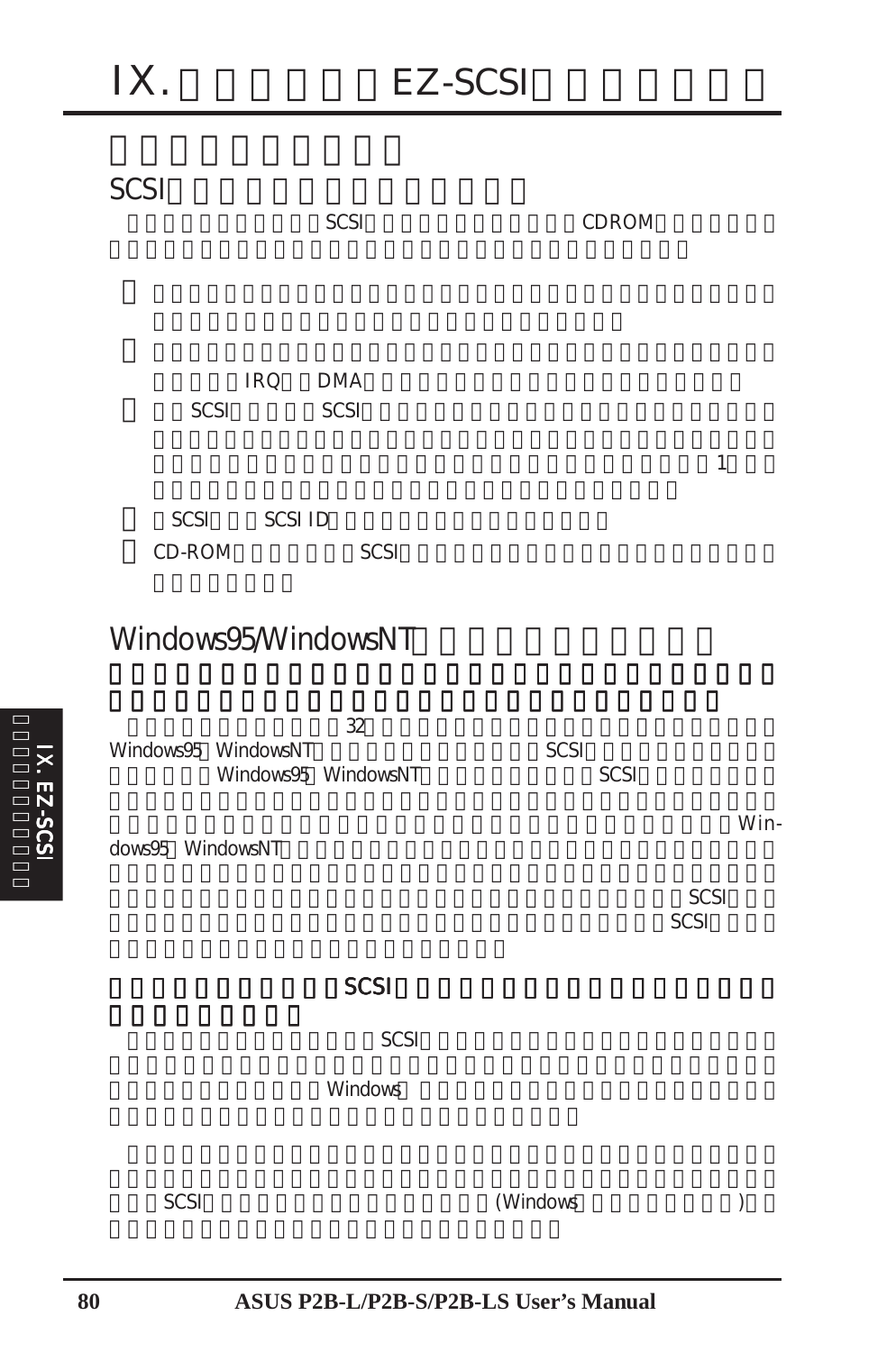# IX. EZ-SCSI

SCSI

SCSI CDROM

IRQ DMA

SCSI SCSI

1

SCSI SCSI ID

CD-ROM SCSI

## Windows95/WindowsNT

32

Windows95 WindowsNT SCSI

Windows95 WindowsNT SCSI

Windows95 WindowsNT

SCSI

SCSI

### SCSI

SCSI

Windows

SCSI (Windows )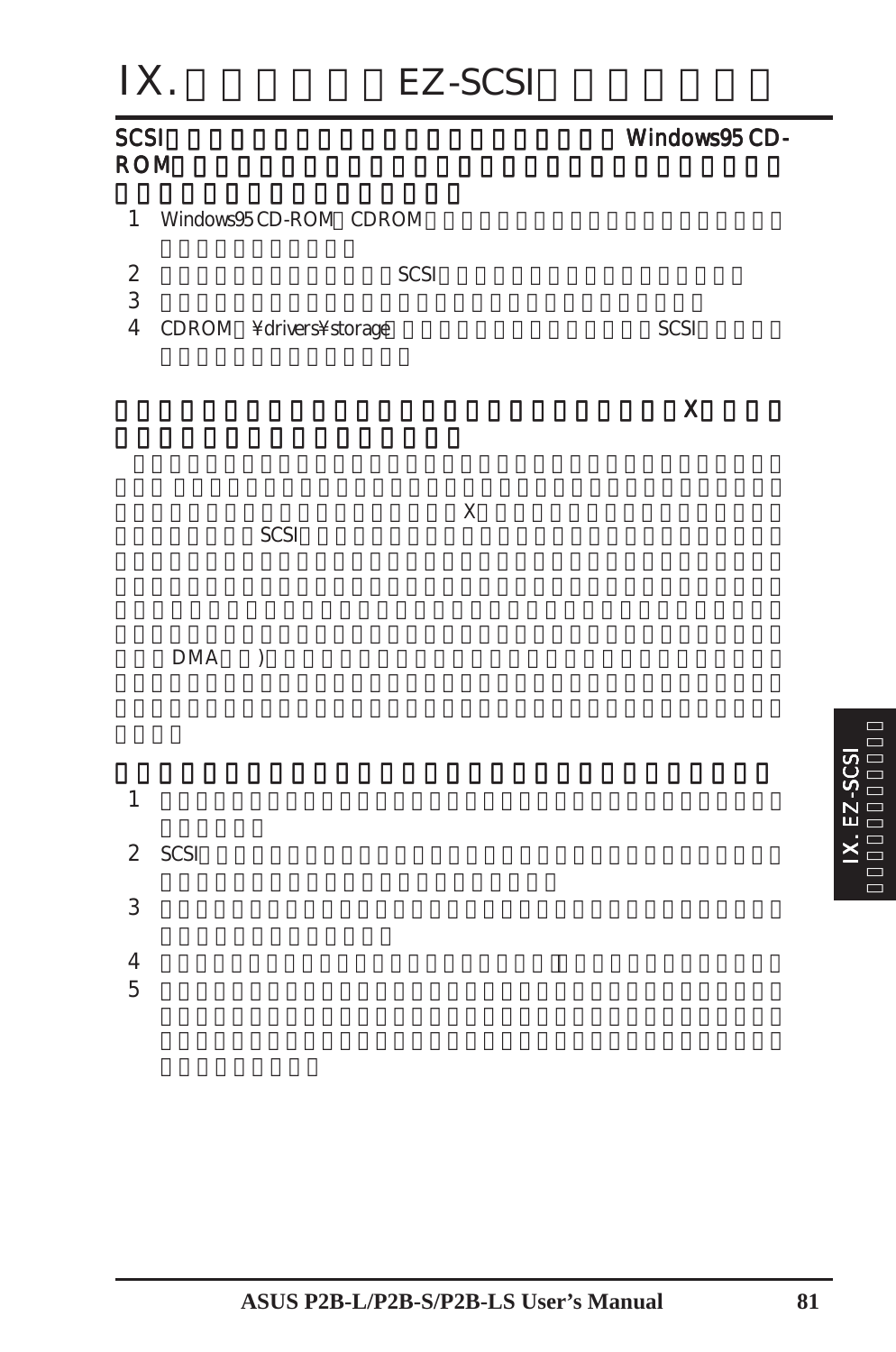# IX. EZ-SCSI

**SCSI Windows95 CD-ROM**

1. Windows95 CD-ROM CDROM
2. SCSI
3. 
4. CDROM ¥drivers¥storage SCSI

**X**

X

SCSI

DMA )

1. 
2. SCSI
3. 
4. 
5.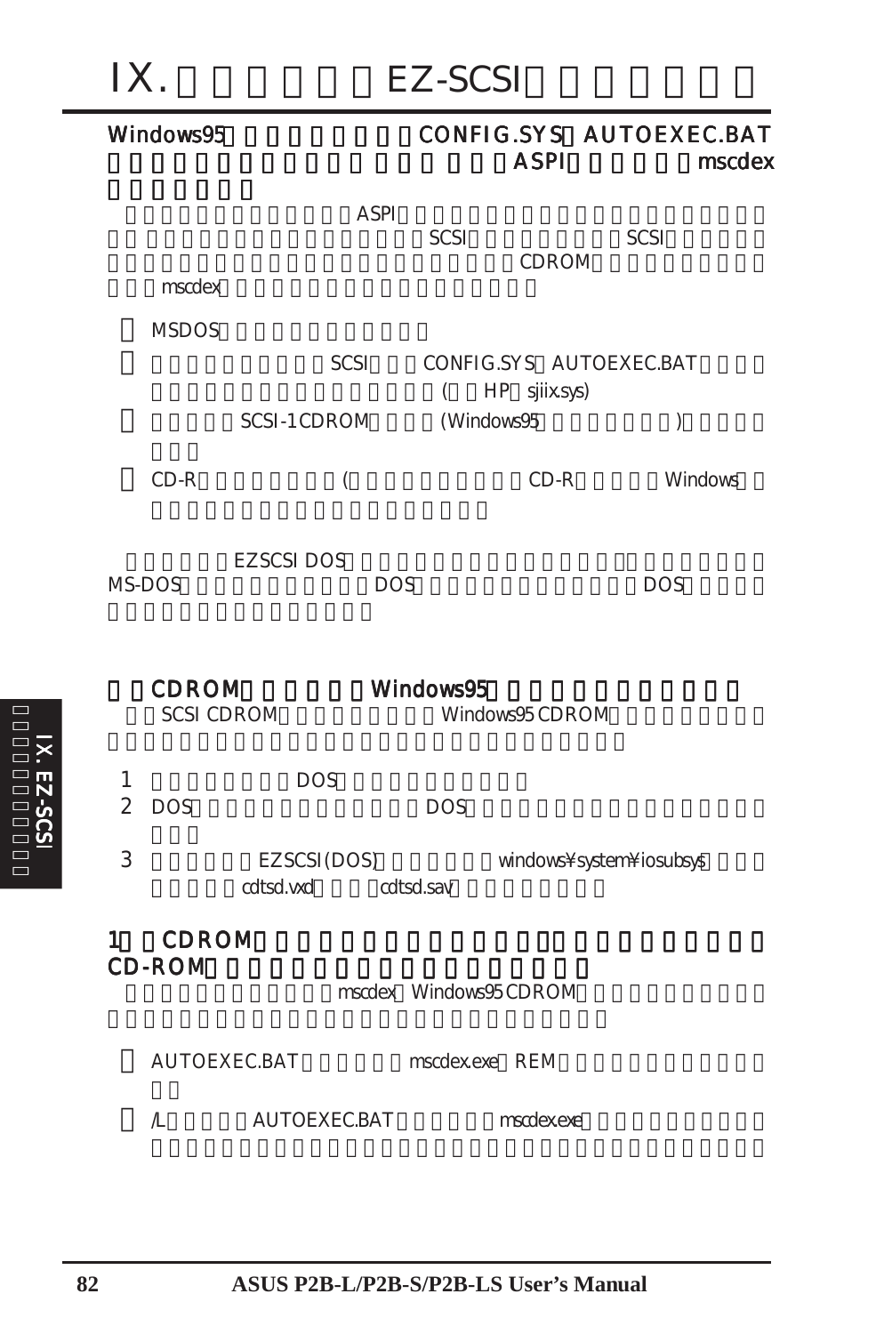# IX. EZ-SCSI

**Windows95 CONFIG.SYS AUTOEXEC.BAT ASPI mscdex**

ASPI SCSI SCSI CDROM mscdex

- MSDOS
- SCSI CONFIG.SYS AUTOEXEC.BAT ( HP sjiix.sys)
- SCSI-1 CDROM (Windows95 )
- CD-R ( CD-R Windows

EZSCSI DOS MS-DOS DOS DOS

## CDROM Windows95

SCSI CDROM Windows95 CDROM

1. DOS
2. DOS DOS
3. EZSCSI (DOS) windows¥system¥iosubsys cdtsd.vxd cdtsd.sav

### 1 CDROM CD-ROM

mscdex Windows95 CDROM

- AUTOEXEC.BAT mscdex.exe REM
- /L AUTOEXEC.BAT mscdex.exe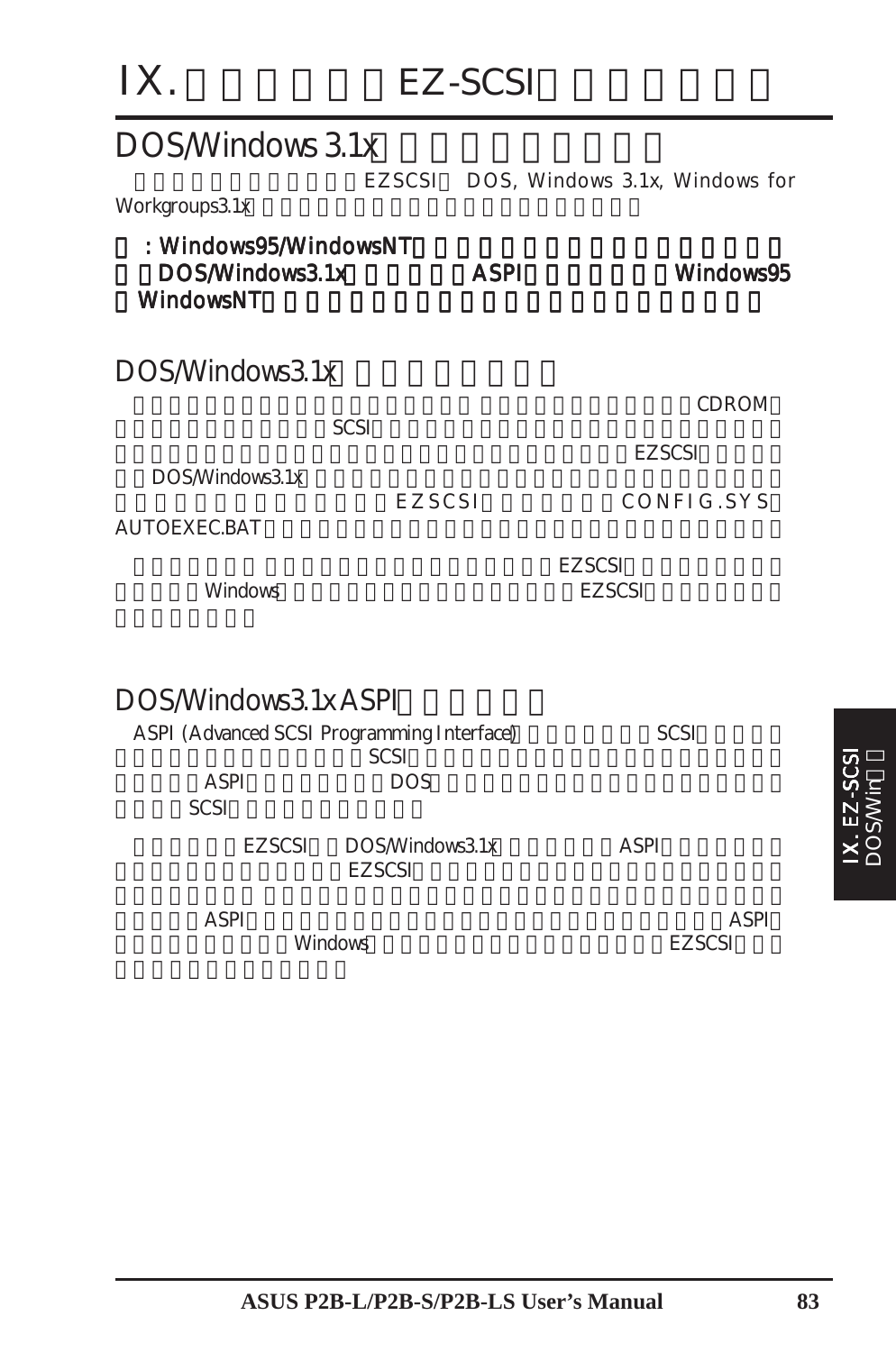# IX. EZ-SCSI

## DOS/Windows 3.1x

EZSCSI DOS, Windows 3.1x, Windows for Workgroups3.1x

**: Windows95/WindowsNT DOS/Windows3.1x ASPI Windows95 WindowsNT**

## DOS/Windows3.1x

CDROM SCSI EZSCSI DOS/Windows3.1x EZSCSI CONFIG.SYS AUTOEXEC.BAT

EZSCSI Windows EZSCSI

## DOS/Windows3.1x ASPI

ASPI (Advanced SCSI Programming Interface) SCSI SCSI ASPI DOS SCSI

EZSCSI DOS/Windows3.1x ASPI EZSCSI

ASPI ASPI Windows EZSCSI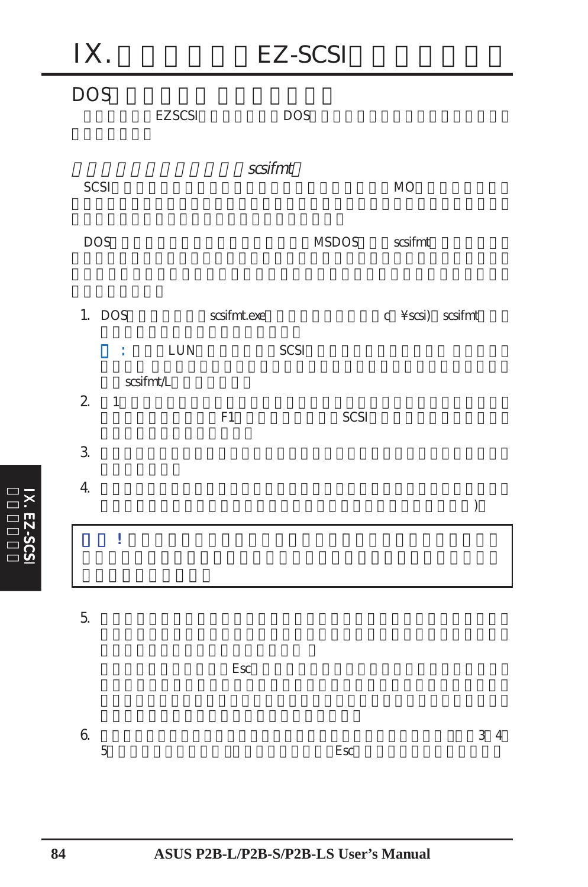# IX. EZ-SCSI

## DOS

EZSCSI DOS

### *scsifmt*

SCSI MO

DOS MSDOS scsifmt

1. DOS scsifmt.exe c:¥scsi) scsifmt

   : LUN SCSI

   scsifmt/L

2. 1

   F1 SCSI

3.

4. )

> !

5.

   Esc

6. 3 4 5 Esc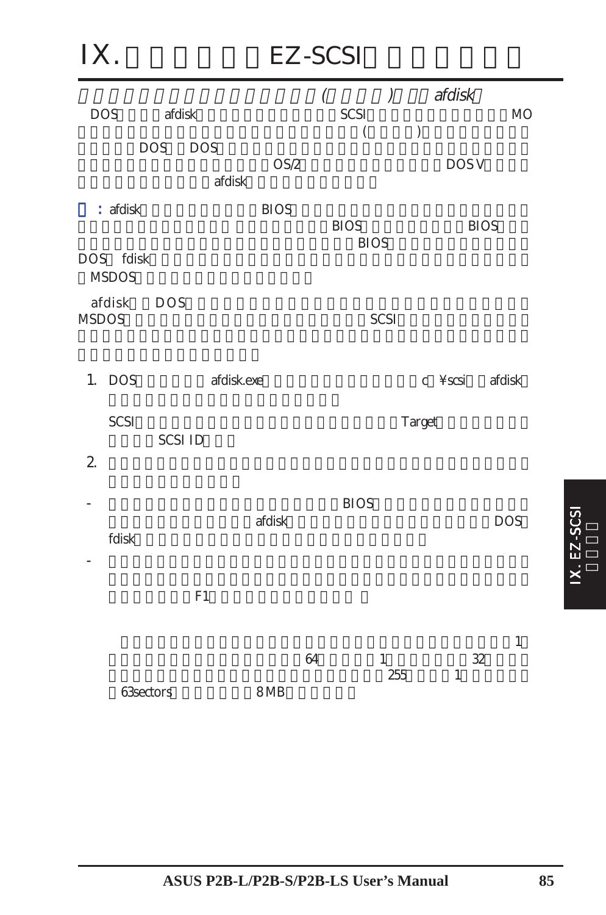# IX. EZ-SCSI

( ) afdisk

DOS afdisk SCSI MO ( ) DOS DOS OS/2 DOS V afdisk

: afdisk BIOS BIOS BIOS BIOS DOS fdisk MSDOS

afdisk DOS MSDOS SCSI

1. DOS afdisk.exe c ¥scsi afdisk

   SCSI Target SCSI ID

2. 

- BIOS afdisk DOS fdisk

- F1

1 64 1 32 255 1 63sectors 8 MB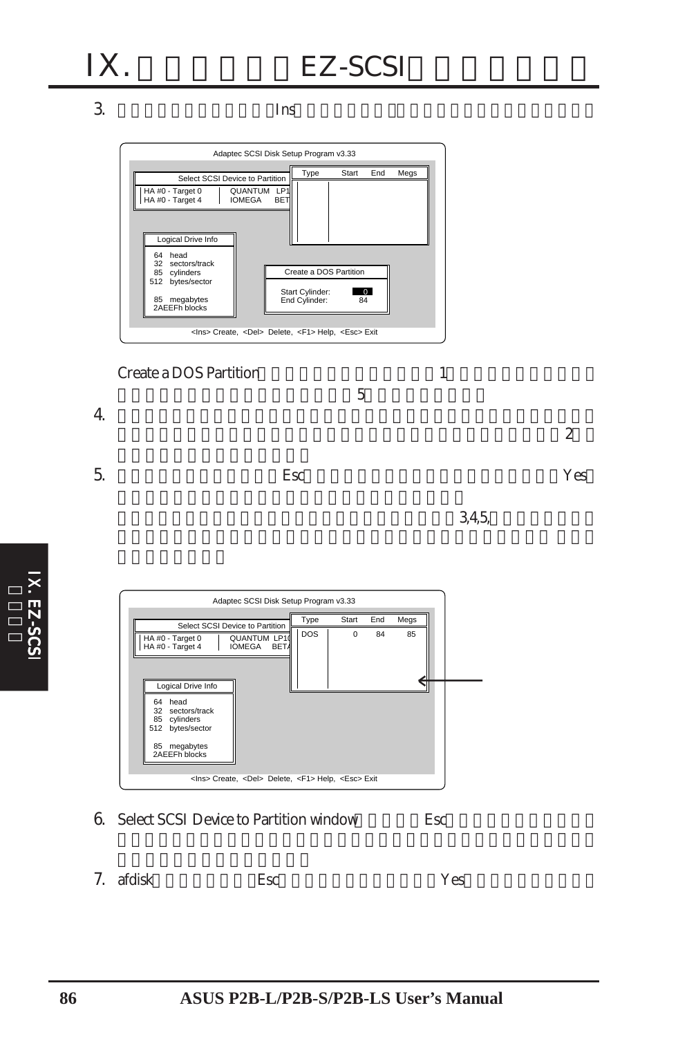# IX. EZ-SCSI

3. Ins

Adaptec SCSI Disk Setup Program v3.33

Select SCSI Device to Partition

HA #0 - Target 0 QUANTUM LP1
HA #0 - Target 4 IOMEGA BET

Type Start End Megs

Logical Drive Info

64 head
32 sectors/track
85 cylinders
512 bytes/sector

85 megabytes
2AEEFh blocks

Create a DOS Partition

Start Cylinder: 0
End Cylinder: 84

<Ins> Create, <Del> Delete, <F1> Help, <Esc> Exit

Create a DOS Partition 1 5

4. 2

5. Esc Yes

3,4,5,

Adaptec SCSI Disk Setup Program v3.33

Select SCSI Device to Partition

HA #0 - Target 0 QUANTUM LP10
HA #0 - Target 4 IOMEGA BETA

| Type | Start | End | Megs |
|---|---|---|---|
| DOS | 0 | 84 | 85 |

Logical Drive Info

64 head
32 sectors/track
85 cylinders
512 bytes/sector

85 megabytes
2AEEFh blocks

<Ins> Create, <Del> Delete, <F1> Help, <Esc> Exit

6. Select SCSI Device to Partition window Esc

7. afdisk Esc Yes